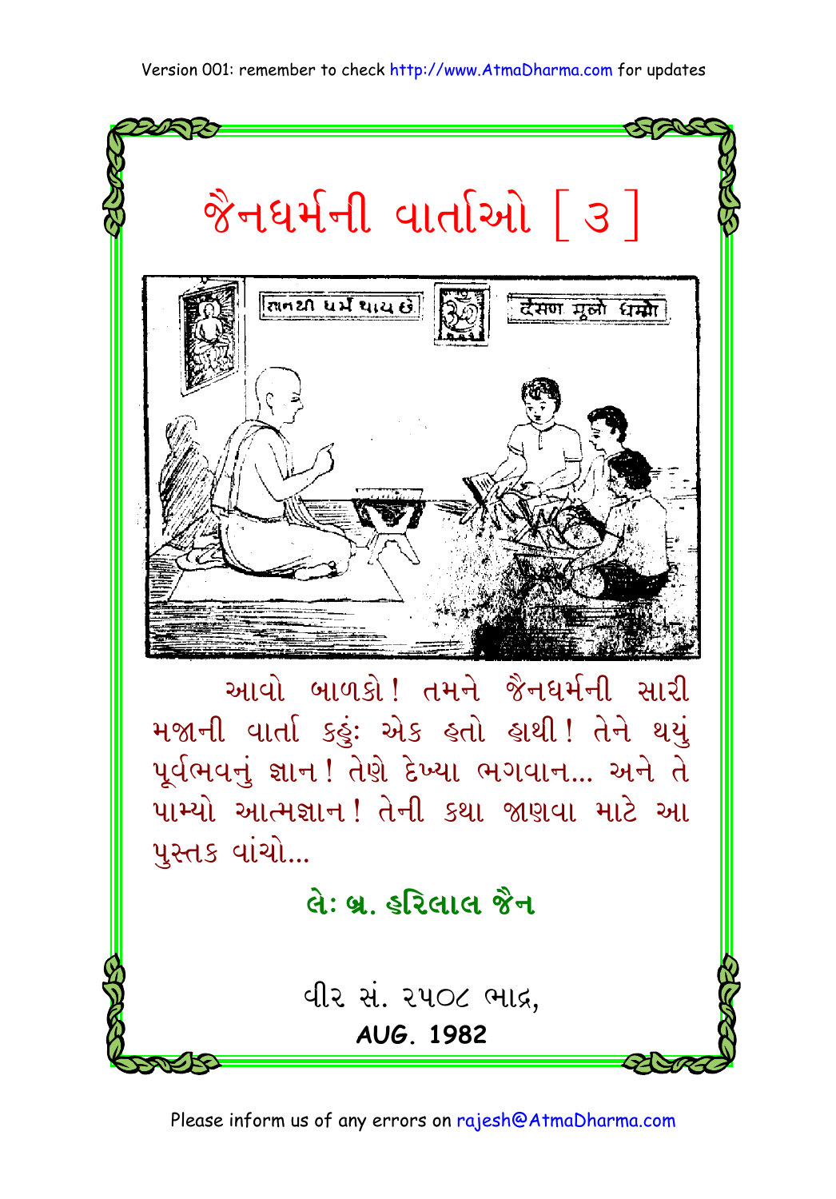# જૈનધર્મની વાર્તાઓ [ ૩ ]

આવો બાળકો! તમને જૈનધર્મની સારી મજાની વાર્તા કહું: એક હતો હાથી! તેને થયું પૂર્વભવનું જ્ઞાન! તેણે દેખ્યા ભગવાન... અને તે પામ્યો આત્મજ્ઞાન! તેની કથા જાણવા માટે આ પુસ્તક વાંચો...

**લે: બ્ર. હરિલાલ જૈન**

વીર સં. ૨૫૦૮ ભાદ્ર,

**AUG. 1982**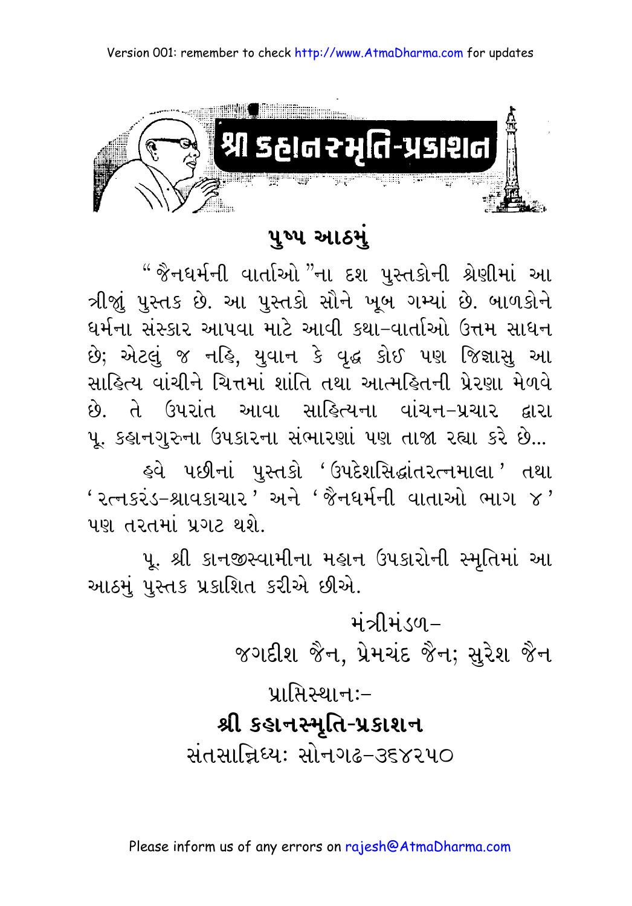# શ્રી કહાનસ્મૃતિ-પ્રકાશન

## પુષ્પ આઠમું

"જૈનધર્મની વાર્તાઓ"ના દશ પુસ્તકોની શ્રેણીમાં આ ત્રીજું પુસ્તક છે. આ પુસ્તકો સૌને ખૂબ ગમ્યાં છે. બાળકોને ધર્મના સંસ્કાર આપવા માટે આવી કથા-વાર્તાઓ ઉત્તમ સાધન છે; એટલું જ નહિ, યુવાન કે વૃદ્ધ કોઈ પણ જિજ્ઞાસુ આ સાહિત્ય વાંચીને ચિત્તમાં શાંતિ તથા આત્મહિતની પ્રેરણા મેળવે છે. તે ઉપરાંત આવા સાહિત્યના વાંચન-પ્રચાર દ્વારા પૂ. કહાનગુરુના ઉપકારના સંભારણાં પણ તાજા રહ્યા કરે છે...

હવે પછીનાં પુસ્તકો 'ઉપદેશસિદ્ધાંતરત્નમાલા' તથા 'રત્નકરંડ-શ્રાવકાચાર' અને 'જૈનધર્મની વાતાઓ ભાગ ૪' પણ તરતમાં પ્રગટ થશે.

પૂ. શ્રી કાનજીસ્વામીના મહાન ઉપકારોની સ્મૃતિમાં આ આઠમું પુસ્તક પ્રકાશિત કરીએ છીએ.

મંત્રીમંડળ–
જગદીશ જૈન, પ્રેમચંદ જૈન; સુરેશ જૈન

પ્રાપ્તિસ્થાનઃ–
**શ્રી કહાનસ્મૃતિ-પ્રકાશન**
સંતસાન્નિધ્યઃ સોનગઢ–૩૬૪૨૫૦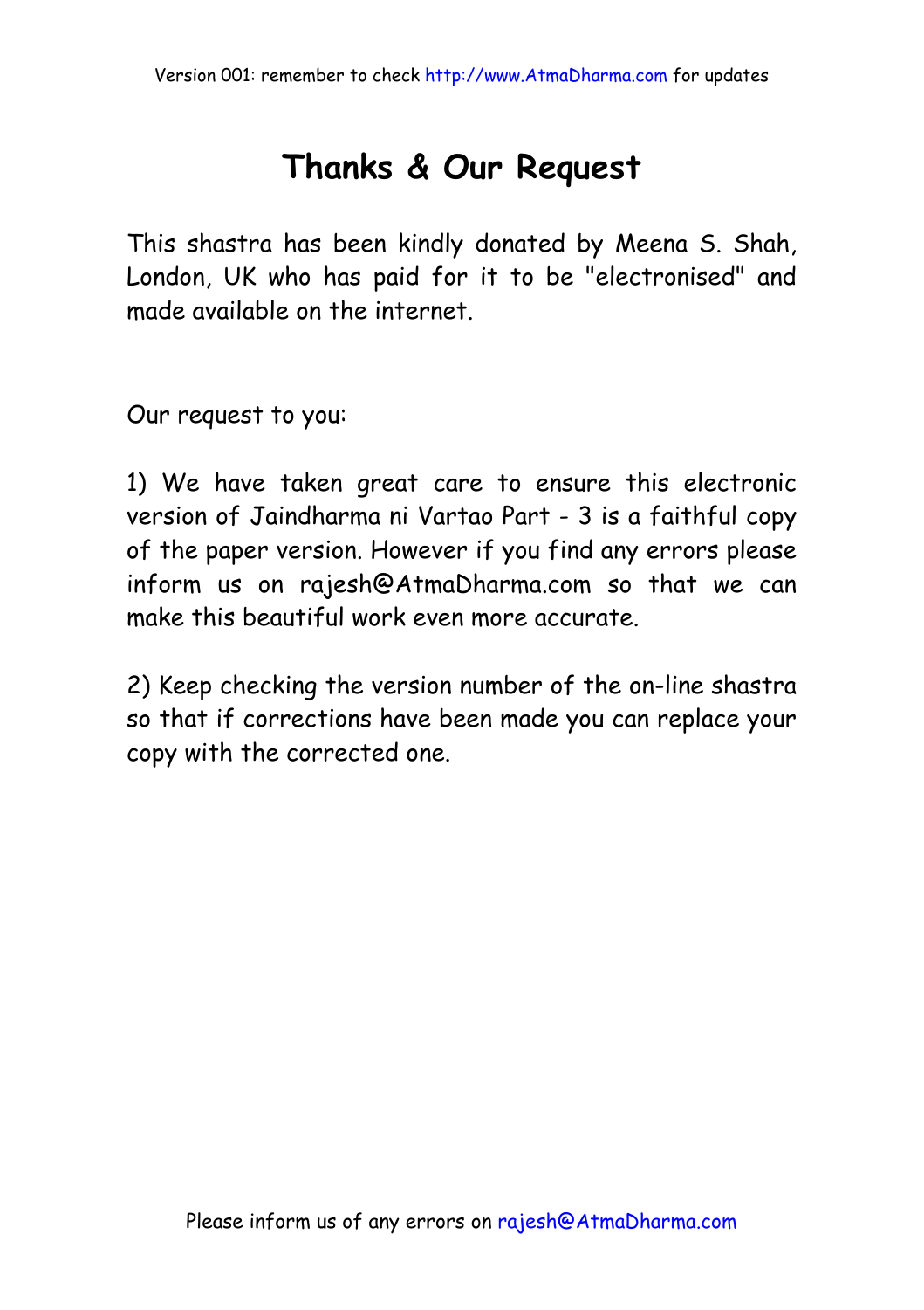# Thanks & Our Request

This shastra has been kindly donated by Meena S. Shah, London, UK who has paid for it to be "electronised" and made available on the internet.

Our request to you:

1) We have taken great care to ensure this electronic version of Jaindharma ni Vartao Part - 3 is a faithful copy of the paper version. However if you find any errors please inform us on rajesh@AtmaDharma.com so that we can make this beautiful work even more accurate.

2) Keep checking the version number of the on-line shastra so that if corrections have been made you can replace your copy with the corrected one.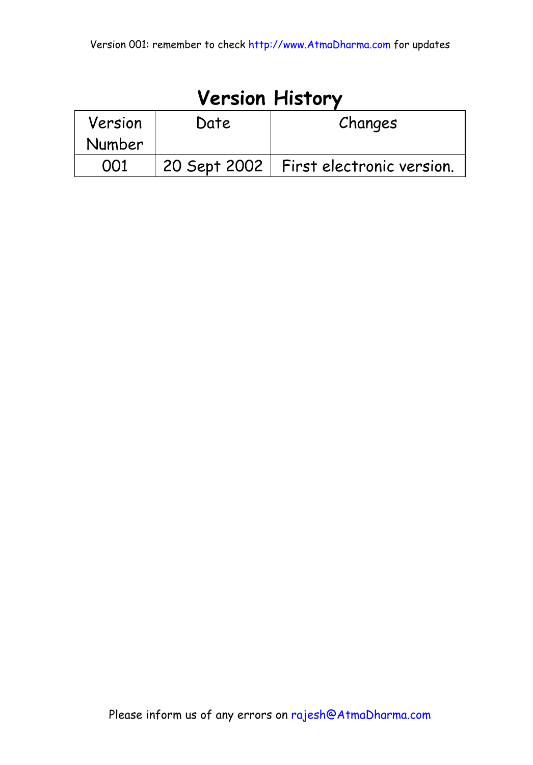# Version History

| Version Number | Date | Changes |
|---|---|---|
| 001 | 20 Sept 2002 | First electronic version. |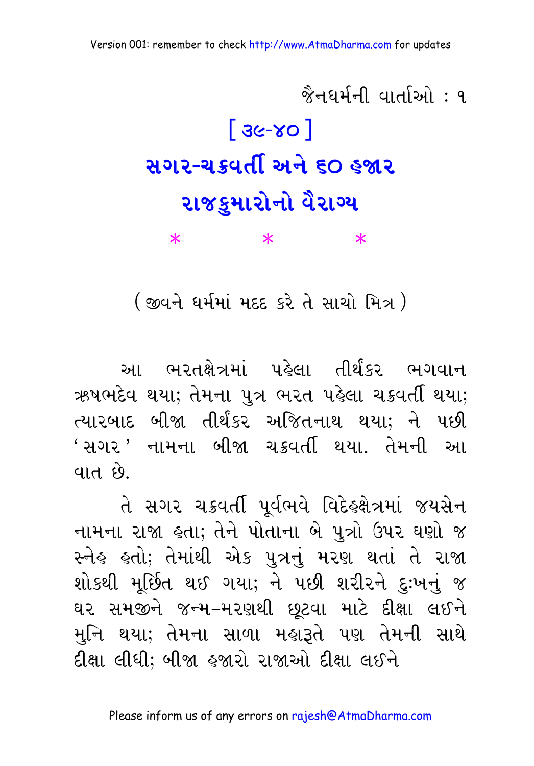# [ ૩૯-૪૦ ]

# સગર-ચક્રવર્તી અને ૬૦ હજાર રાજકુમારોનો વૈરાગ્ય

\*   \*   \*

( જીવને ધર્મમાં મદદ કરે તે સાચો મિત્ર )

આ ભરતક્ષેત્રમાં પહેલા તીર્થંકર ભગવાન ૠષભદેવ થયા; તેમના પુત્ર ભરત પહેલા ચક્રવર્તી થયા; ત્યારબાદ બીજા તીર્થંકર અજિતનાથ થયા; ને પછી 'સગર' નામના બીજા ચક્રવર્તી થયા. તેમની આ વાત છે.

તે સગર ચક્રવર્તી પૂર્વભવે વિદેહક્ષેત્રમાં જયસેન નામના રાજા હતા; તેને પોતાના બે પુત્રો ઉપર ઘણો જ સ્નેહ હતો; તેમાંથી એક પુત્રનું મરણ થતાં તે રાજા શોકથી મૂર્છિત થઈ ગયા; ને પછી શરીરને દુઃખનું જ ઘર સમજીને જન્મ-મરણથી છૂટવા માટે દીક્ષા લઈને મુનિ થયા; તેમના સાળા મહારૂતે પણ તેમની સાથે દીક્ષા લીધી; બીજા હજારો રાજાઓ દીક્ષા લઈને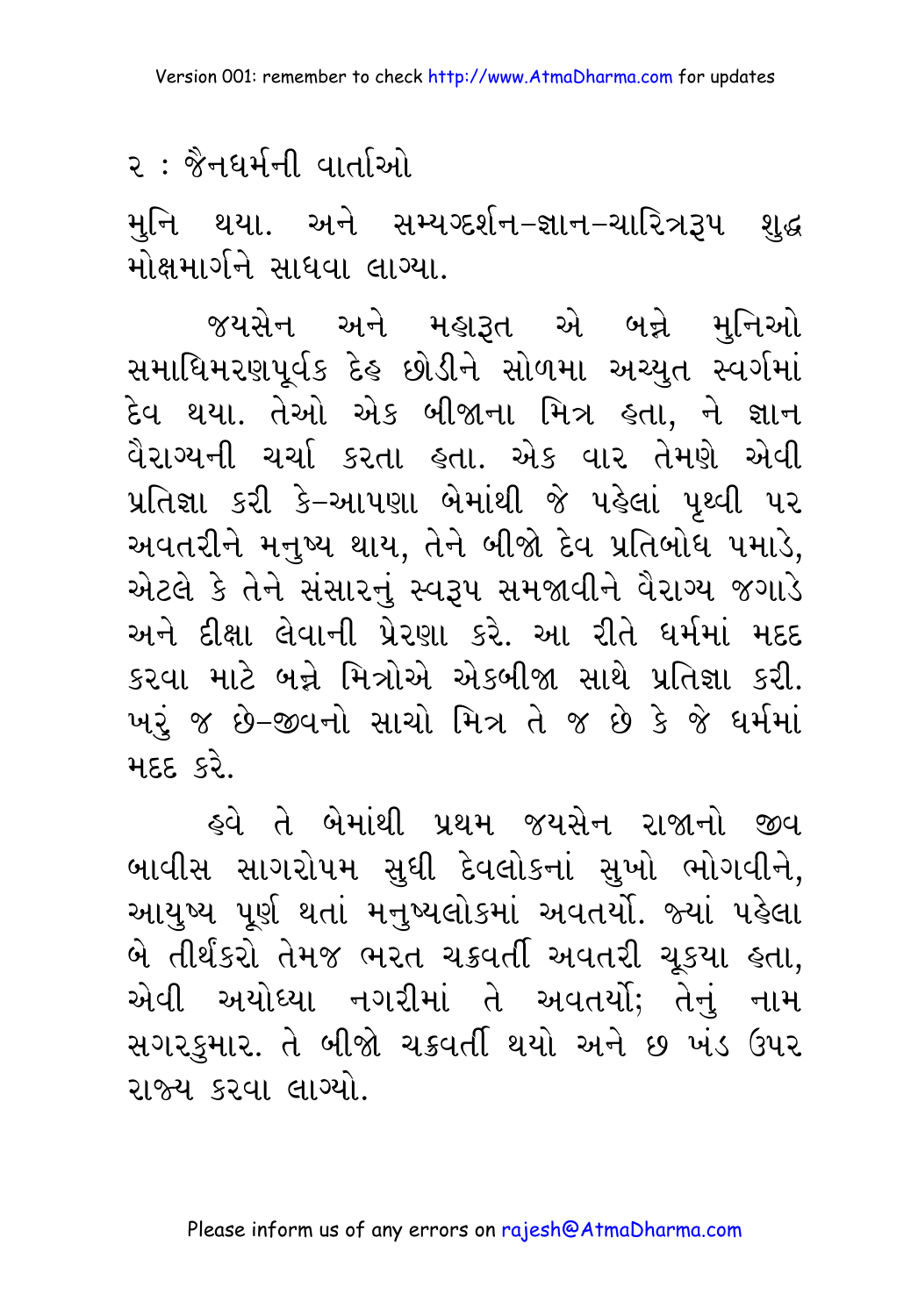મુનિ થયા. અને સમ્યગ્દર્શન-જ્ઞાન-ચારિત્રરૂપ શુદ્ધ મોક્ષમાર્ગને સાધવા લાગ્યા.

જયસેન અને મહારૂત એ બન્ને મુનિઓ સમાધિમરણપૂર્વક દેહ છોડીને સોળમા અચ્યુત સ્વર્ગમાં દેવ થયા. તેઓ એક બીજાના મિત્ર હતા, ને જ્ઞાન વૈરાગ્યની ચર્ચા કરતા હતા. એક વાર તેમણે એવી પ્રતિજ્ઞા કરી કે-આપણા બેમાંથી જે પહેલાં પૃથ્વી પર અવતરીને મનુષ્ય થાય, તેને બીજો દેવ પ્રતિબોધ પમાડે, એટલે કે તેને સંસારનું સ્વરૂપ સમજાવીને વૈરાગ્ય જગાડે અને દીક્ષા લેવાની પ્રેરણા કરે. આ રીતે ધર્મમાં મદદ કરવા માટે બન્ને મિત્રોએ એકબીજા સાથે પ્રતિજ્ઞા કરી. ખરું જ છે-જીવનો સાચો મિત્ર તે જ છે કે જે ધર્મમાં મદદ કરે.

હવે તે બેમાંથી પ્રથમ જયસેન રાજાનો જીવ બાવીસ સાગરોપમ સુધી દેવલોકનાં સુખો ભોગવીને, આયુષ્ય પૂર્ણ થતાં મનુષ્યલોકમાં અવતર્યો. જ્યાં પહેલા બે તીર્થંકરો તેમજ ભરત ચક્રવર્તી અવતરી ચૂકયા હતા, એવી અયોધ્યા નગરીમાં તે અવતર્યો; તેનું નામ સગરકુમાર. તે બીજો ચક્રવર્તી થયો અને છ ખંડ ઉપર રાજ્ય કરવા લાગ્યો.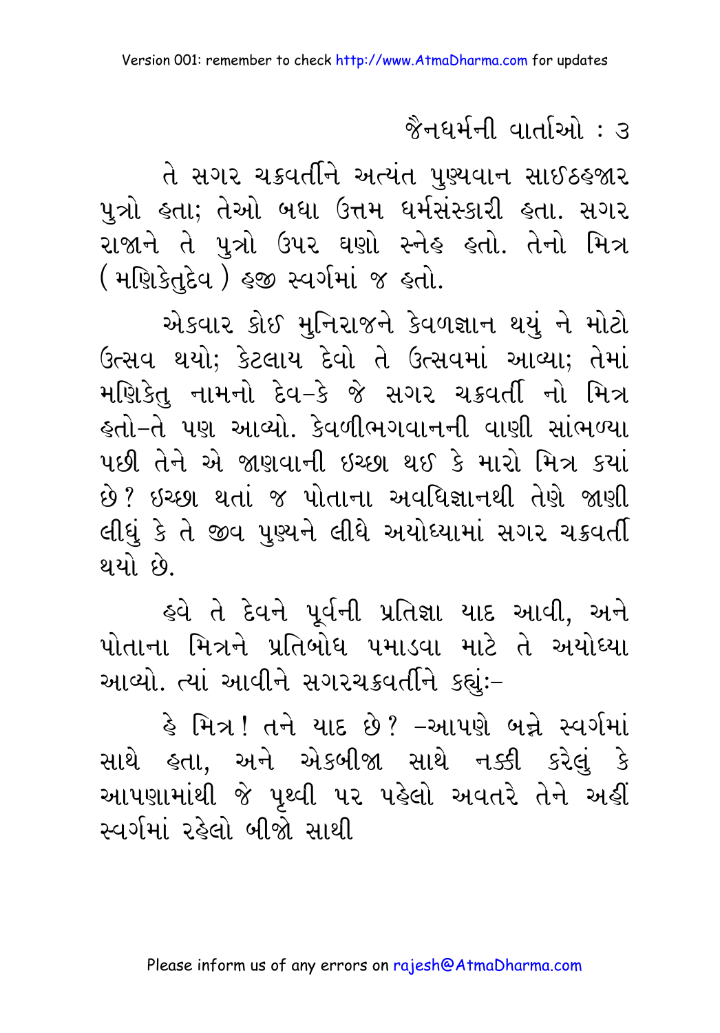તે સગર ચક્રવર્તીને અત્યંત પુણ્યવાન સાઈઠહજાર પુત્રો હતા; તેઓ બધા ઉત્તમ ધર્મસંસ્કારી હતા. સગર રાજાને તે પુત્રો ઉપર ઘણો સ્નેહ હતો. તેનો મિત્ર (મણિકેતુદેવ) હજી સ્વર્ગમાં જ હતો.

એકવાર કોઈ મુનિરાજને કેવળજ્ઞાન થયું ને મોટો ઉત્સવ થયો; કેટલાય દેવો તે ઉત્સવમાં આવ્યા; તેમાં મણિકેતુ નામનો દેવ-કે જે સગર ચક્રવર્તી નો મિત્ર હતો-તે પણ આવ્યો. કેવળીભગવાનની વાણી સાંભળ્યા પછી તેને એ જાણવાની ઇચ્છા થઈ કે મારો મિત્ર ક્યાં છે? ઇચ્છા થતાં જ પોતાના અવધિજ્ઞાનથી તેણે જાણી લીધું કે તે જીવ પુણ્યને લીધે અયોધ્યામાં સગર ચક્રવર્તી થયો છે.

હવે તે દેવને પૂર્વની પ્રતિજ્ઞા યાદ આવી, અને પોતાના મિત્રને પ્રતિબોધ પમાડવા માટે તે અયોધ્યા આવ્યો. ત્યાં આવીને સગરચક્રવર્તીને કહ્યું:-

હે મિત્ર! તને યાદ છે? -આપણે બન્ને સ્વર્ગમાં સાથે હતા, અને એકબીજા સાથે નક્કી કરેલું કે આપણામાંથી જે પૃથ્વી પર પહેલો અવતરે તેને અહીં સ્વર્ગમાં રહેલો બીજો સાથી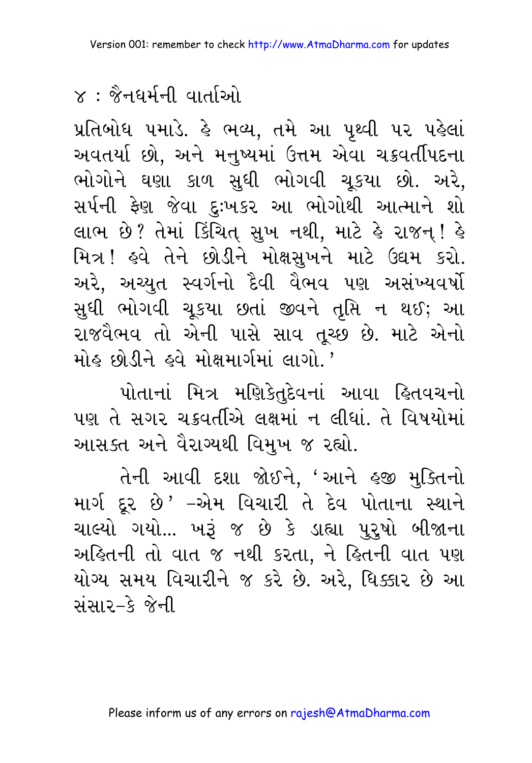પ્રતિબોધ પમાડે. હે ભવ્ય, તમે આ પૃથ્વી પર પહેલાં અવતર્યા છો, અને મનુષ્યમાં ઉત્તમ એવા ચક્રવર્તીપદના ભોગોને ઘણા કાળ સુધી ભોગવી ચૂકયા છો. અરે, સર્પની ફેણ જેવા દુઃખકર આ ભોગોથી આત્માને શો લાભ છે? તેમાં કિંચિત્ સુખ નથી, માટે હે રાજન્! હે મિત્ર! હવે તેને છોડીને મોક્ષસુખને માટે ઉદ્યમ કરો. અરે, અચ્યુત સ્વર્ગનો દૈવી વૈભવ પણ અસંખ્યવર્ષો સુધી ભોગવી ચૂકયા છતાં જીવને તૃપ્તિ ન થઈ; આ રાજવૈભવ તો એની પાસે સાવ તૂચ્છ છે. માટે એનો મોહ છોડીને હવે મોક્ષમાર્ગમાં લાગો.'

પોતાનાં મિત્ર મણિકેતુદેવનાં આવા હિતવચનો પણ તે સગર ચક્રવર્તીએ લક્ષમાં ન લીધાં. તે વિષયોમાં આસક્ત અને વૈરાગ્યથી વિમુખ જ રહ્યો.

તેની આવી દશા જોઈને, 'આને હજી મુક્તિનો માર્ગ દૂર છે' –એમ વિચારી તે દેવ પોતાના સ્થાને ચાલ્યો ગયો... ખરૂં જ છે કે ડાહ્યા પુરુષો બીજાના અહિતની તો વાત જ નથી કરતા, ને હિતની વાત પણ યોગ્ય સમય વિચારીને જ કરે છે. અરે, ધિક્કાર છે આ સંસાર–કે જેની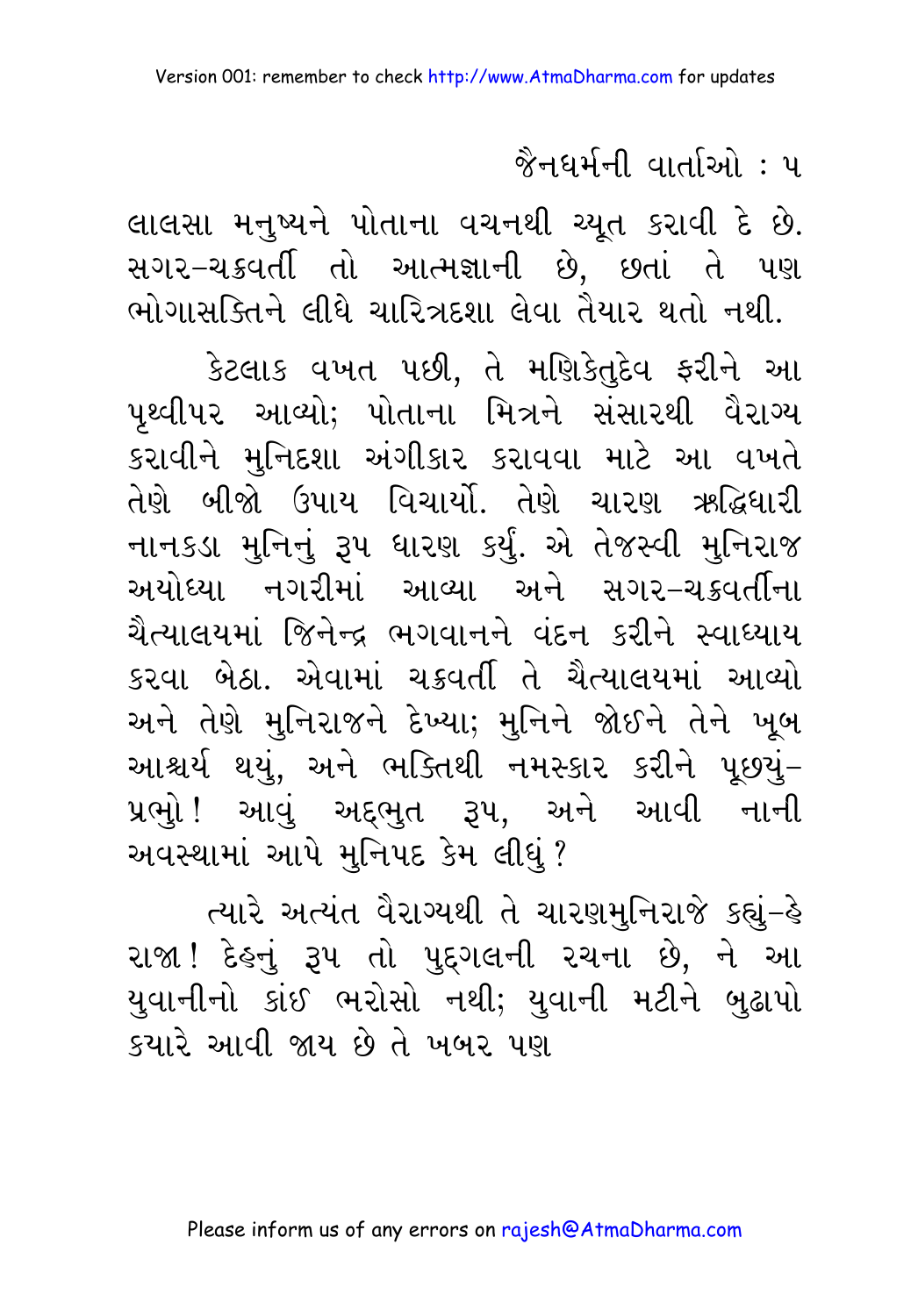લાલસા મનુષ્યને પોતાના વચનથી ચ્યૂત કરાવી દે છે. સગર–ચક્રવર્તી તો આત્મજ્ઞાની છે, છતાં તે પણ ભોગાસક્તિને લીધે ચારિત્રદશા લેવા તૈયાર થતો નથી.

કેટલાક વખત પછી, તે મણિકેતુદેવ ફરીને આ પૃથ્વીપર આવ્યો; પોતાના મિત્રને સંસારથી વૈરાગ્ય કરાવીને મુનિદશા અંગીકાર કરાવવા માટે આ વખતે તેણે બીજો ઉપાય વિચાર્યો. તેણે ચારણ ઋદ્ધિધારી નાનકડા મુનિનું રૂપ ધારણ કર્યું. એ તેજસ્વી મુનિરાજ અયોધ્યા નગરીમાં આવ્યા અને સગર–ચક્રવર્તીના ચૈત્યાલયમાં જિનેન્દ્ર ભગવાનને વંદન કરીને સ્વાધ્યાય કરવા બેઠા. એવામાં ચક્રવર્તી તે ચૈત્યાલયમાં આવ્યો અને તેણે મુનિરાજને દેખ્યા; મુનિને જોઈને તેને ખૂબ આશ્ચર્ય થયું, અને ભક્તિથી નમસ્કાર કરીને પૂછયું– પ્રભો! આવું અદ્‌ભુત રૂપ, અને આવી નાની અવસ્થામાં આપે મુનિપદ કેમ લીધું?

ત્યારે અત્યંત વૈરાગ્યથી તે ચારણમુનિરાજે કહ્યું–હે રાજા! દેહનું રૂપ તો પુદ્‌ગલની રચના છે, ને આ યુવાનીનો કાંઈ ભરોસો નથી; યુવાની મટીને બુઢાપો કયારે આવી જાય છે તે ખબર પણ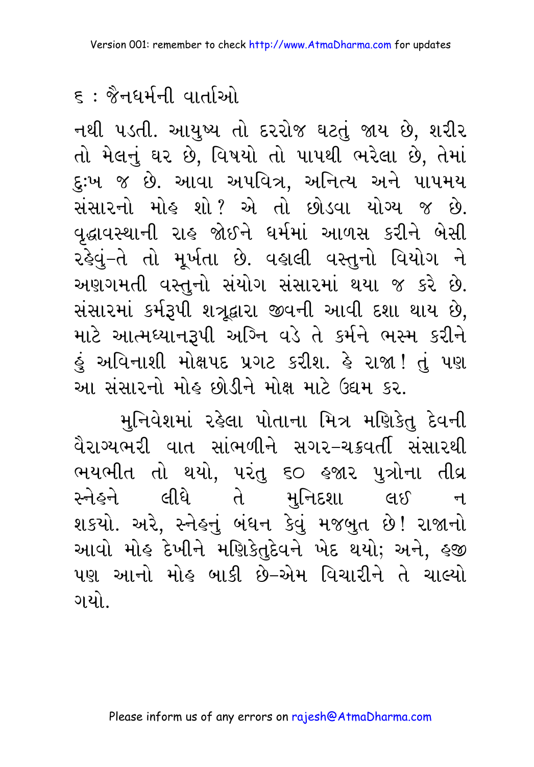નથી પડતી. આયુષ્ય તો દરરોજ ઘટતું જાય છે, શરીર તો મેલનું ઘર છે, વિષયો તો પાપથી ભરેલા છે, તેમાં દુઃખ જ છે. આવા અપવિત્ર, અનિત્ય અને પાપમય સંસારનો મોહ શો? એ તો છોડવા યોગ્ય જ છે. વૃદ્ધાવસ્થાની રાહ જોઈને ધર્મમાં આળસ કરીને બેસી રહેવું-તે તો મૂર્ખતા છે. વહાલી વસ્તુનો વિયોગ ને અણગમતી વસ્તુનો સંયોગ સંસારમાં થયા જ કરે છે. સંસારમાં કર્મરૂપી શત્રુદ્વારા જીવની આવી દશા થાય છે, માટે આત્મધ્યાનરૂપી અગ્નિ વડે તે કર્મને ભસ્મ કરીને હું અવિનાશી મોક્ષપદ પ્રગટ કરીશ. હે રાજા! તું પણ આ સંસારનો મોહ છોડીને મોક્ષ માટે ઉદ્યમ કર.

મુનિવેશમાં રહેલા પોતાના મિત્ર મણિકેતુ દેવની વૈરાગ્યભરી વાત સાંભળીને સગર-ચક્રવર્તી સંસારથી ભયભીત તો થયો, પરંતુ ૬૦ હજાર પુત્રોના તીવ્ર સ્નેહને લીધે તે મુનિદશા લઈ ન શકયો. અરે, સ્નેહનું બંધન કેવું મજબુત છે! રાજાનો આવો મોહ દેખીને મણિકેતુદેવને ખેદ થયો; અને, હજી પણ આનો મોહ બાકી છે-એમ વિચારીને તે ચાલ્યો ગયો.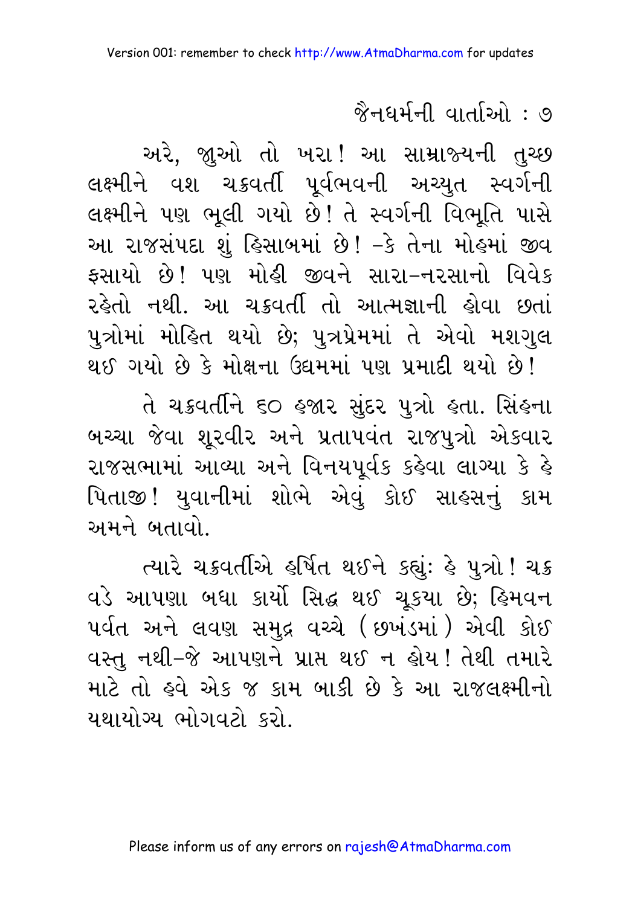અરે, જુઓ તો ખરા! આ સામ્રાજ્યની તુચ્છ લક્ષ્મીને વશ ચક્રવર્તી પૂર્વભવની અચ્યુત સ્વર્ગની લક્ષ્મીને પણ ભૂલી ગયો છે! તે સ્વર્ગની વિભૂતિ પાસે આ રાજસંપદા શું હિસાબમાં છે! -કે તેના મોહમાં જીવ ફસાયો છે! પણ મોહી જીવને સારા-નરસાનો વિવેક રહેતો નથી. આ ચક્રવર્તી તો આત્મજ્ઞાની હોવા છતાં પુત્રોમાં મોહિત થયો છે; પુત્રપ્રેમમાં તે એવો મશગુલ થઈ ગયો છે કે મોક્ષના ઉદ્યમમાં પણ પ્રમાદી થયો છે!

તે ચક્રવર્તીને ૬૦ હજાર સુંદર પુત્રો હતા. સિંહના બચ્ચા જેવા શૂરવીર અને પ્રતાપવંત રાજપુત્રો એકવાર રાજસભામાં આવ્યા અને વિનયપૂર્વક કહેવા લાગ્યા કે હે પિતાજી! યુવાનીમાં શોભે એવું કોઈ સાહસનું કામ અમને બતાવો.

ત્યારે ચક્રવર્તીએ હર્ષિત થઈને કહ્યું: હે પુત્રો! ચક્ર વડે આપણા બધા કાર્યો સિદ્ધ થઈ ચૂકયા છે; હિમવન પર્વત અને લવણ સમુદ્ર વચ્ચે (છખંડમાં) એવી કોઈ વસ્તુ નથી-જે આપણને પ્રાપ્ત થઈ ન હોય! તેથી તમારે માટે તો હવે એક જ કામ બાકી છે કે આ રાજલક્ષ્મીનો યથાયોગ્ય ભોગવટો કરો.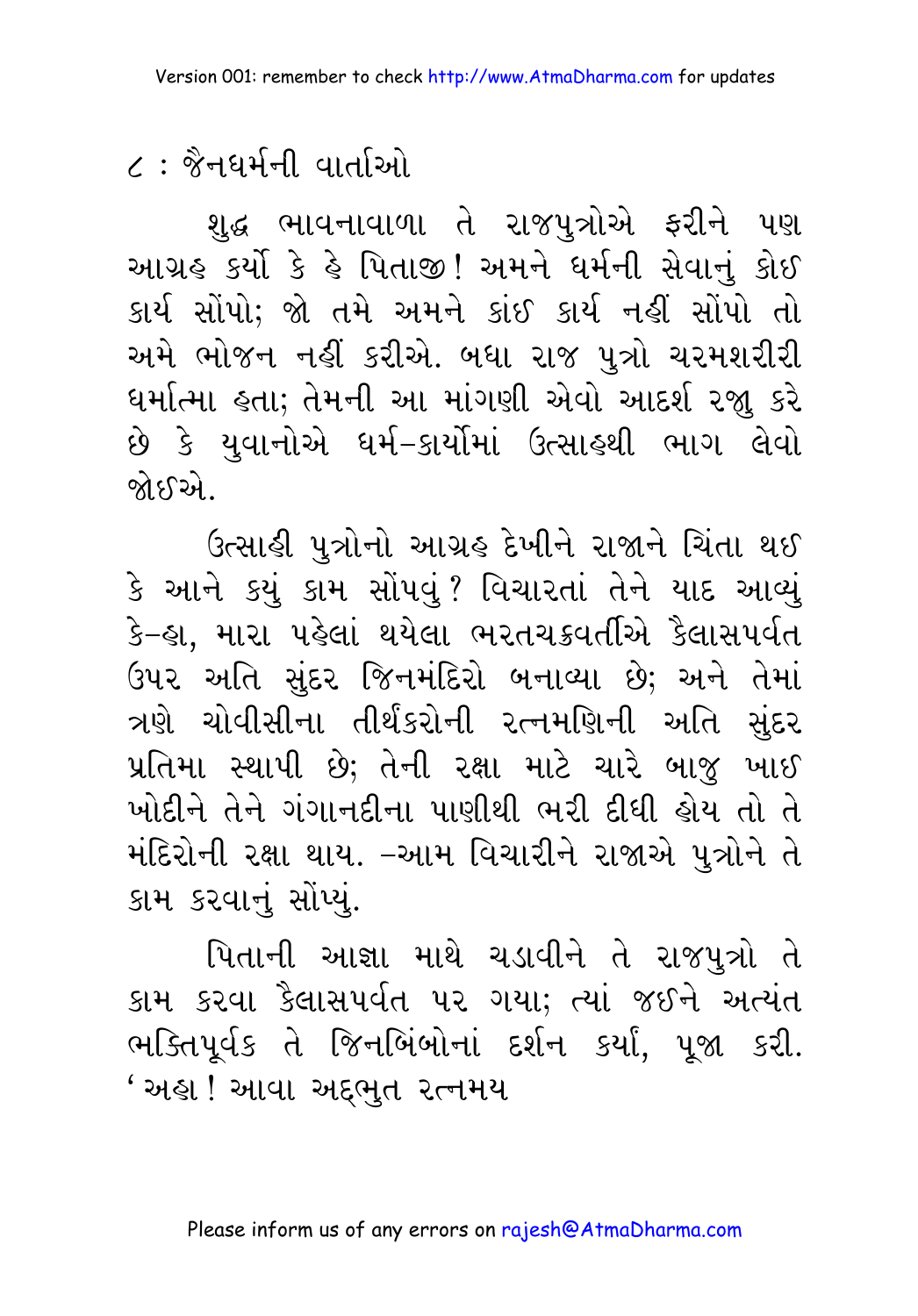શુદ્ધ ભાવનાવાળા તે રાજપુત્રોએ ફરીને પણ આગ્રહ કર્યો કે હે પિતાજી! અમને ધર્મની સેવાનું કોઈ કાર્ય સોંપો; જો તમે અમને કાંઈ કાર્ય નહીં સોંપો તો અમે ભોજન નહીં કરીએ. બધા રાજ પુત્રો ચરમશરીરી ધર્માત્મા હતા; તેમની આ માંગણી એવો આદર્શ રજૂ કરે છે કે યુવાનોએ ધર્મ-કાર્યોમાં ઉત્સાહથી ભાગ લેવો જોઈએ.

ઉત્સાહી પુત્રોનો આગ્રહ દેખીને રાજાને ચિંતા થઈ કે આને કયું કામ સોંપવું? વિચારતાં તેને યાદ આવ્યું કે-હા, મારા પહેલાં થયેલા ભરતચક્રવર્તીએ કૈલાસપર્વત ઉપર અતિ સુંદર જિનમંદિરો બનાવ્યા છે; અને તેમાં ત્રણે ચોવીસીના તીર્થંકરોની રત્નમણિની અતિ સુંદર પ્રતિમા સ્થાપી છે; તેની રક્ષા માટે ચારે બાજુ ખાઈ ખોદીને તેને ગંગાનદીના પાણીથી ભરી દીધી હોય તો તે મંદિરોની રક્ષા થાય. -આમ વિચારીને રાજાએ પુત્રોને તે કામ કરવાનું સોંપ્યું.

પિતાની આજ્ઞા માથે ચડાવીને તે રાજપુત્રો તે કામ કરવા કૈલાસપર્વત પર ગયા; ત્યાં જઈને અત્યંત ભક્તિપૂર્વક તે જિનબિંબોનાં દર્શન કર્યાં, પૂજા કરી. 'અહા! આવા અદ્ભુત રત્નમય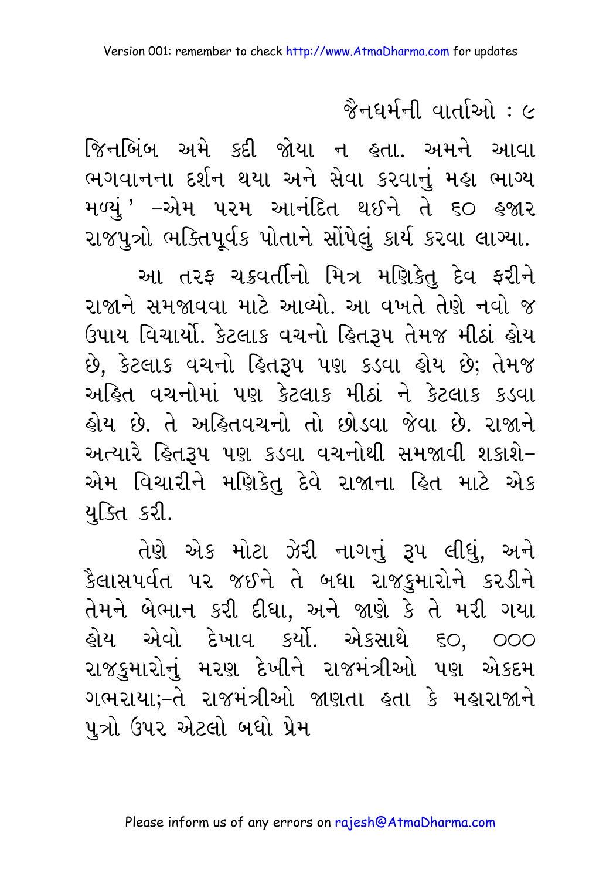જિનબિંબ અમે કદી જોયા ન હતા. અમને આવા ભગવાનના દર્શન થયા અને સેવા કરવાનું મહા ભાગ્ય મળ્યું' –એમ પરમ આનંદિત થઈને તે ૬૦ હજાર રાજપુત્રો ભક્તિપૂર્વક પોતાને સોંપેલું કાર્ય કરવા લાગ્યા.

આ તરફ ચક્રવર્તીનો મિત્ર મણિકેતુ દેવ ફરીને રાજાને સમજાવવા માટે આવ્યો. આ વખતે તેણે નવો જ ઉપાય વિચાર્યો. કેટલાક વચનો હિતરૂપ તેમજ મીઠાં હોય છે, કેટલાક વચનો હિતરૂપ પણ કડવા હોય છે; તેમજ અહિત વચનોમાં પણ કેટલાક મીઠાં ને કેટલાક કડવા હોય છે. તે અહિતવચનો તો છોડવા જેવા છે. રાજાને અત્યારે હિતરૂપ પણ કડવા વચનોથી સમજાવી શકાશે– એમ વિચારીને મણિકેતુ દેવે રાજાના હિત માટે એક યુક્તિ કરી.

તેણે એક મોટા ઝેરી નાગનું રૂપ લીધું, અને કૈલાસપર્વત પર જઈને તે બધા રાજકુમારોને કરડીને તેમને બેભાન કરી દીધા, અને જાણે કે તે મરી ગયા હોય એવો દેખાવ કર્યો. એકસાથે ૬૦, ૦૦૦ રાજકુમારોનું મરણ દેખીને રાજમંત્રીઓ પણ એકદમ ગભરાયા;–તે રાજમંત્રીઓ જાણતા હતા કે મહારાજાને પુત્રો ઉપર એટલો બધો પ્રેમ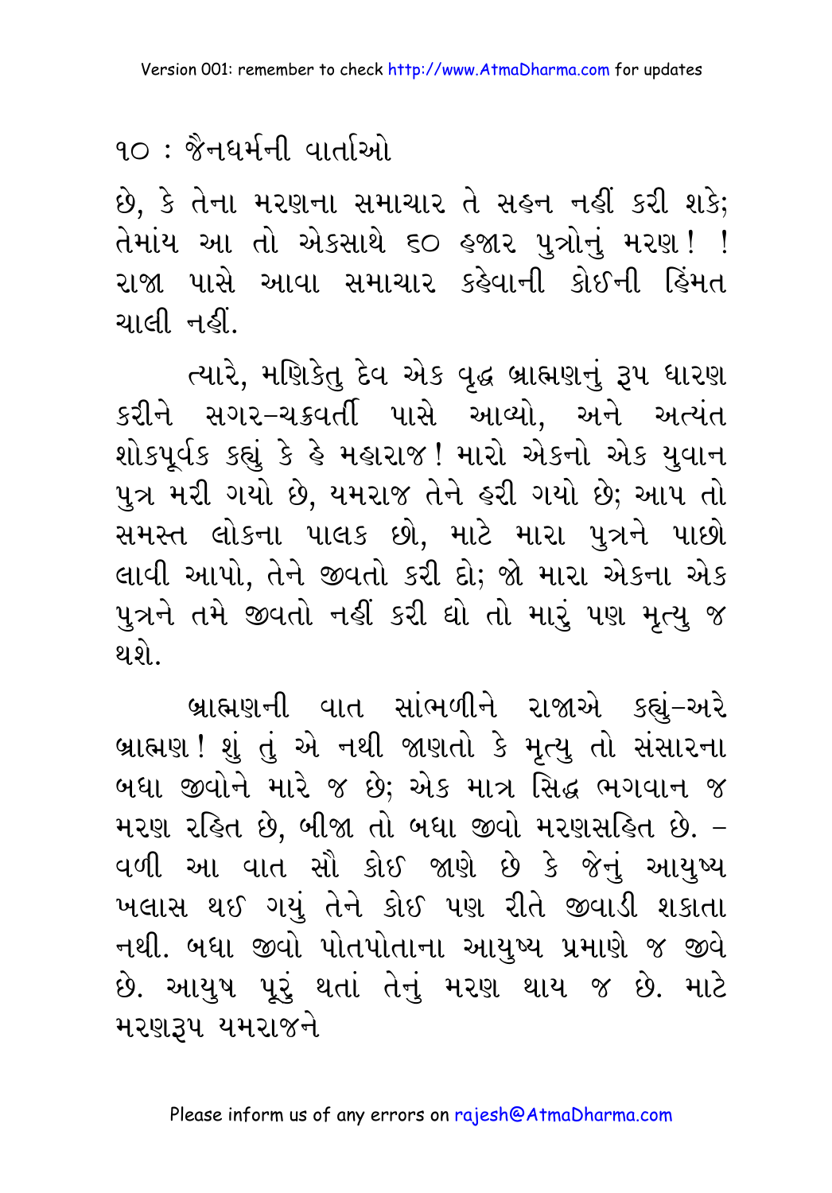છે, કે તેના મરણના સમાચાર તે સહન નહીં કરી શકે; તેમાંય આ તો એકસાથે ૬૦ હજાર પુત્રોનું મરણ! ! રાજા પાસે આવા સમાચાર કહેવાની કોઈની હિંમત ચાલી નહીં.

ત્યારે, મણિકેતુ દેવ એક વૃદ્ધ બ્રાહ્મણનું રૂપ ધારણ કરીને સગર-ચક્રવર્તી પાસે આવ્યો, અને અત્યંત શોકપૂર્વક કહ્યું કે હે મહારાજ! મારો એકનો એક યુવાન પુત્ર મરી ગયો છે, યમરાજ તેને હરી ગયો છે; આપ તો સમસ્ત લોકના પાલક છો, માટે મારા પુત્રને પાછો લાવી આપો, તેને જીવતો કરી દો; જો મારા એકના એક પુત્રને તમે જીવતો નહીં કરી દ્યો તો મારું પણ મૃત્યુ જ થશે.

બ્રાહ્મણની વાત સાંભળીને રાજાએ કહ્યું-અરે બ્રાહ્મણ! શું તું એ નથી જાણતો કે મૃત્યુ તો સંસારના બધા જીવોને મારે જ છે; એક માત્ર સિદ્ધ ભગવાન જ મરણ રહિત છે, બીજા તો બધા જીવો મરણસહિત છે. - વળી આ વાત સૌ કોઈ જાણે છે કે જેનું આયુષ્ય ખલાસ થઈ ગયું તેને કોઈ પણ રીતે જીવાડી શકાતા નથી. બધા જીવો પોતપોતાના આયુષ્ય પ્રમાણે જ જીવે છે. આયુષ પૂરું થતાં તેનું મરણ થાય જ છે. માટે મરણરૂપ યમરાજને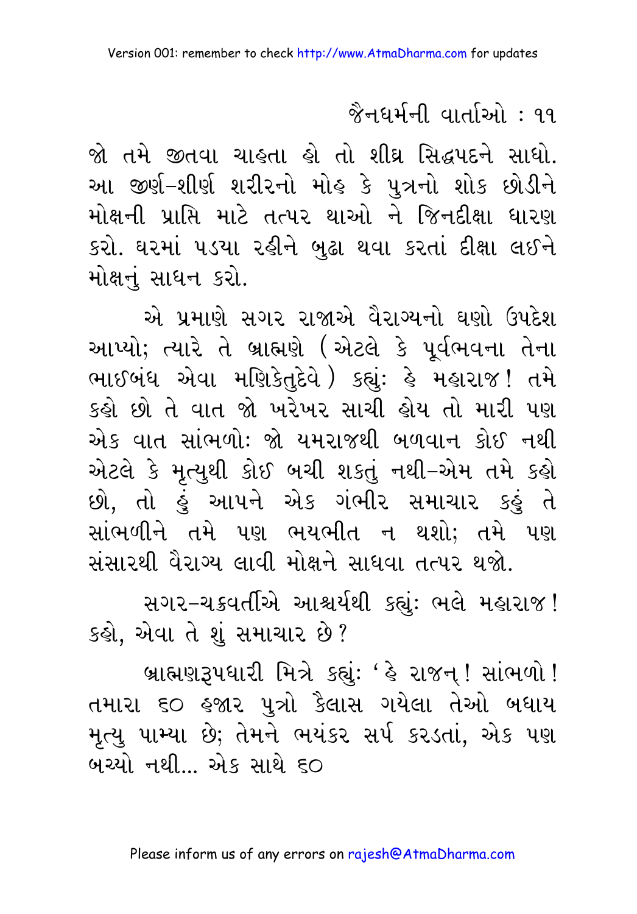જો તમે જીતવા ચાહતા હો તો શીઘ્ર સિદ્ધપદને સાધો. આ જીર્ણ-શીર્ણ શરીરનો મોહ કે પુત્રનો શોક છોડીને મોક્ષની પ્રાપ્તિ માટે તત્પર થાઓ ને જિનદીક્ષા ધારણ કરો. ઘરમાં પડયા રહીને બુઢા થવા કરતાં દીક્ષા લઈને મોક્ષનું સાધન કરો.

એ પ્રમાણે સગર રાજાએ વૈરાગ્યનો ઘણો ઉપદેશ આપ્યો; ત્યારે તે બ્રાહ્મણે (એટલે કે પૂર્વભવના તેના ભાઈબંધ એવા મણિકેતુદેવે) કહ્યું: હે મહારાજ! તમે કહો છો તે વાત જો ખરેખર સાચી હોય તો મારી પણ એક વાત સાંભળો: જો યમરાજથી બળવાન કોઈ નથી એટલે કે મૃત્યુથી કોઈ બચી શકતું નથી-એમ તમે કહો છો, તો હું આપને એક ગંભીર સમાચાર કહું તે સાંભળીને તમે પણ ભયભીત ન થશો; તમે પણ સંસારથી વૈરાગ્ય લાવી મોક્ષને સાધવા તત્પર થજો.

સગર-ચક્રવર્તીએ આશ્ચર્યથી કહ્યું: ભલે મહારાજ! કહો, એવા તે શું સમાચાર છે?

બ્રાહ્મણરૂપધારી મિત્રે કહ્યું: 'હે રાજન્! સાંભળો! તમારા ૬૦ હજાર પુત્રો કૈલાસ ગયેલા તેઓ બધાય મૃત્યુ પામ્યા છે; તેમને ભયંકર સર્પ કરડતાં, એક પણ બચ્યો નથી... એક સાથે ૬૦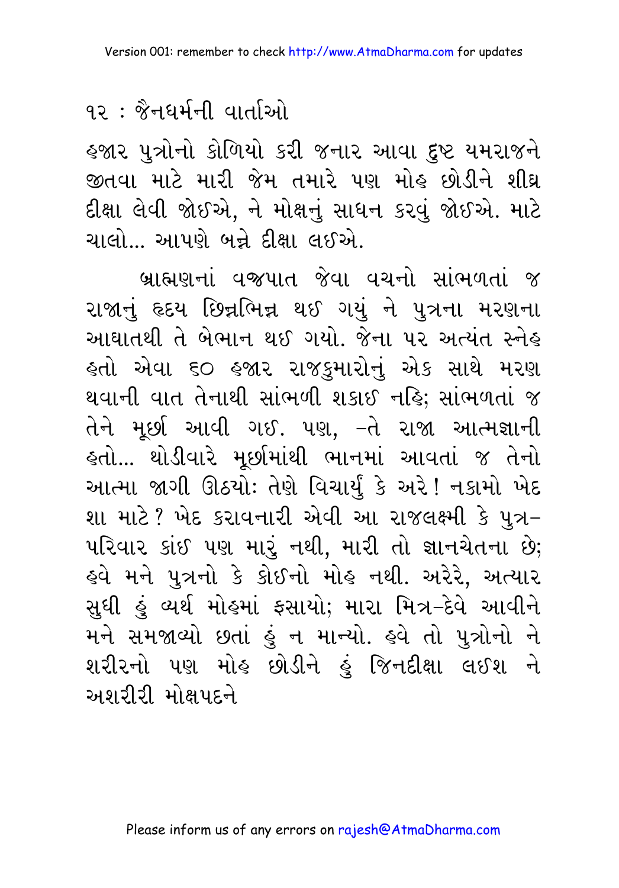હજાર પુત્રોનો કોળિયો કરી જનાર આવા દુષ્ટ યમરાજને જીતવા માટે મારી જેમ તમારે પણ મોહ છોડીને શીઘ્ર દીક્ષા લેવી જોઈએ, ને મોક્ષનું સાધન કરવું જોઈએ. માટે ચાલો... આપણે બન્ને દીક્ષા લઈએ.

બ્રાહ્મણનાં વજ્રપાત જેવા વચનો સાંભળતાં જ રાજાનું હૃદય છિન્નભિન્ન થઈ ગયું ને પુત્રના મરણના આઘાતથી તે બેભાન થઈ ગયો. જેના પર અત્યંત સ્નેહ હતો એવા ૬૦ હજાર રાજકુમારોનું એક સાથે મરણ થવાની વાત તેનાથી સાંભળી શકાઈ નહિ; સાંભળતાં જ તેને મૂર્છા આવી ગઈ. પણ, –તે રાજા આત્મજ્ઞાની હતો... થોડીવારે મૂર્છામાંથી ભાનમાં આવતાં જ તેનો આત્મા જાગી ઊઠયોઃ તેણે વિચાર્યું કે અરે! નકામો ખેદ શા માટે? ખેદ કરાવનારી એવી આ રાજલક્ષ્મી કે પુત્ર–પરિવાર કાંઈ પણ મારું નથી, મારી તો જ્ઞાનચેતના છે; હવે મને પુત્રનો કે કોઈનો મોહ નથી. અરેરે, અત્યાર સુધી હું વ્યર્થ મોહમાં ફસાયો; મારા મિત્ર–દેવે આવીને મને સમજાવ્યો છતાં હું ન માન્યો. હવે તો પુત્રોનો ને શરીરનો પણ મોહ છોડીને હું જિનદીક્ષા લઈશ ને અશરીરી મોક્ષપદને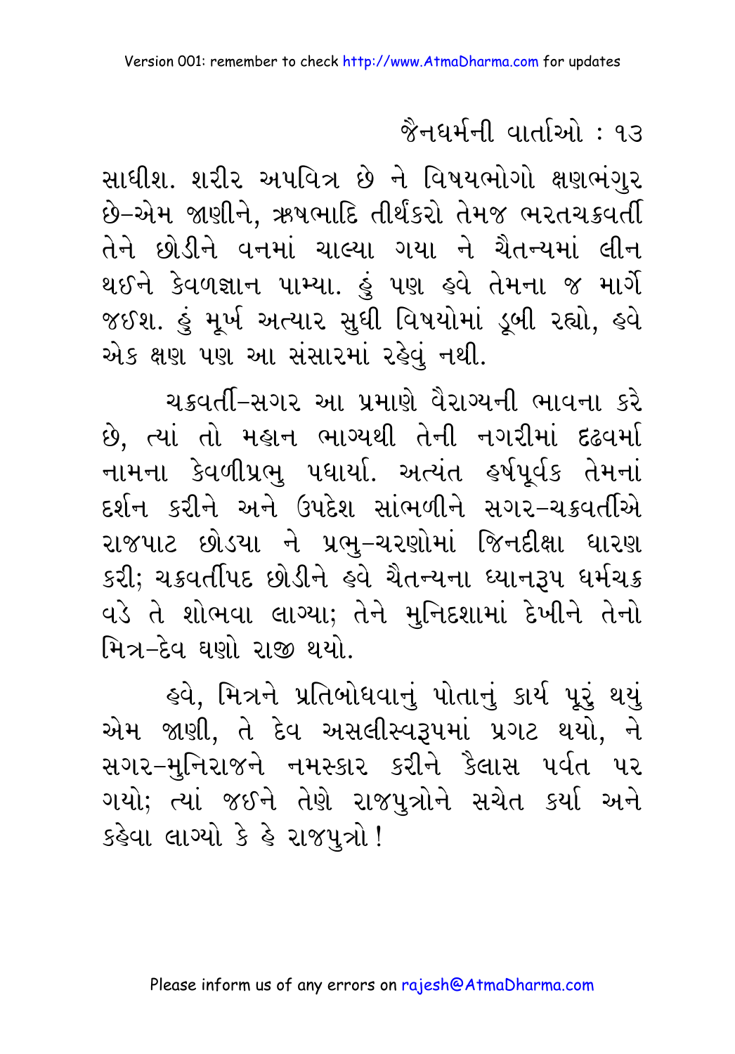સાધીશ. શરીર અપવિત્ર છે ને વિષયભોગો ક્ષણભંગુર છે–એમ જાણીને, ઋષભાદિ તીર્થંકરો તેમજ ભરતચક્રવર્તી તેને છોડીને વનમાં ચાલ્યા ગયા ને ચૈતન્યમાં લીન થઈને કેવળજ્ઞાન પામ્યા. હું પણ હવે તેમના જ માર્ગે જઈશ. હું મૂર્ખ અત્યાર સુધી વિષયોમાં ડૂબી રહ્યો, હવે એક ક્ષણ પણ આ સંસારમાં રહેવું નથી.

ચક્રવર્તી–સગર આ પ્રમાણે વૈરાગ્યની ભાવના કરે છે, ત્યાં તો મહાન ભાગ્યથી તેની નગરીમાં દઢવર્મા નામના કેવળીપ્રભુ પધાર્યા. અત્યંત હર્ષપૂર્વક તેમનાં દર્શન કરીને અને ઉપદેશ સાંભળીને સગર–ચક્રવર્તીએ રાજપાટ છોડયા ને પ્રભુ–ચરણોમાં જિનદીક્ષા ધારણ કરી; ચક્રવર્તીપદ છોડીને હવે ચૈતન્યના ધ્યાનરૂપ ધર્મચક્ર વડે તે શોભવા લાગ્યા; તેને મુનિદશામાં દેખીને તેનો મિત્ર–દેવ ઘણો રાજી થયો.

હવે, મિત્રને પ્રતિબોધવાનું પોતાનું કાર્ય પૂરું થયું એમ જાણી, તે દેવ અસલીસ્વરૂપમાં પ્રગટ થયો, ને સગર–મુનિરાજને નમસ્કાર કરીને કૈલાસ પર્વત પર ગયો; ત્યાં જઈને તેણે રાજપુત્રોને સચેત કર્યા અને કહેવા લાગ્યો કે હે રાજપુત્રો!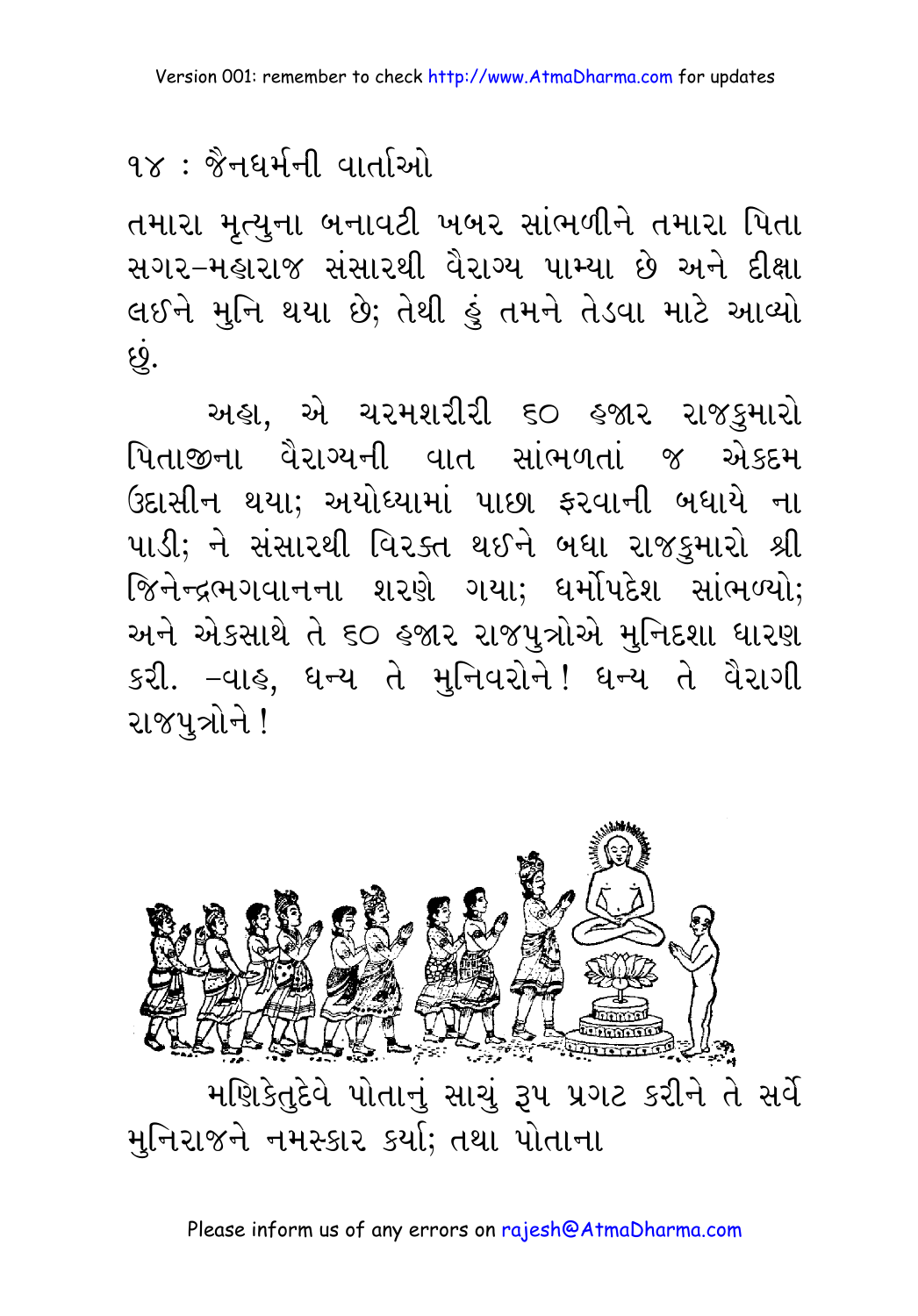તમારા મૃત્યુના બનાવટી ખબર સાંભળીને તમારા પિતા સગર-મહારાજ સંસારથી વૈરાગ્ય પામ્યા છે અને દીક્ષા લઈને મુનિ થયા છે; તેથી હું તમને તેડવા માટે આવ્યો છું.

અહા, એ ચરમશરીરી ૬૦ હજાર રાજકુમારો પિતાજીના વૈરાગ્યની વાત સાંભળતાં જ એકદમ ઉદાસીન થયા; અયોધ્યામાં પાછા ફરવાની બધાયે ના પાડી; ને સંસારથી વિરક્ત થઈને બધા રાજકુમારો શ્રી જિનેન્દ્રભગવાનના શરણે ગયા; ધર્મોપદેશ સાંભળ્યો; અને એકસાથે તે ૬૦ હજાર રાજપુત્રોએ મુનિદશા ધારણ કરી. -વાહ, ધન્ય તે મુનિવરોને! ધન્ય તે વૈરાગી રાજપુત્રોને!

મણિકેતુદેવે પોતાનું સાચું રૂપ પ્રગટ કરીને તે સર્વે મુનિરાજને નમસ્કાર કર્યા; તથા પોતાના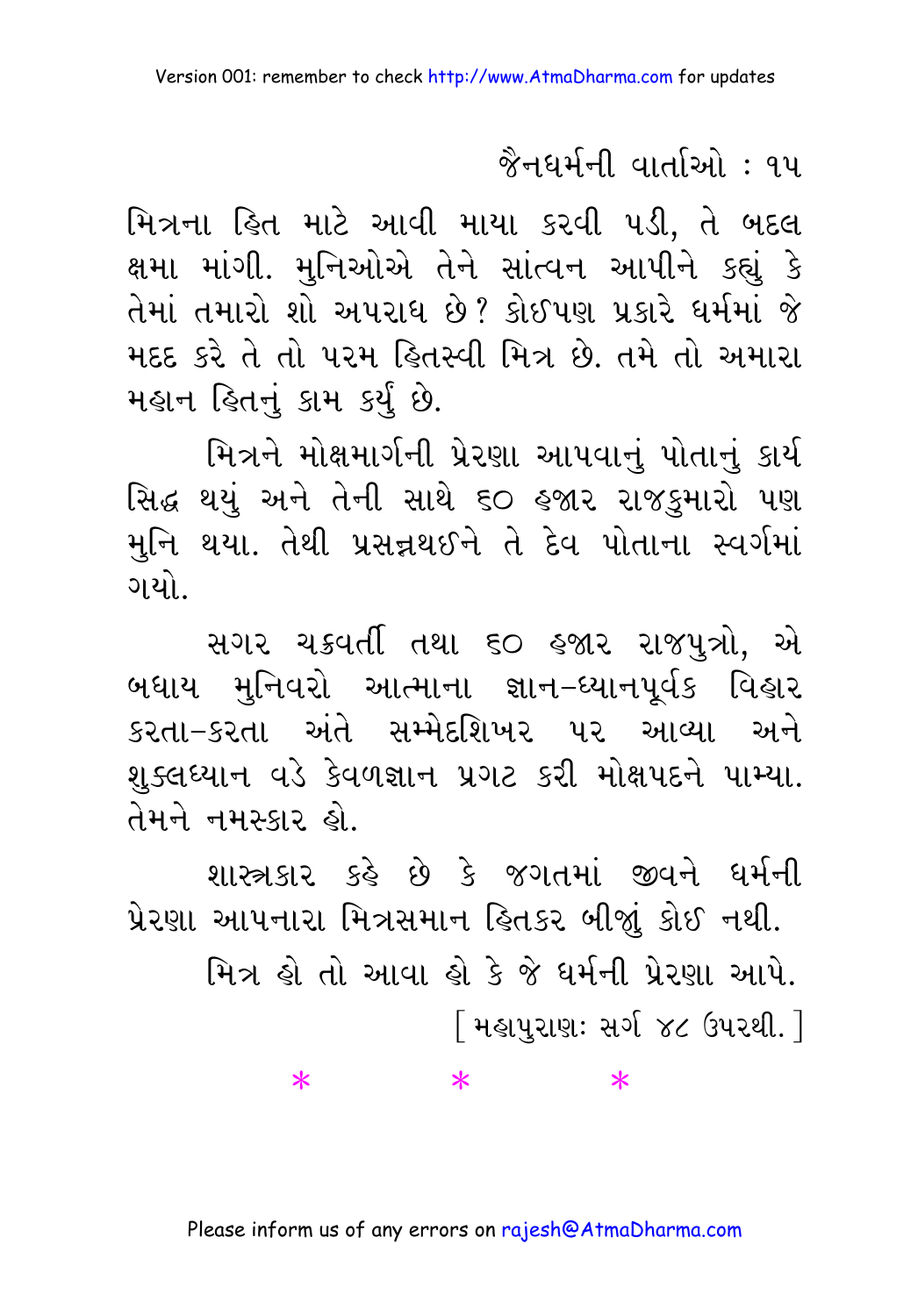મિત્રના હિત માટે આવી માયા કરવી પડી, તે બદલ ક્ષમા માંગી. મુનિઓએ તેને સાંત્વન આપીને કહ્યું કે તેમાં તમારો શો અપરાધ છે? કોઈપણ પ્રકારે ધર્મમાં જે મદદ કરે તે તો પરમ હિતસ્વી મિત્ર છે. તમે તો અમારા મહાન હિતનું કામ કર્યું છે.

મિત્રને મોક્ષમાર્ગની પ્રેરણા આપવાનું પોતાનું કાર્ય સિદ્ધ થયું અને તેની સાથે ૬૦ હજાર રાજકુમારો પણ મુનિ થયા. તેથી પ્રસન્નથઈને તે દેવ પોતાના સ્વર્ગમાં ગયો.

સગર ચક્રવર્તી તથા ૬૦ હજાર રાજપુત્રો, એ બધાય મુનિવરો આત્માના જ્ઞાન-ધ્યાનપૂર્વક વિહાર કરતા-કરતા અંતે સમ્મેદશિખર પર આવ્યા અને શુક્લધ્યાન વડે કેવળજ્ઞાન પ્રગટ કરી મોક્ષપદને પામ્યા. તેમને નમસ્કાર હો.

શાસ્ત્રકાર કહે છે કે જગતમાં જીવને ધર્મની પ્રેરણા આપનારા મિત્રસમાન હિતકર બીજું કોઈ નથી.

મિત્ર હો તો આવા હો કે જે ધર્મની પ્રેરણા આપે.

[ મહાપુરાણઃ સર્ગ ૪૮ ઉપરથી. ]

\*          \*          \*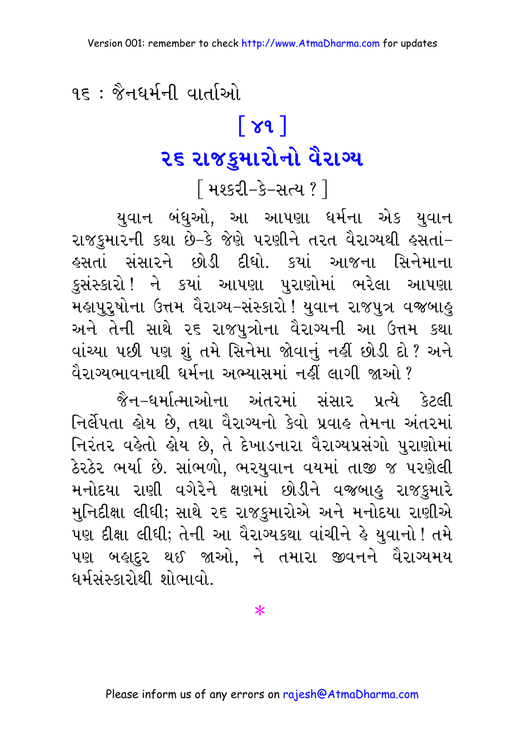# [ ૪૧ ]

## ૨૬ રાજકુમારોનો વૈરાગ્ય

[ મશ્કરી–કે–સત્ય ? ]

યુવાન બંધુઓ, આ આપણા ધર્મના એક યુવાન રાજકુમારની કથા છે–કે જેણે પરણીને તરત વૈરાગ્યથી હસતાં–હસતાં સંસારને છોડી દીધો. કયાં આજના સિનેમાના કુસંસ્કારો ! ને કયાં આપણા પુરાણોમાં ભરેલા આપણા મહાપુરુષોના ઉત્તમ વૈરાગ્ય–સંસ્કારો ! યુવાન રાજપુત્ર વજ્રબાહુ અને તેની સાથે ૨૬ રાજપુત્રોના વૈરાગ્યની આ ઉત્તમ કથા વાંચ્યા પછી પણ શું તમે સિનેમા જોવાનું નહીં છોડી દો ? અને વૈરાગ્યભાવનાથી ધર્મના અભ્યાસમાં નહીં લાગી જાઓ ?

જૈન–ધર્માત્માઓના અંતરમાં સંસાર પ્રત્યે કેટલી નિર્લેપતા હોય છે, તથા વૈરાગ્યનો કેવો પ્રવાહ તેમના અંતરમાં નિરંતર વહેતો હોય છે, તે દેખાડનારા વૈરાગ્યપ્રસંગો પુરાણોમાં ઠેરઠેર ભર્યા છે. સાંભળો, ભરયુવાન વયમાં તાજી જ પરણેલી મનોદયા રાણી વગેરેને ક્ષણમાં છોડીને વજ્રબાહુ રાજકુમારે મુનિદીક્ષા લીધી; સાથે ૨૬ રાજકુમારોએ અને મનોદયા રાણીએ પણ દીક્ષા લીધી; તેની આ વૈરાગ્યકથા વાંચીને હે યુવાનો ! તમે પણ બહાદુર થઈ જાઓ, ને તમારા જીવનને વૈરાગ્યમય ધર્મસંસ્કારોથી શોભાવો.

*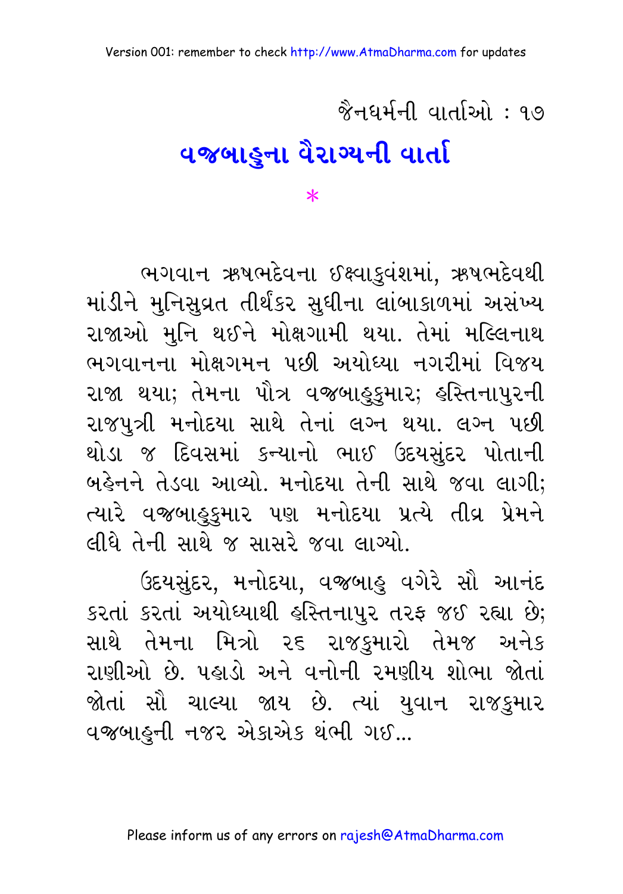જૈનધર્મની વાર્તાઓ : ૧૭

# વજ્રબાહુના વૈરાગ્યની વાર્તા

*

ભગવાન ઋષભદેવના ઈક્ષ્વાકુવંશમાં, ઋષભદેવથી માંડીને મુનિસુવ્રત તીર્થંકર સુધીના લાંબાકાળમાં અસંખ્ય રાજાઓ મુનિ થઈને મોક્ષગામી થયા. તેમાં મલ્લિનાથ ભગવાનના મોક્ષગમન પછી અયોધ્યા નગરીમાં વિજય રાજા થયા; તેમના પૌત્ર વજ્રબાહુકુમાર; હસ્તિનાપુરની રાજપુત્રી મનોદયા સાથે તેનાં લગ્ન થયા. લગ્ન પછી થોડા જ દિવસમાં કન્યાનો ભાઈ ઉદયસુંદર પોતાની બહેનને તેડવા આવ્યો. મનોદયા તેની સાથે જવા લાગી; ત્યારે વજ્રબાહુકુમાર પણ મનોદયા પ્રત્યે તીવ્ર પ્રેમને લીધે તેની સાથે જ સાસરે જવા લાગ્યો.

ઉદયસુંદર, મનોદયા, વજ્રબાહુ વગેરે સૌ આનંદ કરતાં કરતાં અયોધ્યાથી હસ્તિનાપુર તરફ જઈ રહ્યા છે; સાથે તેમના મિત્રો ૨૬ રાજકુમારો તેમજ અનેક રાણીઓ છે. પહાડો અને વનોની રમણીય શોભા જોતાં જોતાં સૌ ચાલ્યા જાય છે. ત્યાં યુવાન રાજકુમાર વજ્રબાહુની નજર એકાએક થંભી ગઈ...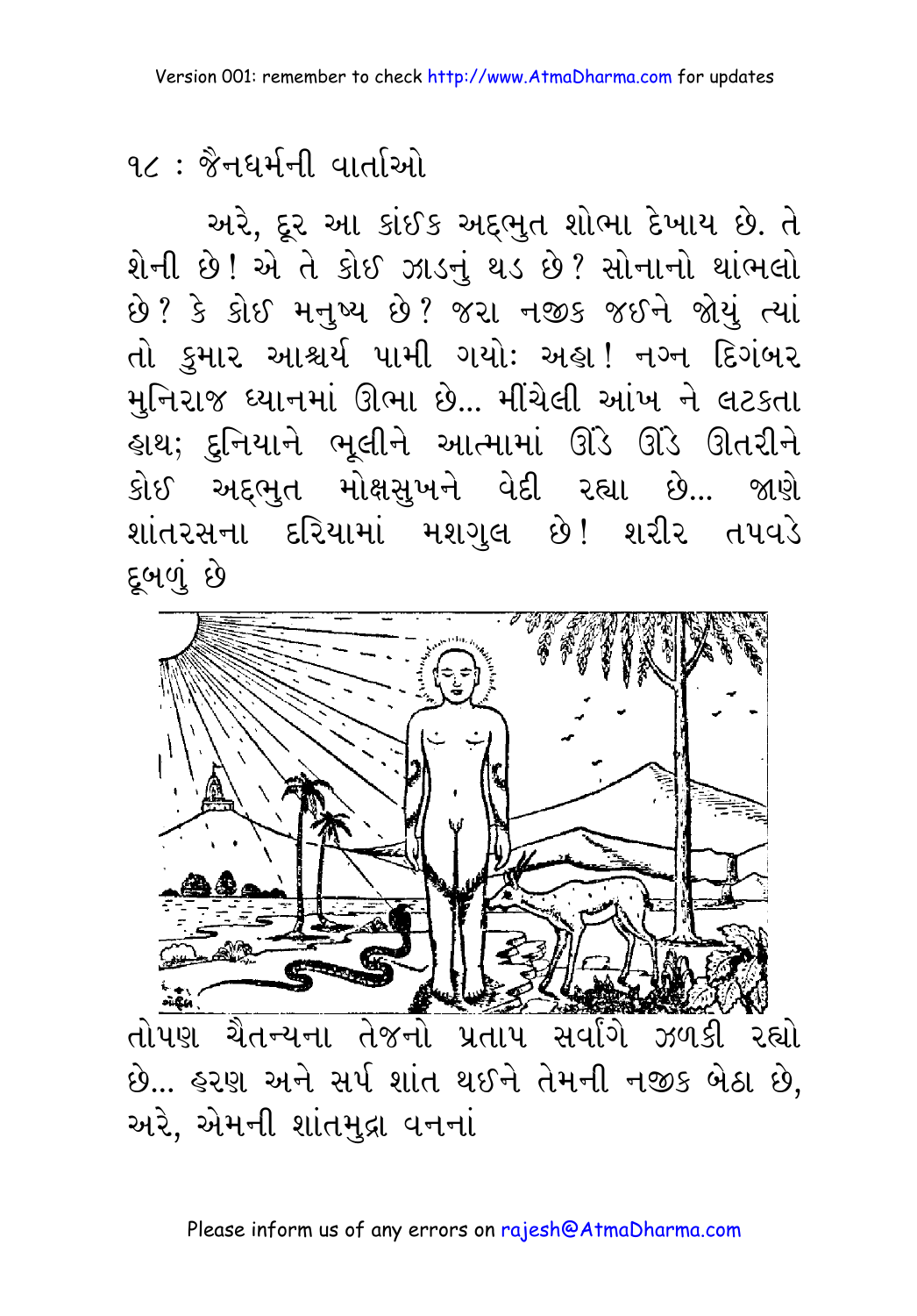અરે, દૂર આ કાંઈક અદ્‌ભુત શોભા દેખાય છે. તે શેની છે! એ તે કોઈ ઝાડનું થડ છે? સોનાનો થાંભલો છે? કે કોઈ મનુષ્ય છે? જરા નજીક જઈને જોયું ત્યાં તો કુમાર આશ્ચર્ય પામી ગયોઃ અહા! નગ્ન દિગંબર મુનિરાજ ધ્યાનમાં ઊભા છે... મીંચેલી આંખ ને લટકતા હાથ; દુનિયાને ભૂલીને આત્મામાં ઊંડે ઊંડે ઊતરીને કોઈ અદ્‌ભુત મોક્ષસુખને વેદી રહ્યા છે... જાણે શાંતરસના દરિયામાં મશગુલ છે! શરીર તપવડે દૂબળું છે

તોપણ ચૈતન્યના તેજનો પ્રતાપ સર્વાંગે ઝળકી રહ્યો છે... હરણ અને સર્પ શાંત થઈને તેમની નજીક બેઠા છે, અરે, એમની શાંતમુદ્રા વનનાં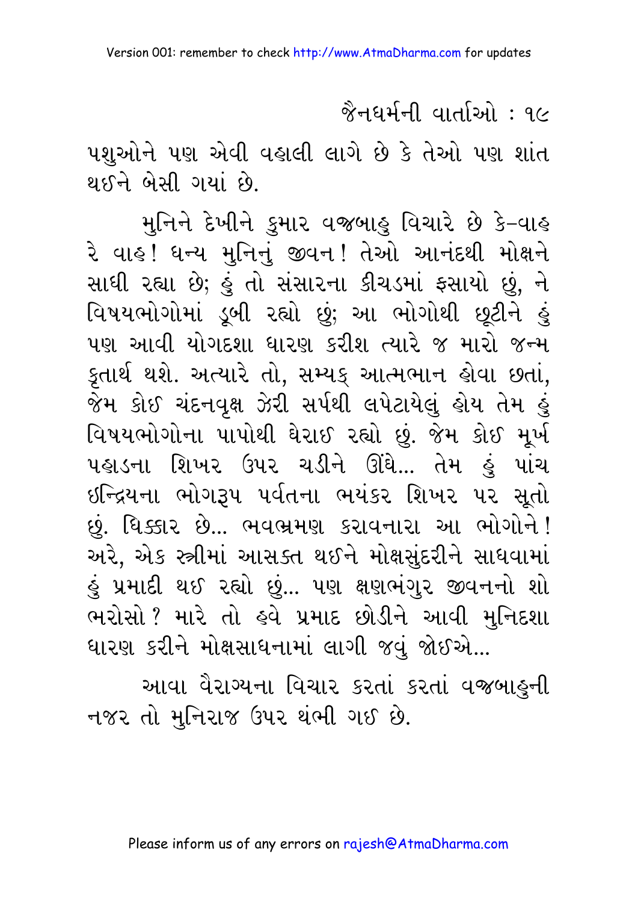પશુઓને પણ એવી વહાલી લાગે છે કે તેઓ પણ શાંત થઈને બેસી ગયાં છે.

મુનિને દેખીને કુમાર વજ્રબાહુ વિચારે છે કે–વાહ રે વાહ! ધન્ય મુનિનું જીવન! તેઓ આનંદથી મોક્ષને સાધી રહ્યા છે; હું તો સંસારના કીચડમાં ફસાયો છું, ને વિષયભોગોમાં ડૂબી રહ્યો છું; આ ભોગોથી છૂટીને હું પણ આવી યોગદશા ધારણ કરીશ ત્યારે જ મારો જન્મ કૃતાર્થ થશે. અત્યારે તો, સમ્યક્ આત્મભાન હોવા છતાં, જેમ કોઈ ચંદનવૃક્ષ ઝેરી સર્પથી લપેટાયેલું હોય તેમ હું વિષયભોગોના પાપોથી ઘેરાઈ રહ્યો છું. જેમ કોઈ મૂર્ખ પહાડના શિખર ઉપર ચડીને ઊંઘે... તેમ હું પાંચ ઇન્દ્રિયના ભોગરૂપ પર્વતના ભયંકર શિખર પર સૂતો છું. ધિક્કાર છે... ભવભ્રમણ કરાવનારા આ ભોગોને! અરે, એક સ્ત્રીમાં આસક્ત થઈને મોક્ષસુંદરીને સાધવામાં હું પ્રમાદી થઈ રહ્યો છું... પણ ક્ષણભંગુર જીવનનો શો ભરોસો? મારે તો હવે પ્રમાદ છોડીને આવી મુનિદશા ધારણ કરીને મોક્ષસાધનામાં લાગી જવું જોઈએ...

આવા વૈરાગ્યના વિચાર કરતાં કરતાં વજ્રબાહુની નજર તો મુનિરાજ ઉપર થંભી ગઈ છે.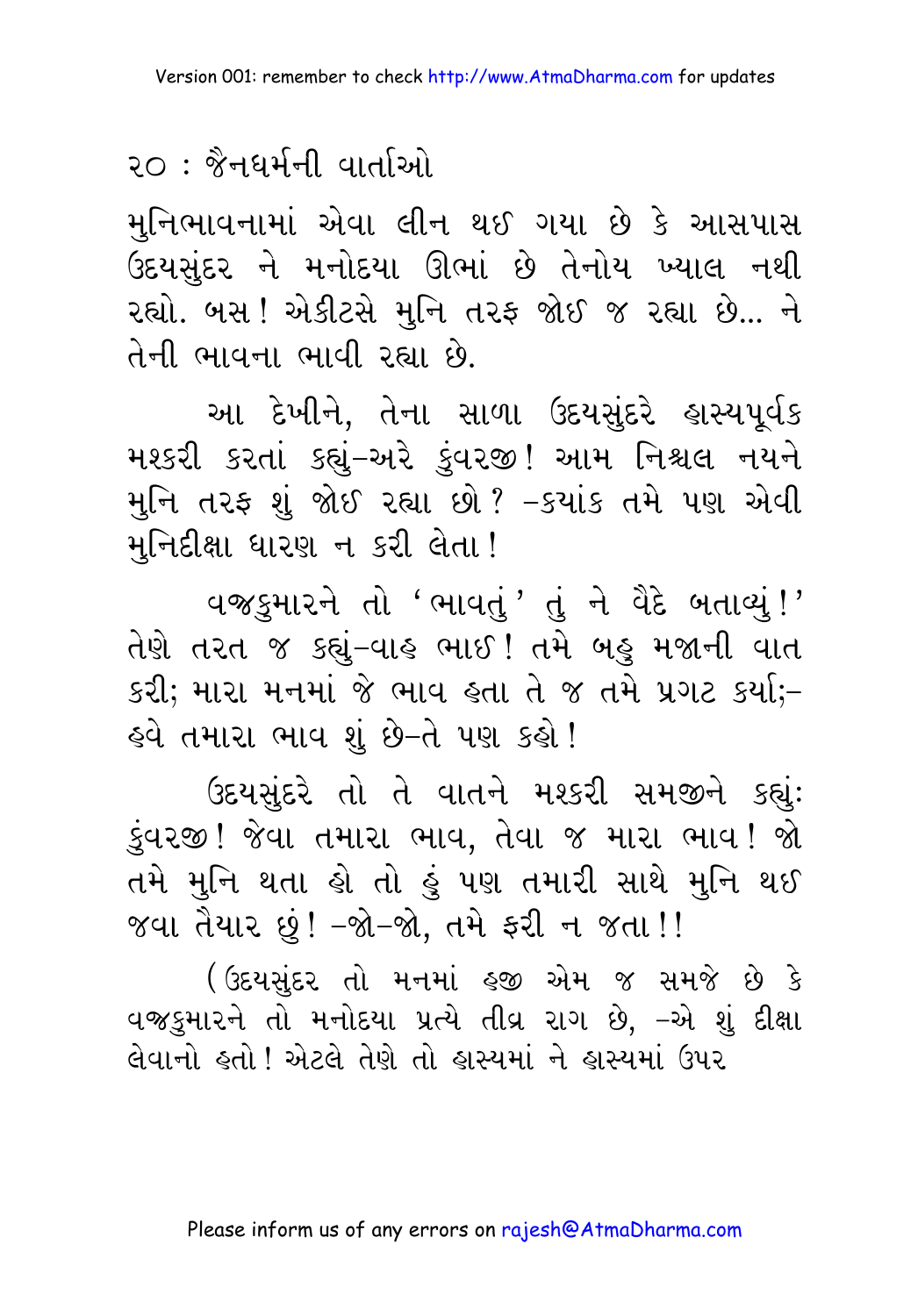મુનિભાવનામાં એવા લીન થઈ ગયા છે કે આસપાસ ઉદયસુંદર ને મનોદયા ઊભાં છે તેનોય ખ્યાલ નથી રહ્યો. બસ! એકીટસે મુનિ તરફ જોઈ જ રહ્યા છે... ને તેની ભાવના ભાવી રહ્યા છે.

આ દેખીને, તેના સાળા ઉદયસુંદરે હાસ્યપૂર્વક મશ્કરી કરતાં કહ્યું–અરે કુંવરજી! આમ નિશ્ચલ નયને મુનિ તરફ શું જોઈ રહ્યા છો? –ક્યાંક તમે પણ એવી મુનિદીક્ષા ધારણ ન કરી લેતા!

વજ્રકુમારને તો 'ભાવતું' તું ને વૈદે બતાવ્યું!' તેણે તરત જ કહ્યું–વાહ ભાઈ! તમે બહુ મજાની વાત કરી; મારા મનમાં જે ભાવ હતા તે જ તમે પ્રગટ કર્યા;– હવે તમારા ભાવ શું છે–તે પણ કહો!

ઉદયસુંદરે તો તે વાતને મશ્કરી સમજીને કહ્યું: કુંવરજી! જેવા તમારા ભાવ, તેવા જ મારા ભાવ! જો તમે મુનિ થતા હો તો હું પણ તમારી સાથે મુનિ થઈ જવા તૈયાર છું! –જો–જો, તમે ફરી ન જતા!!

(ઉદયસુંદર તો મનમાં હજી એમ જ સમજે છે કે વજ્રકુમારને તો મનોદયા પ્રત્યે તીવ્ર રાગ છે, –એ શું દીક્ષા લેવાનો હતો! એટલે તેણે તો હાસ્યમાં ને હાસ્યમાં ઉપર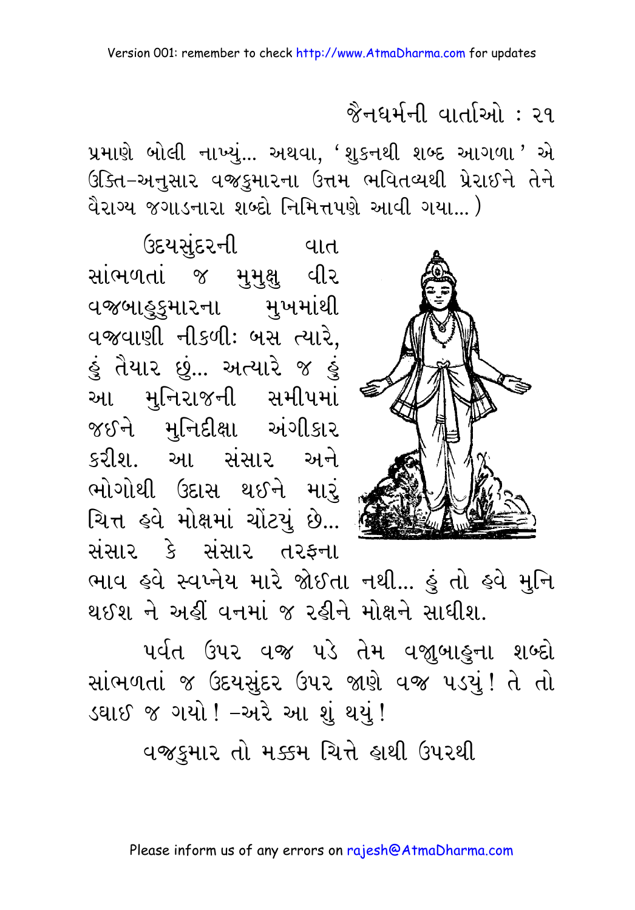પ્રમાણે બોલી નાખ્યું... અથવા, 'શુકનથી શબ્દ આગળા' એ ઉક્તિ-અનુસાર વજ્રકુમારના ઉત્તમ ભવિતવ્યથી પ્રેરાઈને તેને વૈરાગ્ય જગાડનારા શબ્દો નિમિત્તપણે આવી ગયા...)

ઉદયસુંદરની વાત સાંભળતાં જ મુમુક્ષુ વીર વજ્રબાહુકુમારના મુખમાંથી વજ્રવાણી નીકળી: બસ ત્યારે, હું તૈયાર છું... અત્યારે જ હું આ મુનિરાજની સમીપમાં જઈને મુનિદીક્ષા અંગીકાર કરીશ. આ સંસાર અને ભોગોથી ઉદાસ થઈને મારું ચિત્ત હવે મોક્ષમાં ચોંટયું છે... સંસાર કે સંસાર તરફના ભાવ હવે સ્વપ્નેય મારે જોઈતા નથી... હું તો હવે મુનિ થઈશ ને અહીં વનમાં જ રહીને મોક્ષને સાધીશ.

પર્વત ઉપર વજ્ર પડે તેમ વજ્રબાહુના શબ્દો સાંભળતાં જ ઉદયસુંદર ઉપર જાણે વજ્ર પડયું! તે તો ડઘાઈ જ ગયો! -અરે આ શું થયું!

વજ્રકુમાર તો મક્કમ ચિત્તે હાથી ઉપરથી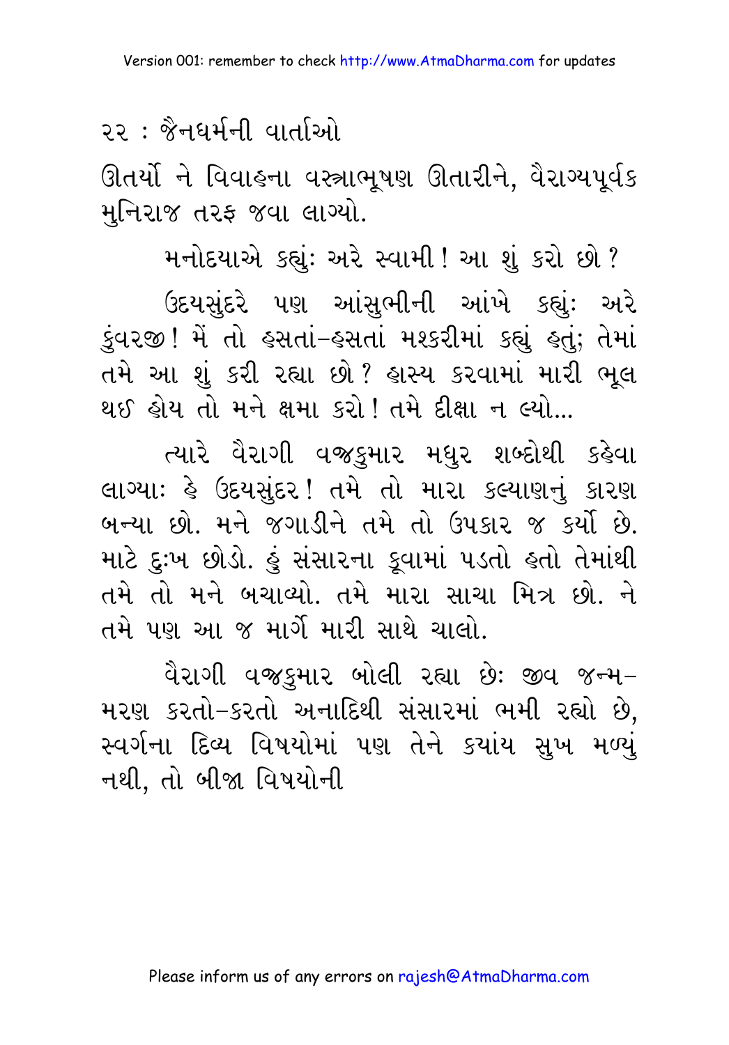ઊતર્યો ને વિવાહના વસ્ત્રાભૂષણ ઊતારીને, વૈરાગ્યપૂર્વક મુનિરાજ તરફ જવા લાગ્યો.

મનોદયાએ કહ્યું: અરે સ્વામી! આ શું કરો છો?

ઉદયસુંદરે પણ આંસુભીની આંખે કહ્યું: અરે કુંવરજી! મેં તો હસતાં-હસતાં મશ્કરીમાં કહ્યું હતું; તેમાં તમે આ શું કરી રહ્યા છો? હાસ્ય કરવામાં મારી ભૂલ થઈ હોય તો મને ક્ષમા કરો! તમે દીક્ષા ન લ્યો...

ત્યારે વૈરાગી વજ્રકુમાર મધુર શબ્દોથી કહેવા લાગ્યા: હે ઉદયસુંદર! તમે તો મારા કલ્યાણનું કારણ બન્યા છો. મને જગાડીને તમે તો ઉપકાર જ કર્યો છે. માટે દુઃખ છોડો. હું સંસારના કૂવામાં પડતો હતો તેમાંથી તમે તો મને બચાવ્યો. તમે મારા સાચા મિત્ર છો. ને તમે પણ આ જ માર્ગે મારી સાથે ચાલો.

વૈરાગી વજ્રકુમાર બોલી રહ્યા છે: જીવ જન્મ-મરણ કરતો-કરતો અનાદિથી સંસારમાં ભમી રહ્યો છે, સ્વર્ગના દિવ્ય વિષયોમાં પણ તેને ક્યાંય સુખ મળ્યું નથી, તો બીજા વિષયોની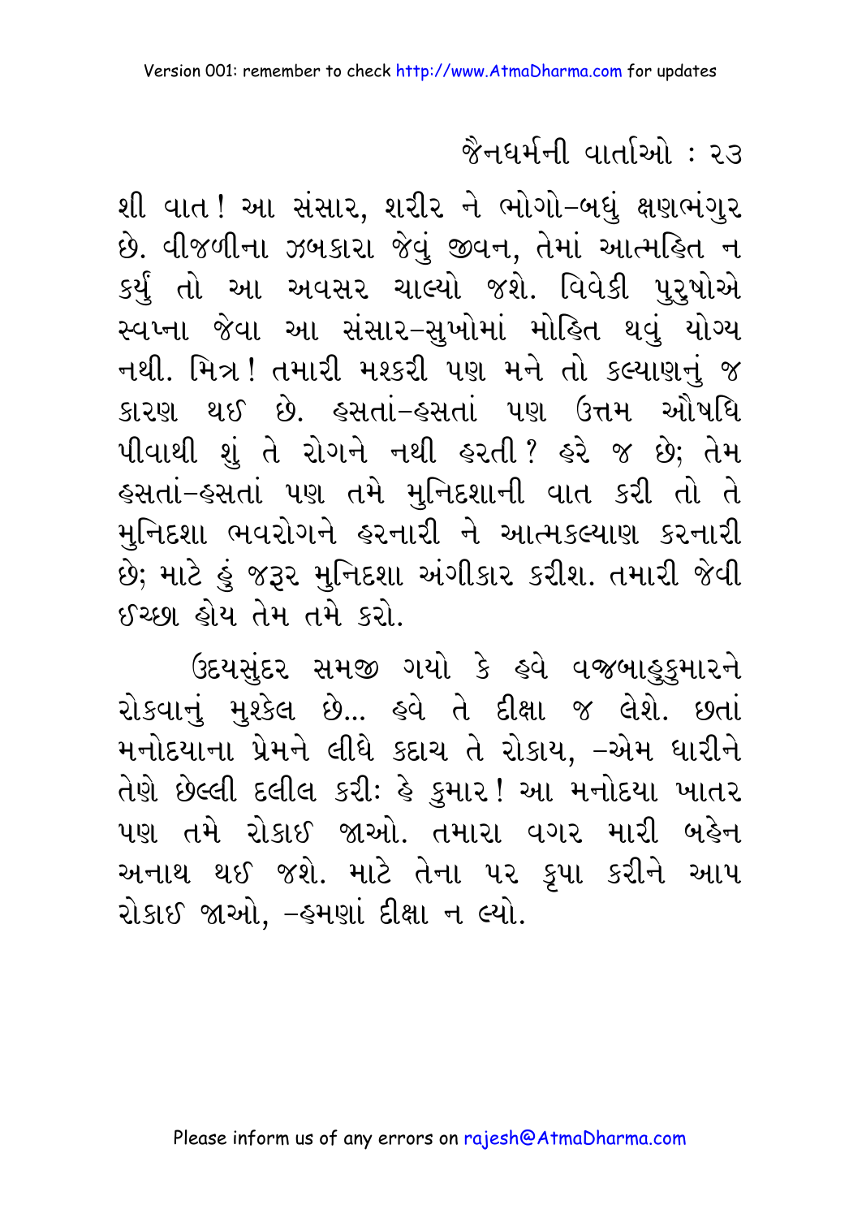શી વાત! આ સંસાર, શરીર ને ભોગો-બધું ક્ષણભંગુર છે. વીજળીના ઝબકારા જેવું જીવન, તેમાં આત્મહિત ન કર્યું તો આ અવસર ચાલ્યો જશે. વિવેકી પુરુષોએ સ્વપ્ના જેવા આ સંસાર-સુખોમાં મોહિત થવું યોગ્ય નથી. મિત્ર! તમારી મશ્કરી પણ મને તો કલ્યાણનું જ કારણ થઈ છે. હસતાં-હસતાં પણ ઉત્તમ ઔષધિ પીવાથી શું તે રોગને નથી હરતી? હરે જ છે; તેમ હસતાં-હસતાં પણ તમે મુનિદશાની વાત કરી તો તે મુનિદશા ભવરોગને હરનારી ને આત્મકલ્યાણ કરનારી છે; માટે હું જરૂર મુનિદશા અંગીકાર કરીશ. તમારી જેવી ઈચ્છા હોય તેમ તમે કરો.

ઉદયસુંદર સમજી ગયો કે હવે વજ્રબાહુકુમારને રોકવાનું મુશ્કેલ છે... હવે તે દીક્ષા જ લેશે. છતાં મનોદયાના પ્રેમને લીધે કદાચ તે રોકાય, -એમ ધારીને તેણે છેલ્લી દલીલ કરીઃ હે કુમાર! આ મનોદયા ખાતર પણ તમે રોકાઈ જાઓ. તમારા વગર મારી બહેન અનાથ થઈ જશે. માટે તેના પર કૃપા કરીને આપ રોકાઈ જાઓ, -હમણાં દીક્ષા ન લ્યો.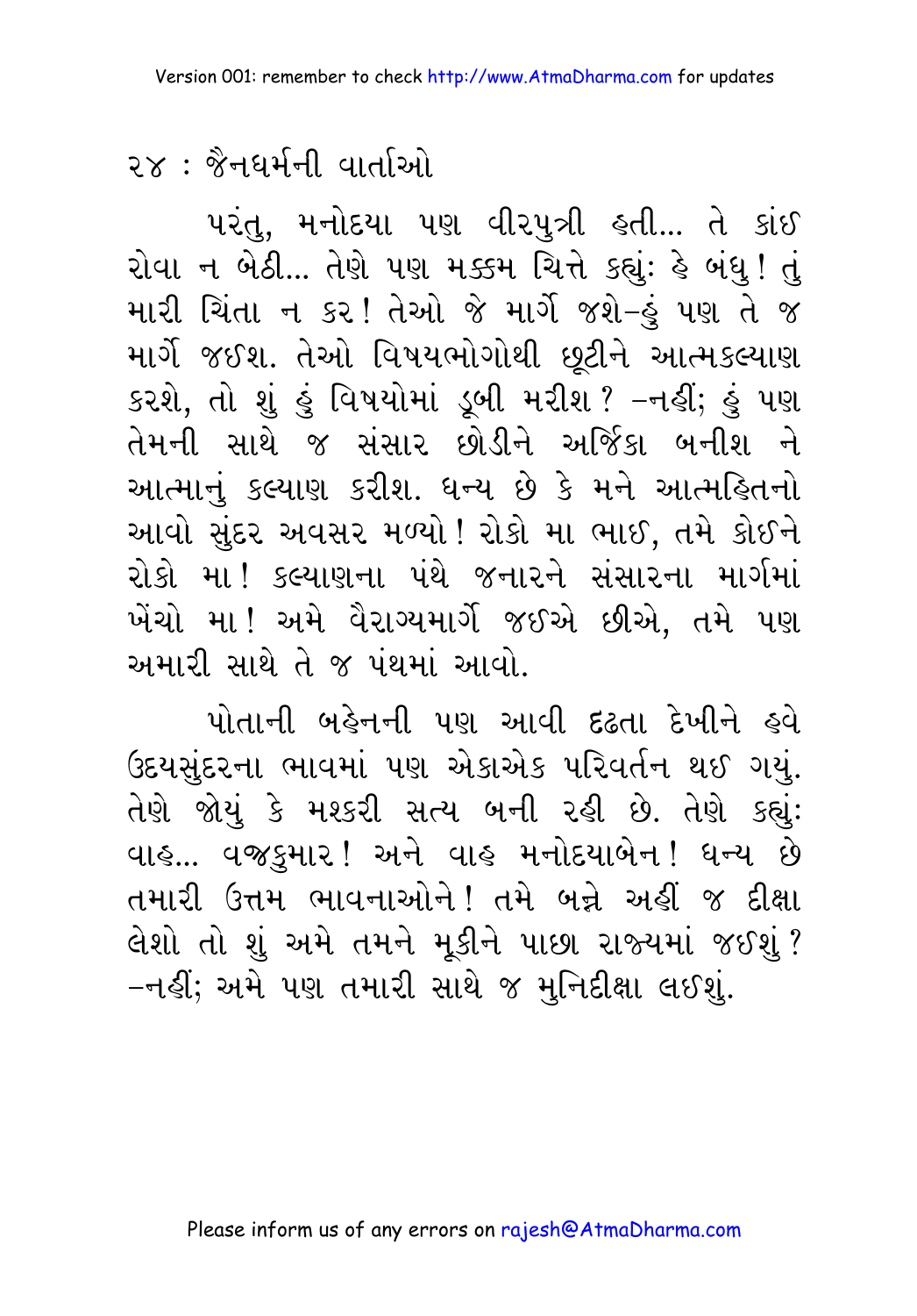પરંતુ, મનોદયા પણ વીરપુત્રી હતી... તે કાંઈ રોવા ન બેઠી... તેણે પણ મક્કમ ચિત્તે કહ્યું: હે બંધુ! તું મારી ચિંતા ન કર! તેઓ જે માર્ગે જશે–હું પણ તે જ માર્ગે જઈશ. તેઓ વિષયભોગોથી છૂટીને આત્મકલ્યાણ કરશે, તો શું હું વિષયોમાં ડૂબી મરીશ? –નહીં; હું પણ તેમની સાથે જ સંસાર છોડીને અર્જિકા બનીશ ને આત્માનું કલ્યાણ કરીશ. ધન્ય છે કે મને આત્મહિતનો આવો સુંદર અવસર મળ્યો! રોકો મા ભાઈ, તમે કોઈને રોકો મા! કલ્યાણના પંથે જનારને સંસારના માર્ગમાં ખેંચો મા! અમે વૈરાગ્યમાર્ગે જઈએ છીએ, તમે પણ અમારી સાથે તે જ પંથમાં આવો.

પોતાની બહેનની પણ આવી દ્રઢતા દેખીને હવે ઉદયસુંદરના ભાવમાં પણ એકાએક પરિવર્તન થઈ ગયું. તેણે જોયું કે મશ્કરી સત્ય બની રહી છે. તેણે કહ્યું: વાહ... વજ્રકુમાર! અને વાહ મનોદયાબેન! ધન્ય છે તમારી ઉત્તમ ભાવનાઓને! તમે બન્ને અહીં જ દીક્ષા લેશો તો શું અમે તમને મૂકીને પાછા રાજ્યમાં જઈશું? –નહીં; અમે પણ તમારી સાથે જ મુનિદીક્ષા લઈશું.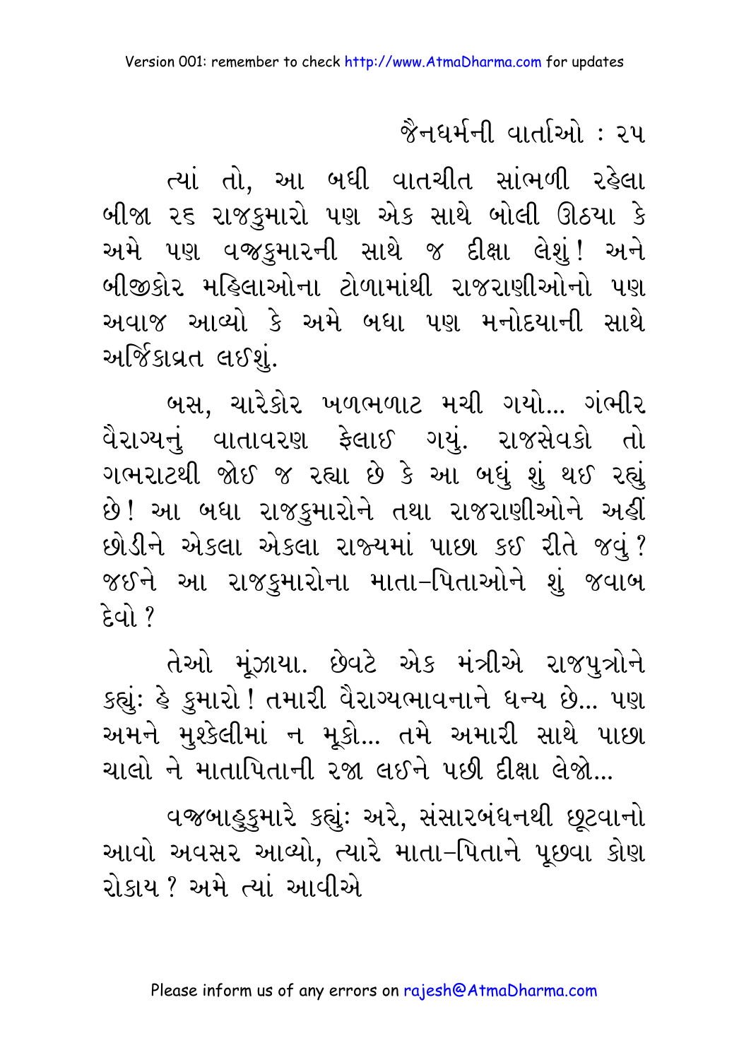ત્યાં તો, આ બધી વાતચીત સાંભળી રહેલા બીજા ૨૬ રાજકુમારો પણ એક સાથે બોલી ઊઠયા કે અમે પણ વજ્રકુમારની સાથે જ દીક્ષા લેશું! અને બીજીકોર મહિલાઓના ટોળામાંથી રાજરાણીઓનો પણ અવાજ આવ્યો કે અમે બધા પણ મનોદયાની સાથે અર્જિકાવ્રત લઈશું.

બસ, ચારેકોર ખળભળાટ મચી ગયો... ગંભીર વૈરાગ્યનું વાતાવરણ ફેલાઈ ગયું. રાજસેવકો તો ગભરાટથી જોઈ જ રહ્યા છે કે આ બધું શું થઈ રહ્યું છે! આ બધા રાજકુમારોને તથા રાજરાણીઓને અહીં છોડીને એકલા એકલા રાજ્યમાં પાછા કઈ રીતે જવું? જઈને આ રાજકુમારોના માતા-પિતાઓને શું જવાબ દેવો?

તેઓ મૂંઝાયા. છેવટે એક મંત્રીએ રાજપુત્રોને કહ્યું: હે કુમારો! તમારી વૈરાગ્યભાવનાને ધન્ય છે... પણ અમને મુશ્કેલીમાં ન મૂકો... તમે અમારી સાથે પાછા ચાલો ને માતાપિતાની રજા લઈને પછી દીક્ષા લેજો...

વજ્રબાહુકુમારે કહ્યું: અરે, સંસારબંધનથી છૂટવાનો આવો અવસર આવ્યો, ત્યારે માતા-પિતાને પૂછવા કોણ રોકાય? અમે ત્યાં આવીએ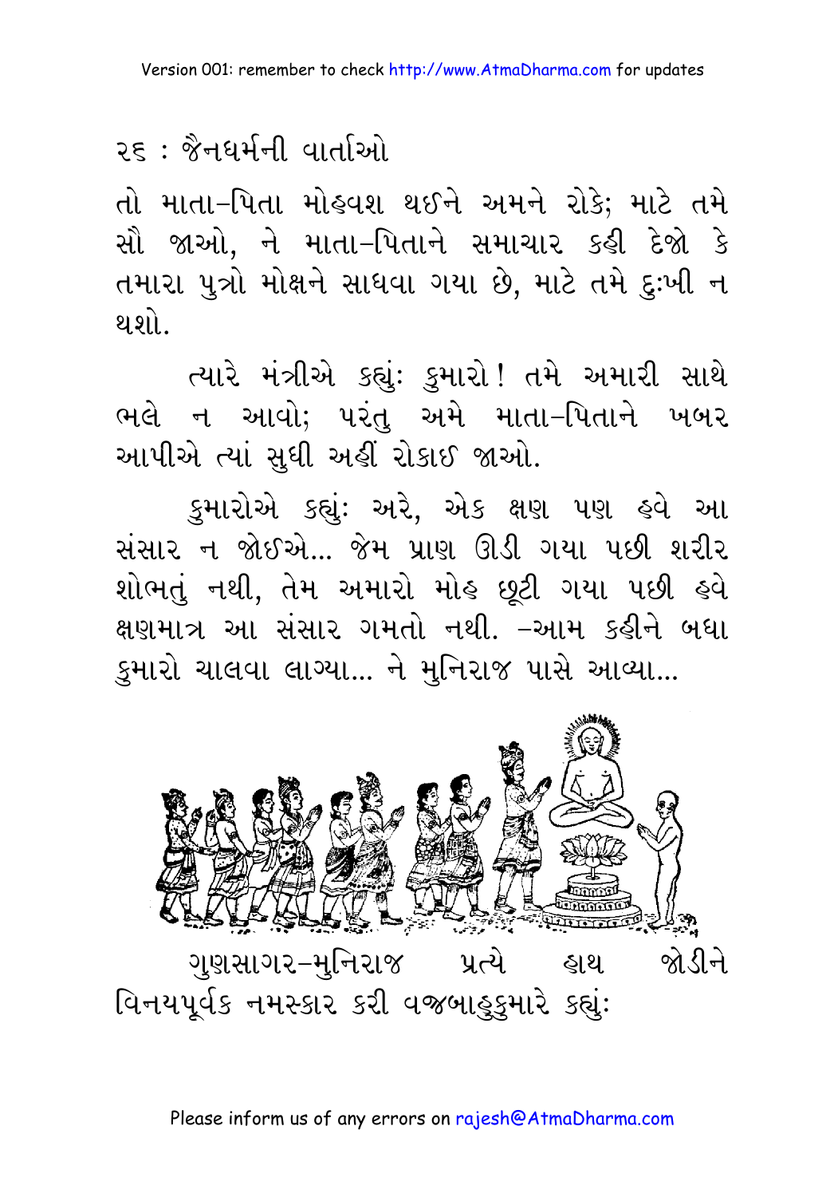તો માતા-પિતા મોહવશ થઈને અમને રોકે; માટે તમે સૌ જાઓ, ને માતા-પિતાને સમાચાર કહી દેજો કે તમારા પુત્રો મોક્ષને સાધવા ગયા છે, માટે તમે દુઃખી ન થશો.

ત્યારે મંત્રીએ કહ્યું: કુમારો! તમે અમારી સાથે ભલે ન આવો; પરંતુ અમે માતા-પિતાને ખબર આપીએ ત્યાં સુધી અહીં રોકાઈ જાઓ.

કુમારોએ કહ્યું: અરે, એક ક્ષણ પણ હવે આ સંસાર ન જોઈએ... જેમ પ્રાણ ઊડી ગયા પછી શરીર શોભતું નથી, તેમ અમારો મોહ છૂટી ગયા પછી હવે ક્ષણમાત્ર આ સંસાર ગમતો નથી. -આમ કહીને બધા કુમારો ચાલવા લાગ્યા... ને મુનિરાજ પાસે આવ્યા...

ગુણસાગર-મુનિરાજ પ્રત્યે હાથ જોડીને વિનયપૂર્વક નમસ્કાર કરી વજ્રબાહુકુમારે કહ્યું: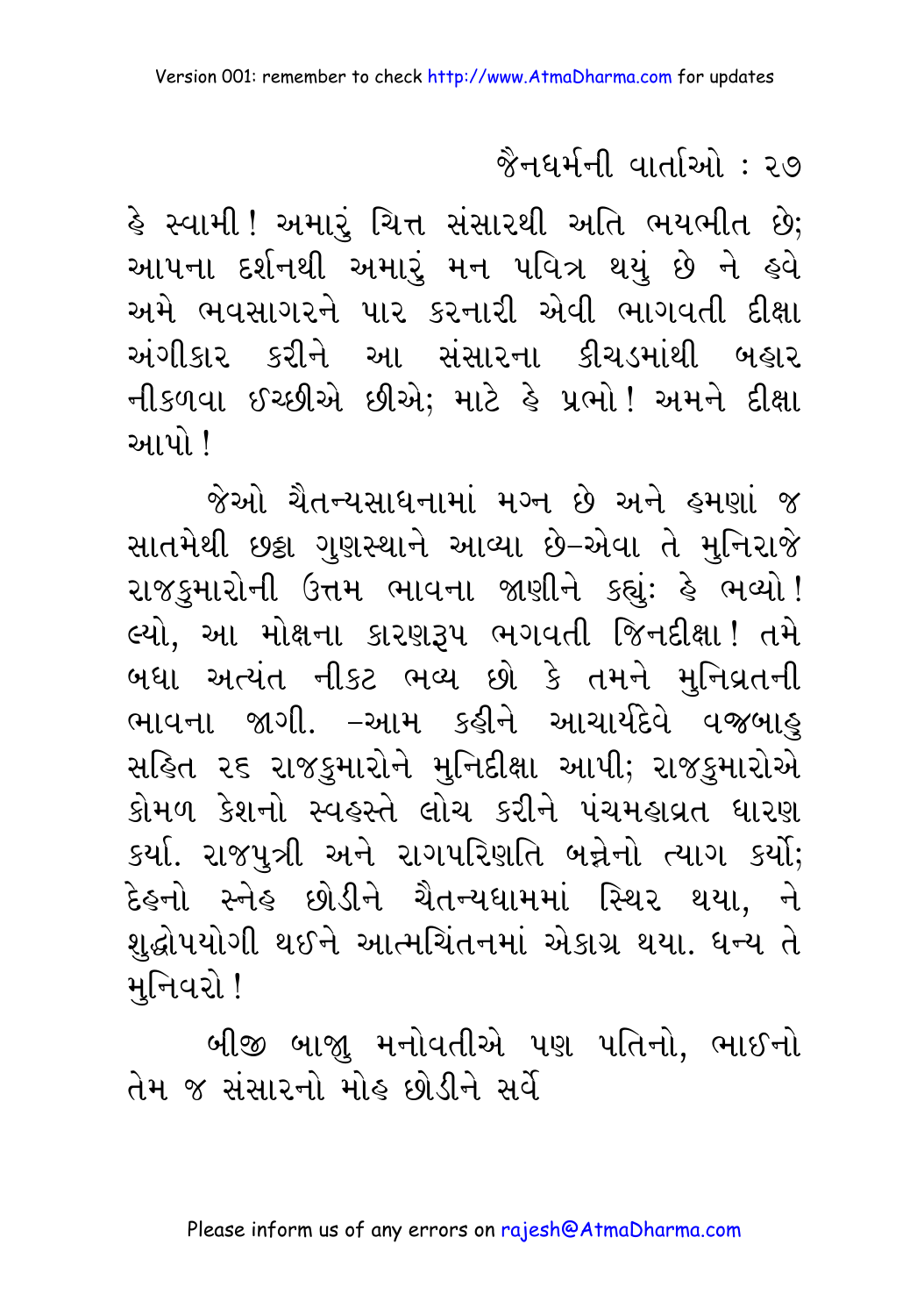હે સ્વામી! અમારું ચિત્ત સંસારથી અતિ ભયભીત છે; આપના દર્શનથી અમારું મન પવિત્ર થયું છે ને હવે અમે ભવસાગરને પાર કરનારી એવી ભાગવતી દીક્ષા અંગીકાર કરીને આ સંસારના કીચડમાંથી બહાર નીકળવા ઈચ્છીએ છીએ; માટે હે પ્રભો! અમને દીક્ષા આપો!

જેઓ ચૈતન્યસાધનામાં મગ્ન છે અને હમણાં જ સાતમેથી છઠ્ઠા ગુણસ્થાને આવ્યા છે-એવા તે મુનિરાજે રાજકુમારોની ઉત્તમ ભાવના જાણીને કહ્યું: હે ભવ્યો! લ્યો, આ મોક્ષના કારણરૂપ ભગવતી જિનદીક્ષા! તમે બધા અત્યંત નીકટ ભવ્ય છો કે તમને મુનિવ્રતની ભાવના જાગી. -આમ કહીને આચાર્યદેવે વજ્રબાહુ સહિત ૨૬ રાજકુમારોને મુનિદીક્ષા આપી; રાજકુમારોએ કોમળ કેશનો સ્વહસ્તે લોચ કરીને પંચમહાવ્રત ધારણ કર્યા. રાજપુત્રી અને રાગપરિણતિ બન્નેનો ત્યાગ કર્યો; દેહનો સ્નેહ છોડીને ચૈતન્યધામમાં સ્થિર થયા, ને શુદ્ધોપયોગી થઈને આત્મચિંતનમાં એકાગ્ર થયા. ધન્ય તે મુનિવરો!

બીજી બાજુ મનોવતીએ પણ પતિનો, ભાઈનો તેમ જ સંસારનો મોહ છોડીને સર્વે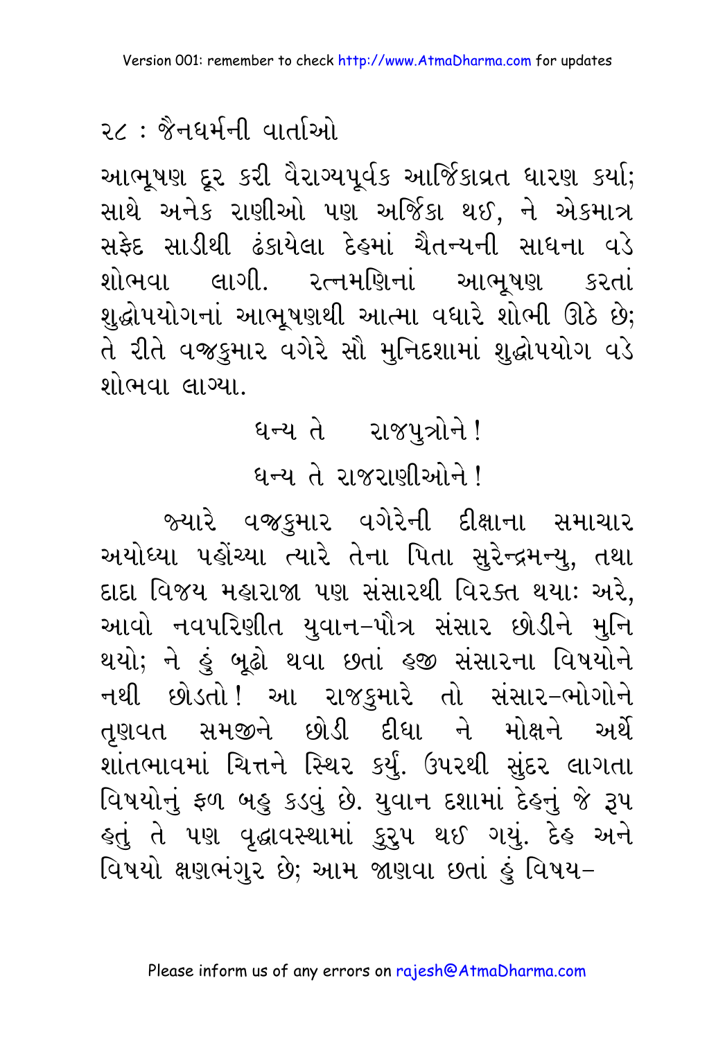આભૂષણ દૂર કરી વૈરાગ્યપૂર્વક આર્જિકાવ્રત ધારણ કર્યા; સાથે અનેક રાણીઓ પણ અર્જિકા થઈ, ને એકમાત્ર સફેદ સાડીથી ઢંકાયેલા દેહમાં ચૈતન્યની સાધના વડે શોભવા લાગી. રત્નમણિનાં આભૂષણ કરતાં શુદ્ધોપયોગનાં આભૂષણથી આત્મા વધારે શોભી ઊઠે છે; તે રીતે વજ્રકુમાર વગેરે સૌ મુનિદશામાં શુદ્ધોપયોગ વડે શોભવા લાગ્યા.

ધન્ય તે રાજપુત્રોને!

ધન્ય તે રાજરાણીઓને!

જ્યારે વજ્રકુમાર વગેરેની દીક્ષાના સમાચાર અયોધ્યા પહોંચ્યા ત્યારે તેના પિતા સુરેન્દ્રમન્યુ, તથા દાદા વિજય મહારાજા પણ સંસારથી વિરક્ત થયા: અરે, આવો નવપરિણીત યુવાન-પૌત્ર સંસાર છોડીને મુનિ થયો; ને હું બૂઢો થવા છતાં હજી સંસારના વિષયોને નથી છોડતો! આ રાજકુમારે તો સંસાર-ભોગોને તૃણવત સમજીને છોડી દીધા ને મોક્ષને અર્થે શાંતભાવમાં ચિત્તને સ્થિર કર્યું. ઉપરથી સુંદર લાગતા વિષયોનું ફળ બહુ કડવું છે. યુવાન દશામાં દેહનું જે રૂપ હતું તે પણ વૃદ્ધાવસ્થામાં કુરુપ થઈ ગયું. દેહ અને વિષયો ક્ષણભંગુર છે; આમ જાણવા છતાં હું વિષય-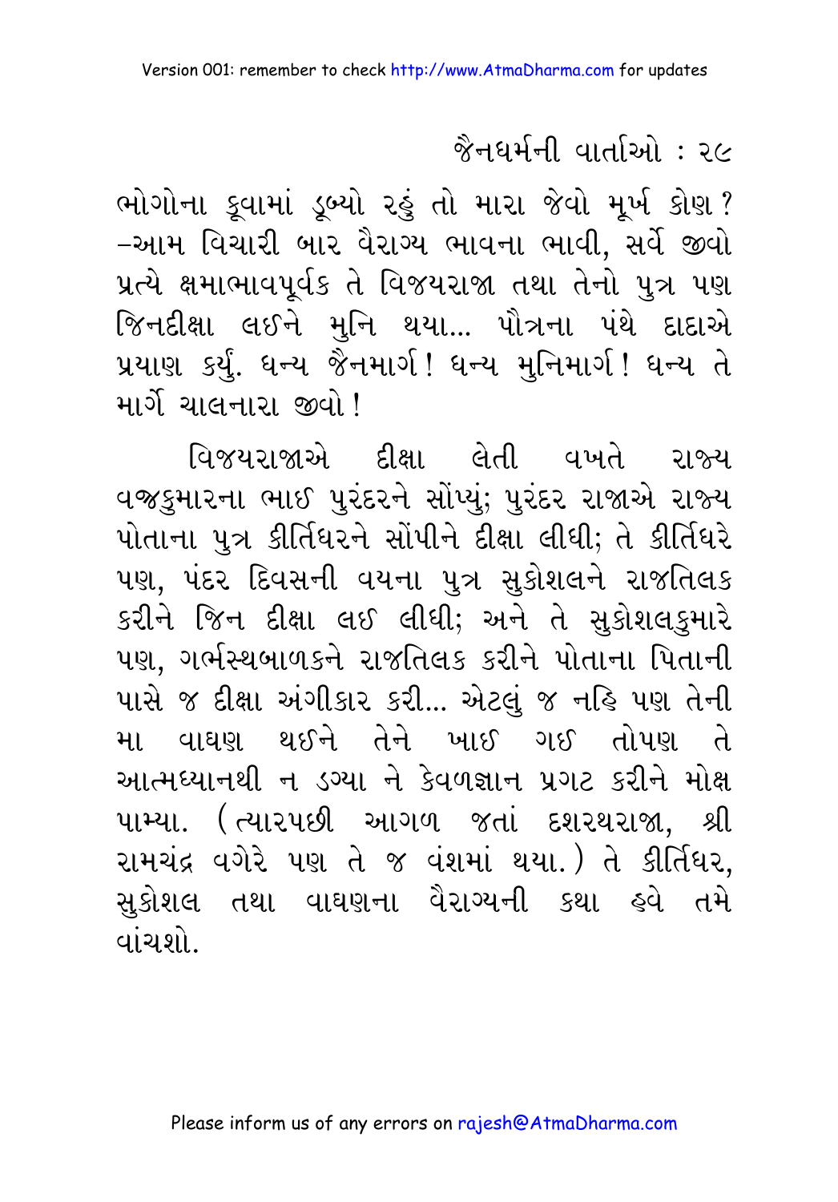ભોગોના કૂવામાં ડૂબ્યો રહું તો મારા જેવો મૂર્ખ કોણ? –આમ વિચારી બાર વૈરાગ્ય ભાવના ભાવી, સર્વે જીવો પ્રત્યે ક્ષમાભાવપૂર્વક તે વિજયરાજા તથા તેનો પુત્ર પણ જિનદીક્ષા લઈને મુનિ થયા... પૌત્રના પંથે દાદાએ પ્રયાણ કર્યું. ધન્ય જૈનમાર્ગ! ધન્ય મુનિમાર્ગ! ધન્ય તે માર્ગે ચાલનારા જીવો!

વિજયરાજાએ દીક્ષા લેતી વખતે રાજ્ય વજ્રકુમારના ભાઈ પુરંદરને સોંપ્યું; પુરંદર રાજાએ રાજ્ય પોતાના પુત્ર કીર્તિધરને સોંપીને દીક્ષા લીધી; તે કીર્તિધરે પણ, પંદર દિવસની વયના પુત્ર સુકોશલને રાજતિલક કરીને જિન દીક્ષા લઈ લીધી; અને તે સુકોશલકુમારે પણ, ગર્ભસ્થબાળકને રાજતિલક કરીને પોતાના પિતાની પાસે જ દીક્ષા અંગીકાર કરી... એટલું જ નહિ પણ તેની મા વાઘણ થઈને તેને ખાઈ ગઈ તોપણ તે આત્મધ્યાનથી ન ડગ્યા ને કેવળજ્ઞાન પ્રગટ કરીને મોક્ષ પામ્યા. (ત્યારપછી આગળ જતાં દશરથરાજા, શ્રી રામચંદ્ર વગેરે પણ તે જ વંશમાં થયા.) તે કીર્તિધર, સુકોશલ તથા વાઘણના વૈરાગ્યની કથા હવે તમે વાંચશો.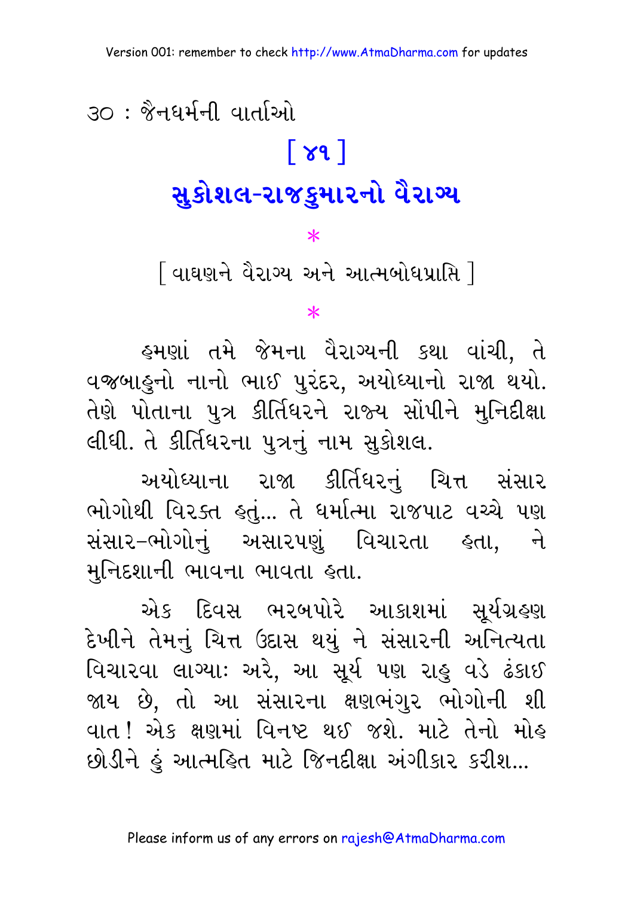# [ ૪૧ ]

## સુકોશલ-રાજકુમારનો વૈરાગ્ય

*

[ વાઘણને વૈરાગ્ય અને આત્મબોધપ્રાપ્તિ ]

*

હમણાં તમે જેમના વૈરાગ્યની કથા વાંચી, તે વજ્રબાહુનો નાનો ભાઈ પુરંદર, અયોધ્યાનો રાજા થયો. તેણે પોતાના પુત્ર કીર્તિધરને રાજ્ય સોંપીને મુનિદીક્ષા લીધી. તે કીર્તિધરના પુત્રનું નામ સુકોશલ.

અયોધ્યાના રાજા કીર્તિધરનું ચિત્ત સંસાર ભોગોથી વિરક્ત હતું... તે ધર્માત્મા રાજપાટ વચ્ચે પણ સંસાર-ભોગોનું અસારપણું વિચારતા હતા, ને મુનિદશાની ભાવના ભાવતા હતા.

એક દિવસ ભરબપોરે આકાશમાં સૂર્યગ્રહણ દેખીને તેમનું ચિત્ત ઉદાસ થયું ને સંસારની અનિત્યતા વિચારવા લાગ્યાઃ અરે, આ સૂર્ય પણ રાહુ વડે ઢંકાઈ જાય છે, તો આ સંસારના ક્ષણભંગુર ભોગોની શી વાત! એક ક્ષણમાં વિનષ્ટ થઈ જશે. માટે તેનો મોહ છોડીને હું આત્મહિત માટે જિનદીક્ષા અંગીકાર કરીશ...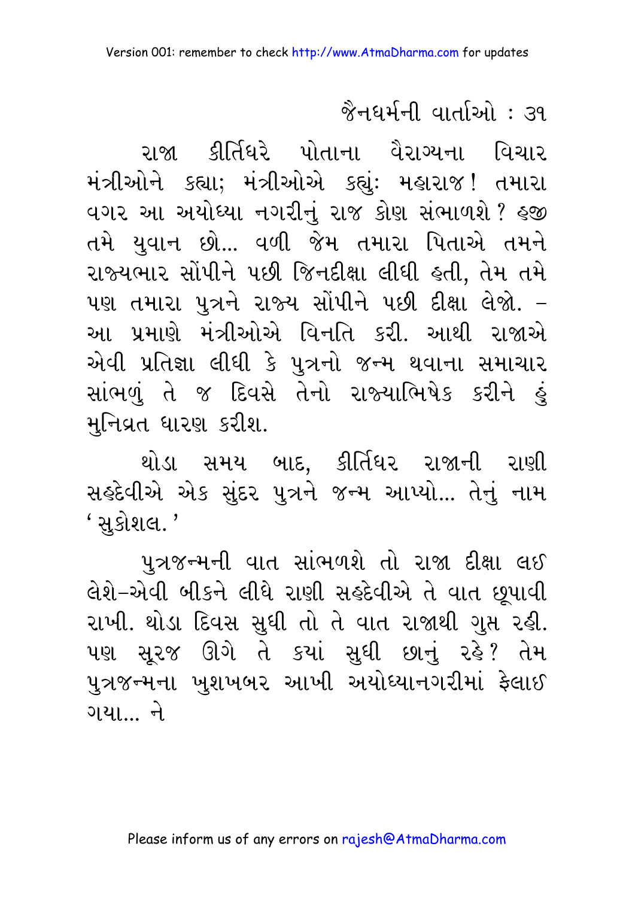રાજા કીર્તિધરે પોતાના વૈરાગ્યના વિચાર મંત્રીઓને કહ્યા; મંત્રીઓએ કહ્યું: મહારાજ! તમારા વગર આ અયોધ્યા નગરીનું રાજ કોણ સંભાળશે? હજી તમે યુવાન છો... વળી જેમ તમારા પિતાએ તમને રાજ્યભાર સોંપીને પછી જિનદીક્ષા લીધી હતી, તેમ તમે પણ તમારા પુત્રને રાજ્ય સોંપીને પછી દીક્ષા લેજો. – આ પ્રમાણે મંત્રીઓએ વિનતિ કરી. આથી રાજાએ એવી પ્રતિજ્ઞા લીધી કે પુત્રનો જન્મ થવાના સમાચાર સાંભળું તે જ દિવસે તેનો રાજ્યાભિષેક કરીને હું મુનિવ્રત ધારણ કરીશ.

થોડા સમય બાદ, કીર્તિધર રાજાની રાણી સહદેવીએ એક સુંદર પુત્રને જન્મ આપ્યો... તેનું નામ 'સુકોશલ.'

પુત્રજન્મની વાત સાંભળશે તો રાજા દીક્ષા લઈ લેશે–એવી બીકને લીધે રાણી સહદેવીએ તે વાત છૂપાવી રાખી. થોડા દિવસ સુધી તો તે વાત રાજાથી ગુપ્ત રહી. પણ સૂરજ ઊગે તે ક્યાં સુધી છાનું રહે? તેમ પુત્રજન્મના ખુશખબર આખી અયોધ્યાનગરીમાં ફેલાઈ ગયા... ને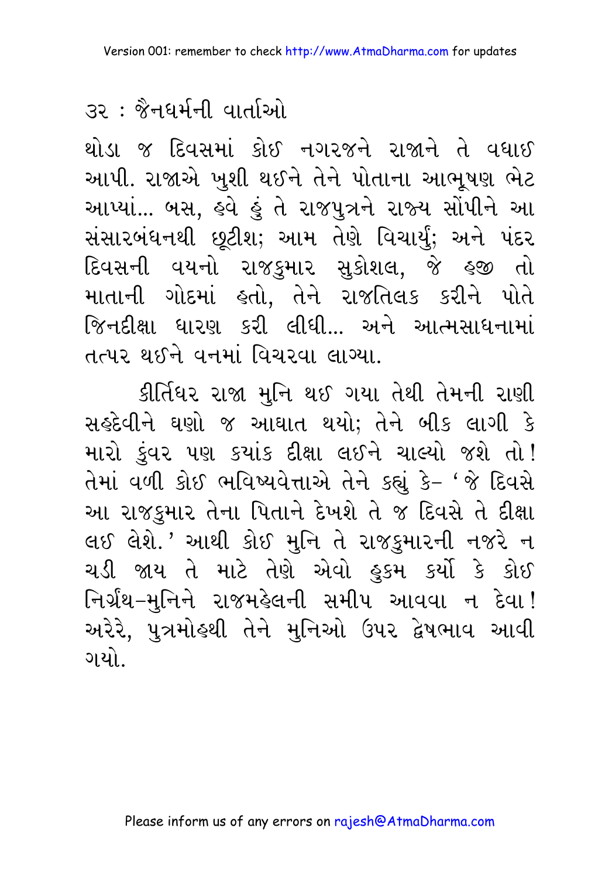થોડા જ દિવસમાં કોઈ નગરજને રાજાને તે વધાઈ આપી. રાજાએ ખુશી થઈને તેને પોતાના આભૂષણ ભેટ આપ્યાં... બસ, હવે હું તે રાજપુત્રને રાજ્ય સોંપીને આ સંસારબંધનથી છૂટીશ; આમ તેણે વિચાર્યું; અને પંદર દિવસની વયનો રાજકુમાર સુકોશલ, જે હજી તો માતાની ગોદમાં હતો, તેને રાજતિલક કરીને પોતે જિનદીક્ષા ધારણ કરી લીધી... અને આત્મસાધનામાં તત્પર થઈને વનમાં વિચરવા લાગ્યા.

કીર્તિધર રાજા મુનિ થઈ ગયા તેથી તેમની રાણી સહદેવીને ઘણો જ આઘાત થયો; તેને બીક લાગી કે મારો કુંવર પણ ક્યાંક દીક્ષા લઈને ચાલ્યો જશે તો! તેમાં વળી કોઈ ભવિષ્યવેત્તાએ તેને કહ્યું કે– 'જે દિવસે આ રાજકુમાર તેના પિતાને દેખશે તે જ દિવસે તે દીક્ષા લઈ લેશે.' આથી કોઈ મુનિ તે રાજકુમારની નજરે ન ચડી જાય તે માટે તેણે એવો હુકમ કર્યો કે કોઈ નિર્ગ્રંથ–મુનિને રાજમહેલની સમીપ આવવા ન દેવા! અરેરે, પુત્રમોહથી તેને મુનિઓ ઉપર દ્વેષભાવ આવી ગયો.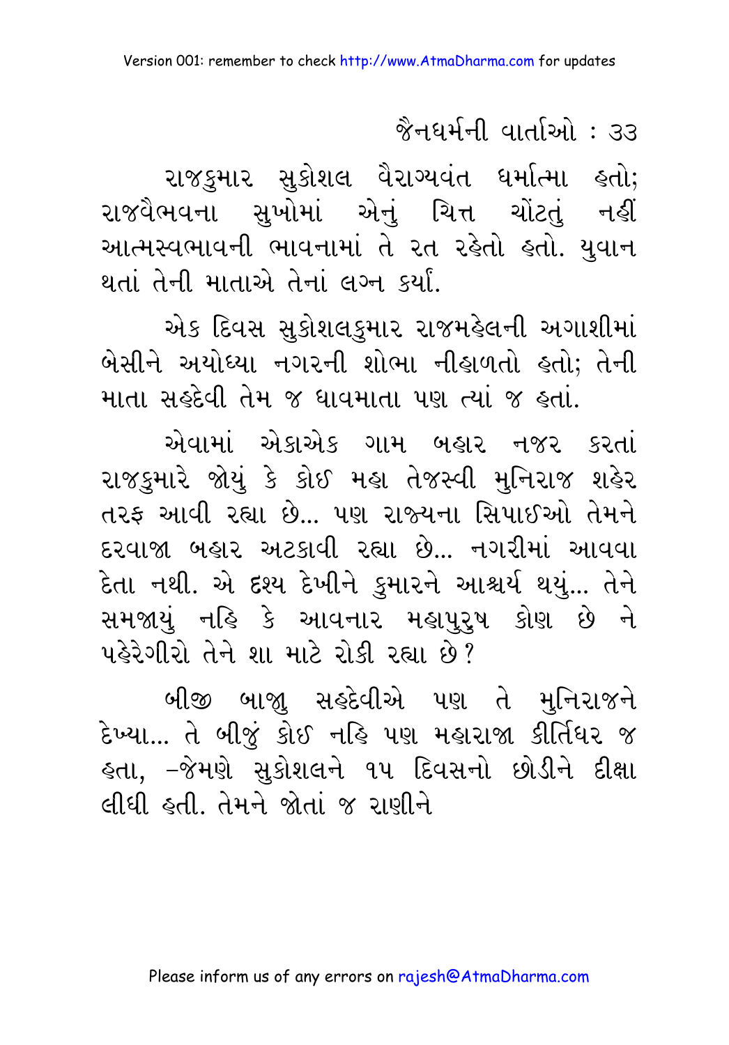રાજકુમાર સુકોશલ વૈરાગ્યવંત ધર્માત્મા હતો; રાજવૈભવના સુખોમાં એનું ચિત્ત ચોંટતું નહીં આત્મસ્વભાવની ભાવનામાં તે રત રહેતો હતો. યુવાન થતાં તેની માતાએ તેનાં લગ્ન કર્યાં.

એક દિવસ સુકોશલકુમાર રાજમહેલની અગાશીમાં બેસીને અયોધ્યા નગરની શોભા નીહાળતો હતો; તેની માતા સહદેવી તેમ જ ધાવમાતા પણ ત્યાં જ હતાં.

એવામાં એકાએક ગામ બહાર નજર કરતાં રાજકુમારે જોયું કે કોઈ મહા તેજસ્વી મુનિરાજ શહેર તરફ આવી રહ્યા છે... પણ રાજ્યના સિપાઈઓ તેમને દરવાજા બહાર અટકાવી રહ્યા છે... નગરીમાં આવવા દેતા નથી. એ દૃશ્ય દેખીને કુમારને આશ્ચર્ય થયું... તેને સમજાયું નહિ કે આવનાર મહાપુરુષ કોણ છે ને પહેરેગીરો તેને શા માટે રોકી રહ્યા છે?

બીજી બાજુ સહદેવીએ પણ તે મુનિરાજને દેખ્યા... તે બીજું કોઈ નહિ પણ મહારાજા કીર્તિધર જ હતા, –જેમણે સુકોશલને ૧૫ દિવસનો છોડીને દીક્ષા લીધી હતી. તેમને જોતાં જ રાણીને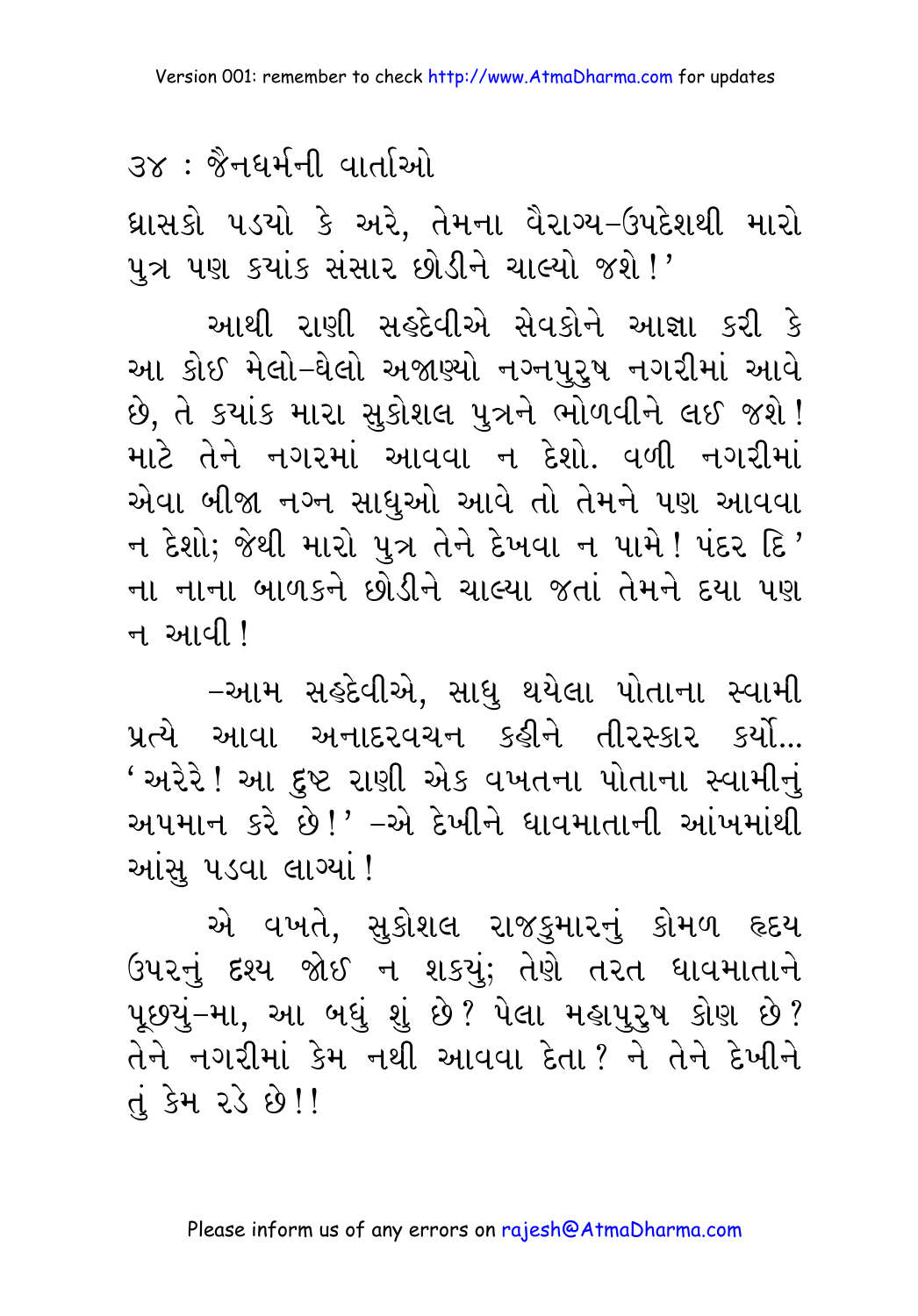ધ્રાસકો પડયો કે અરે, તેમના વૈરાગ્ય-ઉપદેશથી મારો પુત્ર પણ કયાંક સંસાર છોડીને ચાલ્યો જશે!'

આથી રાણી સહદેવીએ સેવકોને આજ્ઞા કરી કે આ કોઈ મેલો-ઘેલો અજાણ્યો નગ્નપુરુષ નગરીમાં આવે છે, તે કયાંક મારા સુકોશલ પુત્રને ભોળવીને લઈ જશે! માટે તેને નગરમાં આવવા ન દેશો. વળી નગરીમાં એવા બીજા નગ્ન સાધુઓ આવે તો તેમને પણ આવવા ન દેશો; જેથી મારો પુત્ર તેને દેખવા ન પામે! પંદર દિ' ના નાના બાળકને છોડીને ચાલ્યા જતાં તેમને દયા પણ ન આવી!

-આમ સહદેવીએ, સાધુ થયેલા પોતાના સ્વામી પ્રત્યે આવા અનાદરવચન કહીને તીરસ્કાર કર્યો... 'અરેરે! આ દુષ્ટ રાણી એક વખતના પોતાના સ્વામીનું અપમાન કરે છે!' -એ દેખીને ધાવમાતાની આંખમાંથી આંસુ પડવા લાગ્યાં!

એ વખતે, સુકોશલ રાજકુમારનું કોમળ હૃદય ઉપરનું દશ્ય જોઈ ન શકયું; તેણે તરત ધાવમાતાને પૂછયું-મા, આ બધું શું છે? પેલા મહાપુરુષ કોણ છે? તેને નગરીમાં કેમ નથી આવવા દેતા? ને તેને દેખીને તું કેમ રડે છે!!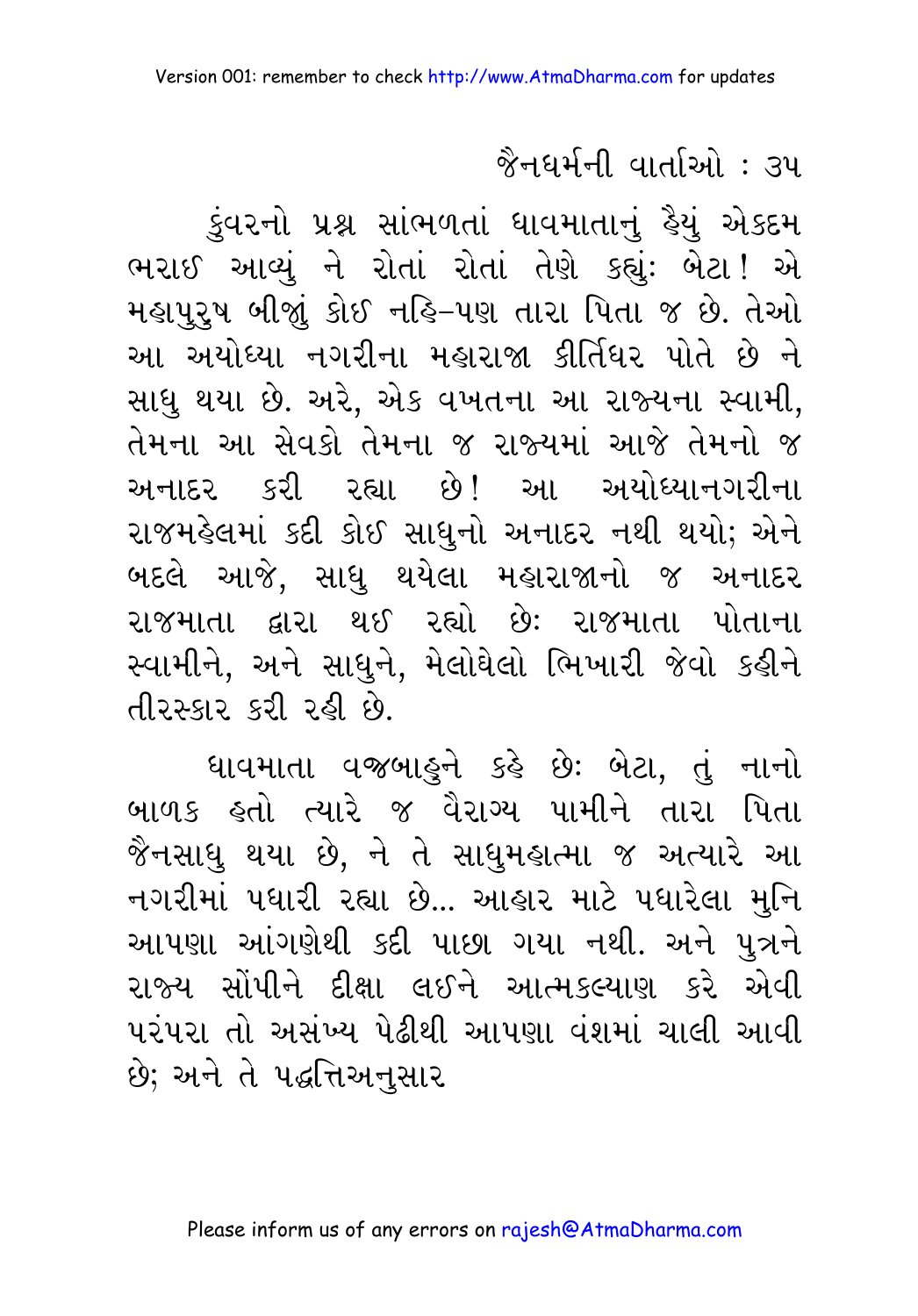કુંવરનો પ્રશ્ન સાંભળતાં ધાવમાતાનું હૈયું એકદમ ભરાઈ આવ્યું ને રોતાં રોતાં તેણે કહ્યું: બેટા! એ મહાપુરુષ બીજાં કોઈ નહિ–પણ તારા પિતા જ છે. તેઓ આ અયોધ્યા નગરીના મહારાજા કીર્તિધર પોતે છે ને સાધુ થયા છે. અરે, એક વખતના આ રાજ્યના સ્વામી, તેમના આ સેવકો તેમના જ રાજ્યમાં આજે તેમનો જ અનાદર કરી રહ્યા છે! આ અયોધ્યાનગરીના રાજમહેલમાં કદી કોઈ સાધુનો અનાદર નથી થયો; એને બદલે આજે, સાધુ થયેલા મહારાજાનો જ અનાદર રાજમાતા દ્વારા થઈ રહ્યો છેઃ રાજમાતા પોતાના સ્વામીને, અને સાધુને, મેલોઘેલો ભિખારી જેવો કહીને તીરસ્કાર કરી રહી છે.

ધાવમાતા વજ્રબાહુને કહે છેઃ બેટા, તું નાનો બાળક હતો ત્યારે જ વૈરાગ્ય પામીને તારા પિતા જૈનસાધુ થયા છે, ને તે સાધુમહાત્મા જ અત્યારે આ નગરીમાં પધારી રહ્યા છે... આહાર માટે પધારેલા મુનિ આપણા આંગણેથી કદી પાછા ગયા નથી. અને પુત્રને રાજ્ય સોંપીને દીક્ષા લઈને આત્મકલ્યાણ કરે એવી પરંપરા તો અસંખ્ય પેઢીથી આપણા વંશમાં ચાલી આવી છે; અને તે પદ્ધત્તિઅનુસાર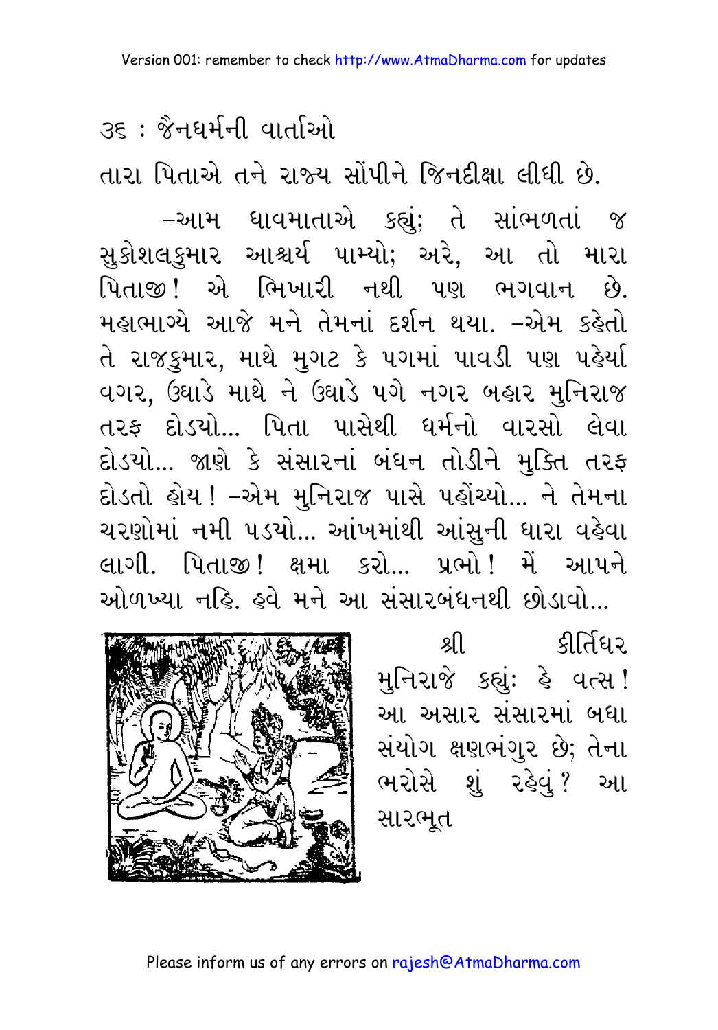તારા પિતાએ તને રાજ્ય સોંપીને જિનદીક્ષા લીધી છે.

–આમ ધાવમાતાએ કહ્યું; તે સાંભળતાં જ સુકોશલકુમાર આશ્ચર્ય પામ્યો; અરે, આ તો મારા પિતાજી! એ ભિખારી નથી પણ ભગવાન છે. મહાભાગ્યે આજે મને તેમનાં દર્શન થયા. –એમ કહેતો તે રાજકુમાર, માથે મુગટ કે પગમાં પાવડી પણ પહેર્યા વગર, ઉઘાડે માથે ને ઉઘાડે પગે નગર બહાર મુનિરાજ તરફ દોડયો... પિતા પાસેથી ધર્મનો વારસો લેવા દોડયો... જાણે કે સંસારનાં બંધન તોડીને મુક્તિ તરફ દોડતો હોય! –એમ મુનિરાજ પાસે પહોંચ્યો... ને તેમના ચરણોમાં નમી પડયો... આંખમાંથી આંસુની ધારા વહેવા લાગી. પિતાજી! ક્ષમા કરો... પ્રભો! મેં આપને ઓળખ્યા નહિ. હવે મને આ સંસારબંધનથી છોડાવો...

શ્રી કીર્તિધર મુનિરાજે કહ્યું: હે વત્સ! આ અસાર સંસારમાં બધા સંયોગ ક્ષણભંગુર છે; તેના ભરોસે શું રહેવું? આ સારભૂત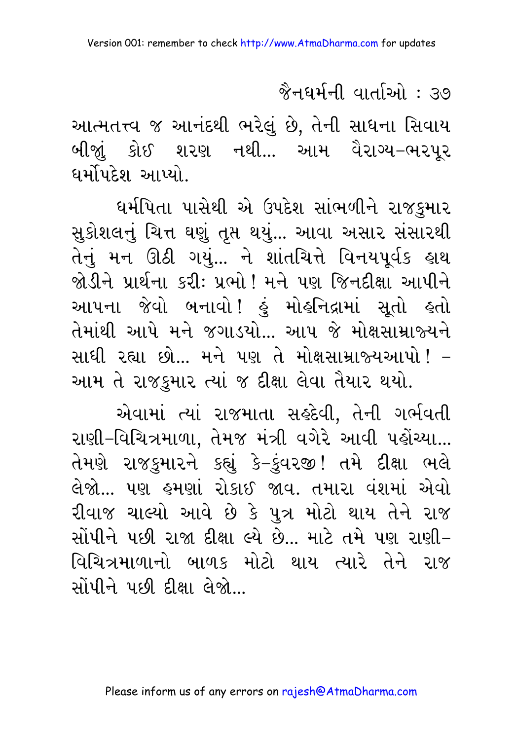આત્મતત્ત્વ જ આનંદથી ભરેલું છે, તેની સાધના સિવાય બીજાું કોઈ શરણ નથી... આમ વૈરાગ્ય-ભરપૂર ધર્મોપદેશ આપ્યો.

ધર્મપિતા પાસેથી એ ઉપદેશ સાંભળીને રાજકુમાર સુકોશલનું ચિત્ત ઘણું તૃપ્ત થયું... આવા અસાર સંસારથી તેનું મન ઊઠી ગયું... ને શાંતચિત્તે વિનયપૂર્વક હાથ જોડીને પ્રાર્થના કરીઃ પ્રભો! મને પણ જિનદીક્ષા આપીને આપના જેવો બનાવો! હું મોહનિદ્રામાં સૂતો હતો તેમાંથી આપે મને જગાડયો... આપ જે મોક્ષસામ્રાજ્યને સાધી રહ્યા છો... મને પણ તે મોક્ષસામ્રાજ્યઆપો! – આમ તે રાજકુમાર ત્યાં જ દીક્ષા લેવા તૈયાર થયો.

એવામાં ત્યાં રાજમાતા સહદેવી, તેની ગર્ભવતી રાણી-વિચિત્રમાળા, તેમજ મંત્રી વગેરે આવી પહોંચ્યા... તેમણે રાજકુમારને કહ્યું કે-કુંવરજી! તમે દીક્ષા ભલે લેજો... પણ હમણાં રોકાઈ જાવ. તમારા વંશમાં એવો રીવાજ ચાલ્યો આવે છે કે પુત્ર મોટો થાય તેને રાજ સોંપીને પછી રાજા દીક્ષા લ્યે છે... માટે તમે પણ રાણી-વિચિત્રમાળાનો બાળક મોટો થાય ત્યારે તેને રાજ સોંપીને પછી દીક્ષા લેજો...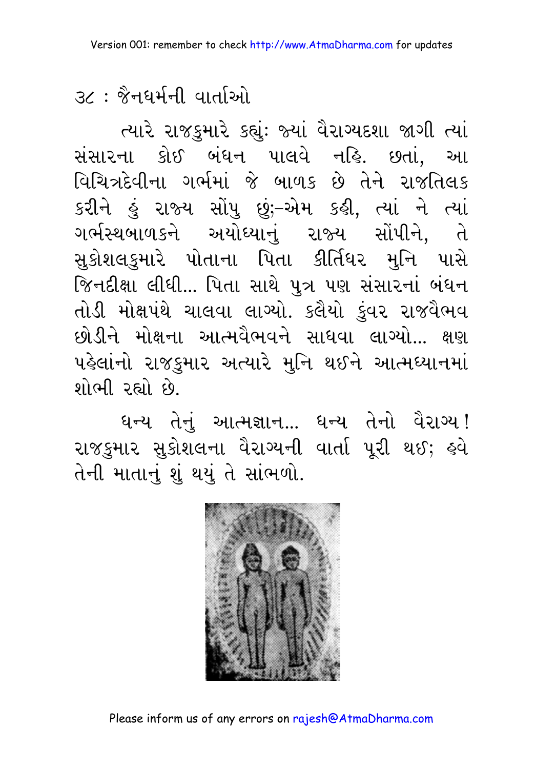ત્યારે રાજકુમારે કહ્યું: જ્યાં વૈરાગ્યદશા જાગી ત્યાં સંસારના કોઈ બંધન પાલવે નહિ. છતાં, આ વિચિત્રદેવીના ગર્ભમાં જે બાળક છે તેને રાજતિલક કરીને હું રાજ્ય સોંપુ છું;–એમ કહી, ત્યાં ને ત્યાં ગર્ભસ્થબાળકને અયોધ્યાનું રાજ્ય સોંપીને, તે સુકોશલકુમારે પોતાના પિતા કીર્તિધર મુનિ પાસે જિનદીક્ષા લીધી... પિતા સાથે પુત્ર પણ સંસારનાં બંધન તોડી મોક્ષપંથે ચાલવા લાગ્યો. કલૈયો કુંવર રાજવૈભવ છોડીને મોક્ષના આત્મવૈભવને સાધવા લાગ્યો... ક્ષણ પહેલાંનો રાજકુમાર અત્યારે મુનિ થઈને આત્મધ્યાનમાં શોભી રહ્યો છે.

ધન્ય તેનું આત્મજ્ઞાન... ધન્ય તેનો વૈરાગ્ય! રાજકુમાર સુકોશલના વૈરાગ્યની વાર્તા પૂરી થઈ; હવે તેની માતાનું શું થયું તે સાંભળો.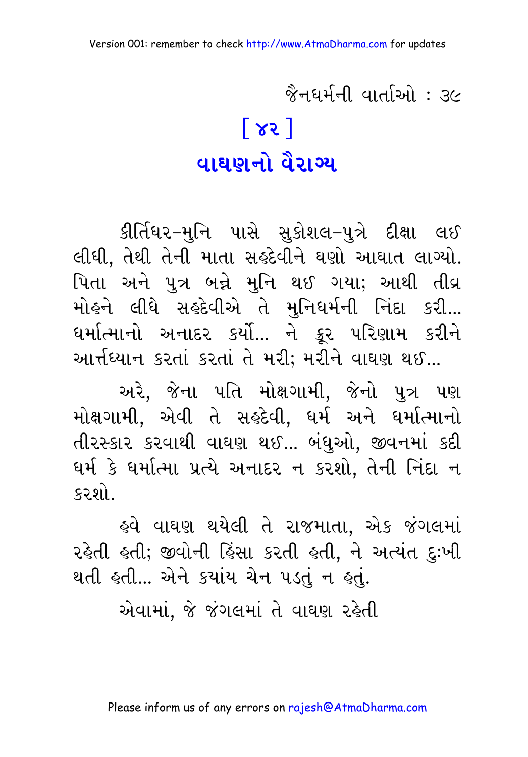# [ ૪૨ ]

## વાઘણનો વૈરાગ્ય

કીર્તિધર-મુનિ પાસે સુકોશલ-પુત્રે દીક્ષા લઈ લીધી, તેથી તેની માતા સહદેવીને ઘણો આઘાત લાગ્યો. પિતા અને પુત્ર બન્ને મુનિ થઈ ગયા; આથી તીવ્ર મોહને લીધે સહદેવીએ તે મુનિધર્મની નિંદા કરી... ધર્માત્માનો અનાદર કર્યો... ને ક્રૂર પરિણામ કરીને આર્ત્તધ્યાન કરતાં કરતાં તે મરી; મરીને વાઘણ થઈ...

અરે, જેના પતિ મોક્ષગામી, જેનો પુત્ર પણ મોક્ષગામી, એવી તે સહદેવી, ધર્મ અને ધર્માત્માનો તીરસ્કાર કરવાથી વાઘણ થઈ... બંધુઓ, જીવનમાં કદી ધર્મ કે ધર્માત્મા પ્રત્યે અનાદર ન કરશો, તેની નિંદા ન કરશો.

હવે વાઘણ થયેલી તે રાજમાતા, એક જંગલમાં રહેતી હતી; જીવોની હિંસા કરતી હતી, ને અત્યંત દુઃખી થતી હતી... એને ક્યાંય ચેન પડતું ન હતું.

એવામાં, જે જંગલમાં તે વાઘણ રહેતી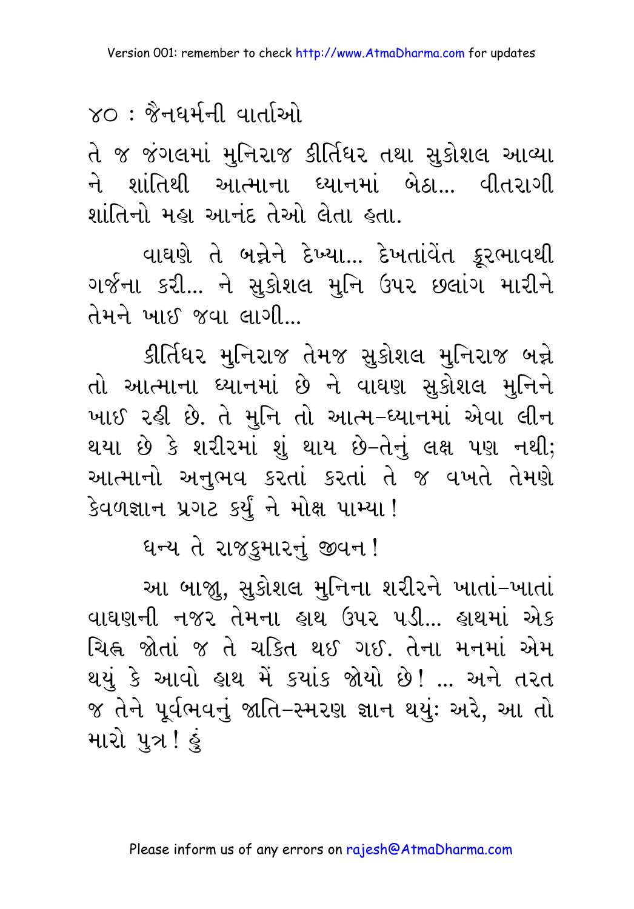તે જ જંગલમાં મુનિરાજ કીર્તિધર તથા સુકોશલ આવ્યા ને શાંતિથી આત્માના ધ્યાનમાં બેઠા... વીતરાગી શાંતિનો મહા આનંદ તેઓ લેતા હતા.

વાઘણે તે બન્નેને દેખ્યા... દેખતાંવેંત ક્રૂરભાવથી ગર્જના કરી... ને સુકોશલ મુનિ ઉપર છલાંગ મારીને તેમને ખાઈ જવા લાગી...

કીર્તિધર મુનિરાજ તેમજ સુકોશલ મુનિરાજ બન્ને તો આત્માના ધ્યાનમાં છે ને વાઘણ સુકોશલ મુનિને ખાઈ રહી છે. તે મુનિ તો આત્મ-ધ્યાનમાં એવા લીન થયા છે કે શરીરમાં શું થાય છે-તેનું લક્ષ પણ નથી; આત્માનો અનુભવ કરતાં કરતાં તે જ વખતે તેમણે કેવળજ્ઞાન પ્રગટ કર્યું ને મોક્ષ પામ્યા!

ધન્ય તે રાજકુમારનું જીવન!

આ બાજુ, સુકોશલ મુનિના શરીરને ખાતાં-ખાતાં વાઘણની નજર તેમના હાથ ઉપર પડી... હાથમાં એક ચિહ્ન જોતાં જ તે ચકિત થઈ ગઈ. તેના મનમાં એમ થયું કે આવો હાથ મેં ક્યાંક જોયો છે! ... અને તરત જ તેને પૂર્વભવનું જાતિ-સ્મરણ જ્ઞાન થયું: અરે, આ તો મારો પુત્ર! હું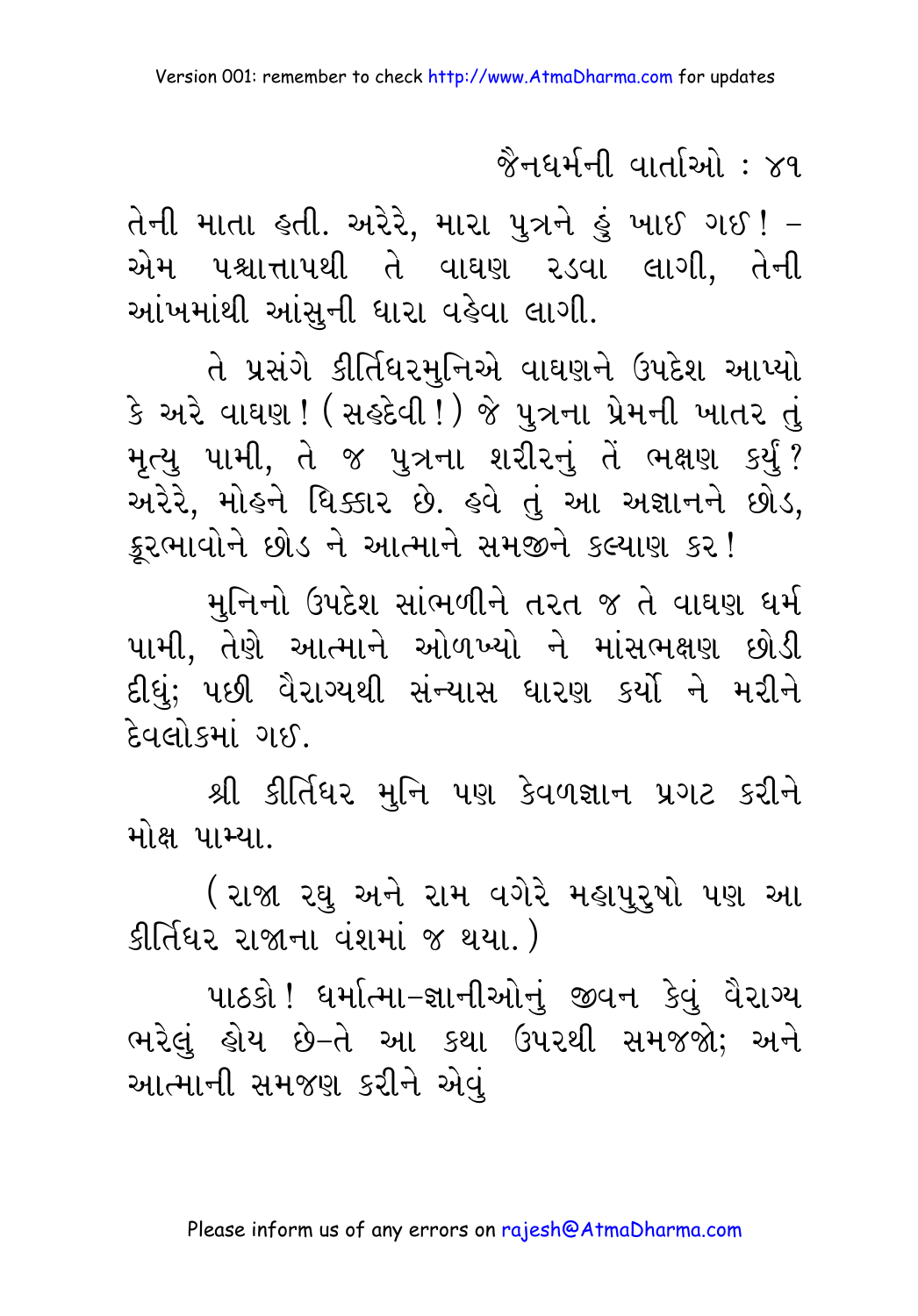તેની માતા હતી. અરેરે, મારા પુત્રને હું ખાઈ ગઈ! – એમ પશ્ચાત્તાપથી તે વાઘણ રડવા લાગી, તેની આંખમાંથી આંસુની ધારા વહેવા લાગી.

તે પ્રસંગે કીર્તિધરમુનિએ વાઘણને ઉપદેશ આપ્યો કે અરે વાઘણ! (સહદેવી!) જે પુત્રના પ્રેમની ખાતર તું મૃત્યુ પામી, તે જ પુત્રના શરીરનું તેં ભક્ષણ કર્યું? અરેરે, મોહને ધિક્કાર છે. હવે તું આ અજ્ઞાનને છોડ, ક્રૂરભાવોને છોડ ને આત્માને સમજીને કલ્યાણ કર!

મુનિનો ઉપદેશ સાંભળીને તરત જ તે વાઘણ ધર્મ પામી, તેણે આત્માને ઓળખ્યો ને માંસભક્ષણ છોડી દીધું; પછી વૈરાગ્યથી સંન્યાસ ધારણ કર્યો ને મરીને દેવલોકમાં ગઈ.

શ્રી કીર્તિધર મુનિ પણ કેવળજ્ઞાન પ્રગટ કરીને મોક્ષ પામ્યા.

(રાજા રઘુ અને રામ વગેરે મહાપુરુષો પણ આ કીર્તિધર રાજાના વંશમાં જ થયા.)

પાઠકો! ધર્માત્મા-જ્ઞાનીઓનું જીવન કેવું વૈરાગ્ય ભરેલું હોય છે-તે આ કથા ઉપરથી સમજજો; અને આત્માની સમજણ કરીને એવું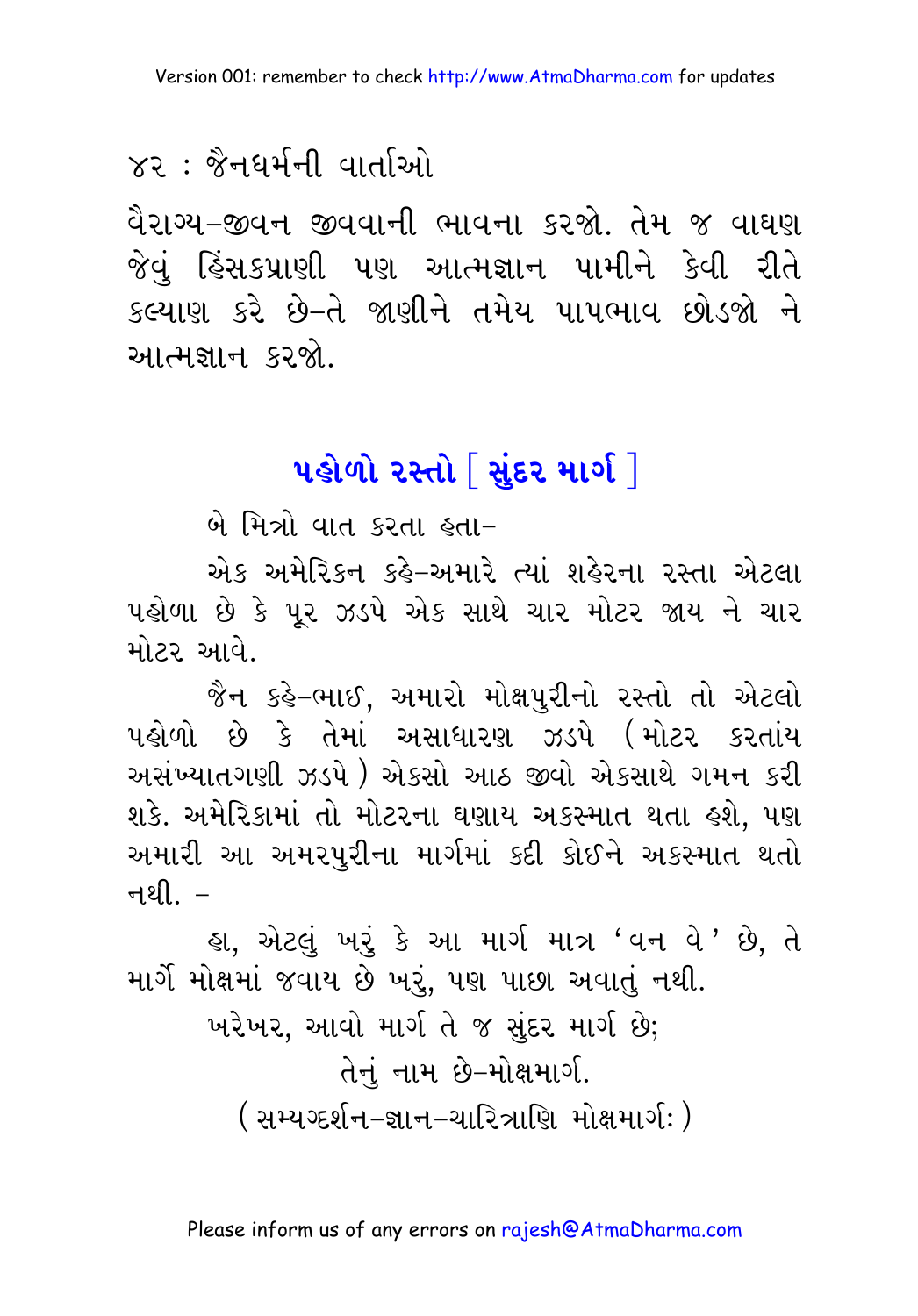વૈરાગ્ય-જીવન જીવવાની ભાવના કરજો. તેમ જ વાઘણ જેવું હિંસકપ્રાણી પણ આત્મજ્ઞાન પામીને કેવી રીતે કલ્યાણ કરે છે-તે જાણીને તમેય પાપભાવ છોડજો ને આત્મજ્ઞાન કરજો.

## પહોળો રસ્તો [ સુંદર માર્ગ ]

બે મિત્રો વાત કરતા હતા-

એક અમેરિકન કહે-અમારે ત્યાં શહેરના રસ્તા એટલા પહોળા છે કે પૂર ઝડપે એક સાથે ચાર મોટર જાય ને ચાર મોટર આવે.

જૈન કહે-ભાઈ, અમારો મોક્ષપુરીનો રસ્તો તો એટલો પહોળો છે કે તેમાં અસાધારણ ઝડપે (મોટર કરતાંય અસંખ્યાતગણી ઝડપે) એકસો આઠ જીવો એકસાથે ગમન કરી શકે. અમેરિકામાં તો મોટરના ઘણાય અકસ્માત થતા હશે, પણ અમારી આ અમરપુરીના માર્ગમાં કદી કોઈને અકસ્માત થતો નથી. -

હા, એટલું ખરું કે આ માર્ગ માત્ર 'વન વે' છે, તે માર્ગે મોક્ષમાં જવાય છે ખરું, પણ પાછા અવાતું નથી.

ખરેખર, આવો માર્ગ તે જ સુંદર માર્ગ છે;

તેનું નામ છે-મોક્ષમાર્ગ.

(સમ્યગ્દર્શન-જ્ઞાન-ચારિત્રાણિ મોક્ષમાર્ગઃ)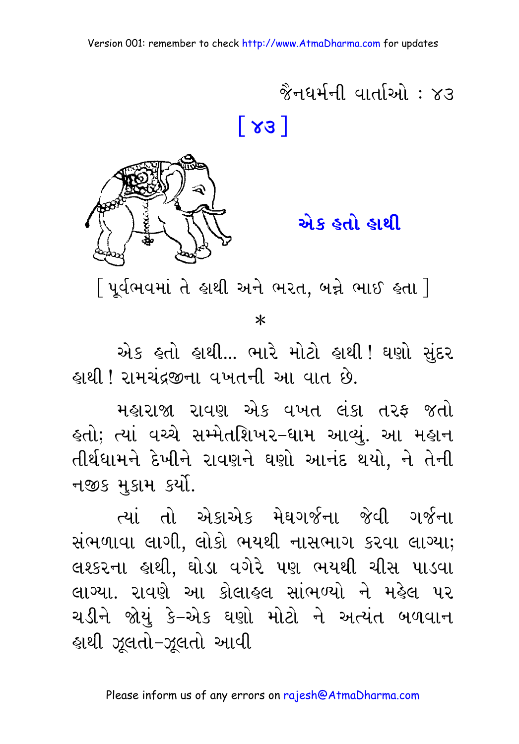# [ ૪૩ ]

## એક હતો હાથી

[ પૂર્વભવમાં તે હાથી અને ભરત, બન્ને ભાઈ હતા ]

*

એક હતો હાથી... ભારે મોટો હાથી! ઘણો સુંદર હાથી! રામચંદ્રજીના વખતની આ વાત છે.

મહારાજા રાવણ એક વખત લંકા તરફ જતો હતો; ત્યાં વચ્ચે સમ્મેતશિખર-ધામ આવ્યું. આ મહાન તીર્થધામને દેખીને રાવણને ઘણો આનંદ થયો, ને તેની નજીક મુકામ કર્યો.

ત્યાં તો એકાએક મેઘગર્જના જેવી ગર્જના સંભળાવા લાગી, લોકો ભયથી નાસભાગ કરવા લાગ્યા; લશ્કરના હાથી, ઘોડા વગેરે પણ ભયથી ચીસ પાડવા લાગ્યા. રાવણે આ કોલાહલ સાંભળ્યો ને મહેલ પર ચડીને જોયું કે-એક ઘણો મોટો ને અત્યંત બળવાન હાથી ઝૂલતો-ઝૂલતો આવી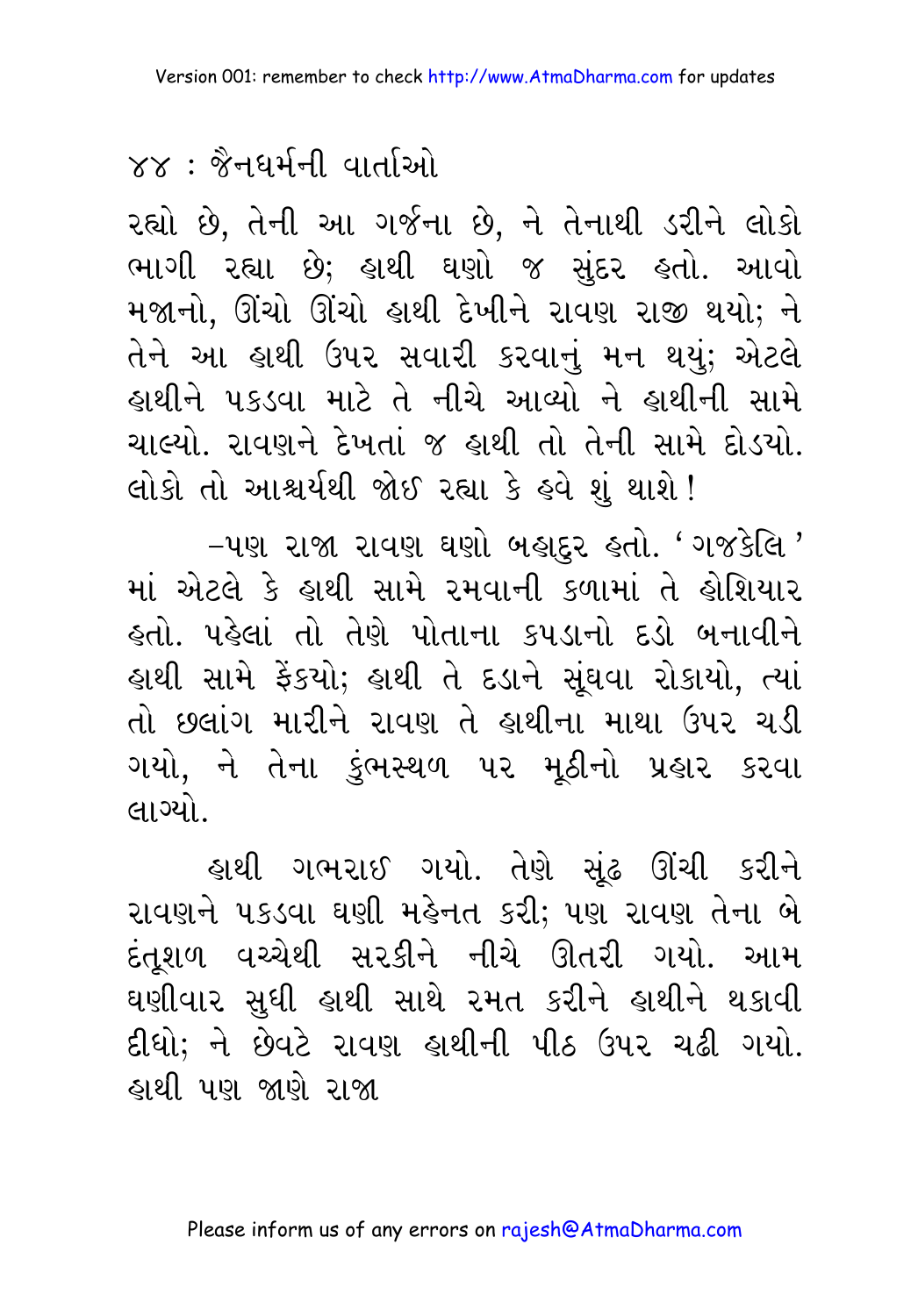રહ્યો છે, તેની આ ગર્જના છે, ને તેનાથી ડરીને લોકો ભાગી રહ્યા છે; હાથી ઘણો જ સુંદર હતો. આવો મજાનો, ઊંચો ઊંચો હાથી દેખીને રાવણ રાજી થયો; ને તેને આ હાથી ઉપર સવારી કરવાનું મન થયું; એટલે હાથીને પકડવા માટે તે નીચે આવ્યો ને હાથીની સામે ચાલ્યો. રાવણને દેખતાં જ હાથી તો તેની સામે દોડયો. લોકો તો આશ્ચર્યથી જોઈ રહ્યા કે હવે શું થાશે!

–પણ રાજા રાવણ ઘણો બહાદુર હતો. 'ગજકેલિ' માં એટલે કે હાથી સામે રમવાની કળામાં તે હોશિયાર હતો. પહેલાં તો તેણે પોતાના કપડાનો દડો બનાવીને હાથી સામે ફેંકયો; હાથી તે દડાને સૂંઘવા રોકાયો, ત્યાં તો છલાંગ મારીને રાવણ તે હાથીના માથા ઉપર ચડી ગયો, ને તેના કુંભસ્થળ પર મૂઠીનો પ્રહાર કરવા લાગ્યો.

હાથી ગભરાઈ ગયો. તેણે સૂંઢ ઊંચી કરીને રાવણને પકડવા ઘણી મહેનત કરી; પણ રાવણ તેના બે દંતૂશળ વચ્ચેથી સરકીને નીચે ઊતરી ગયો. આમ ઘણીવાર સુધી હાથી સાથે રમત કરીને હાથીને થકાવી દીધો; ને છેવટે રાવણ હાથીની પીઠ ઉપર ચઢી ગયો. હાથી પણ જાણે રાજા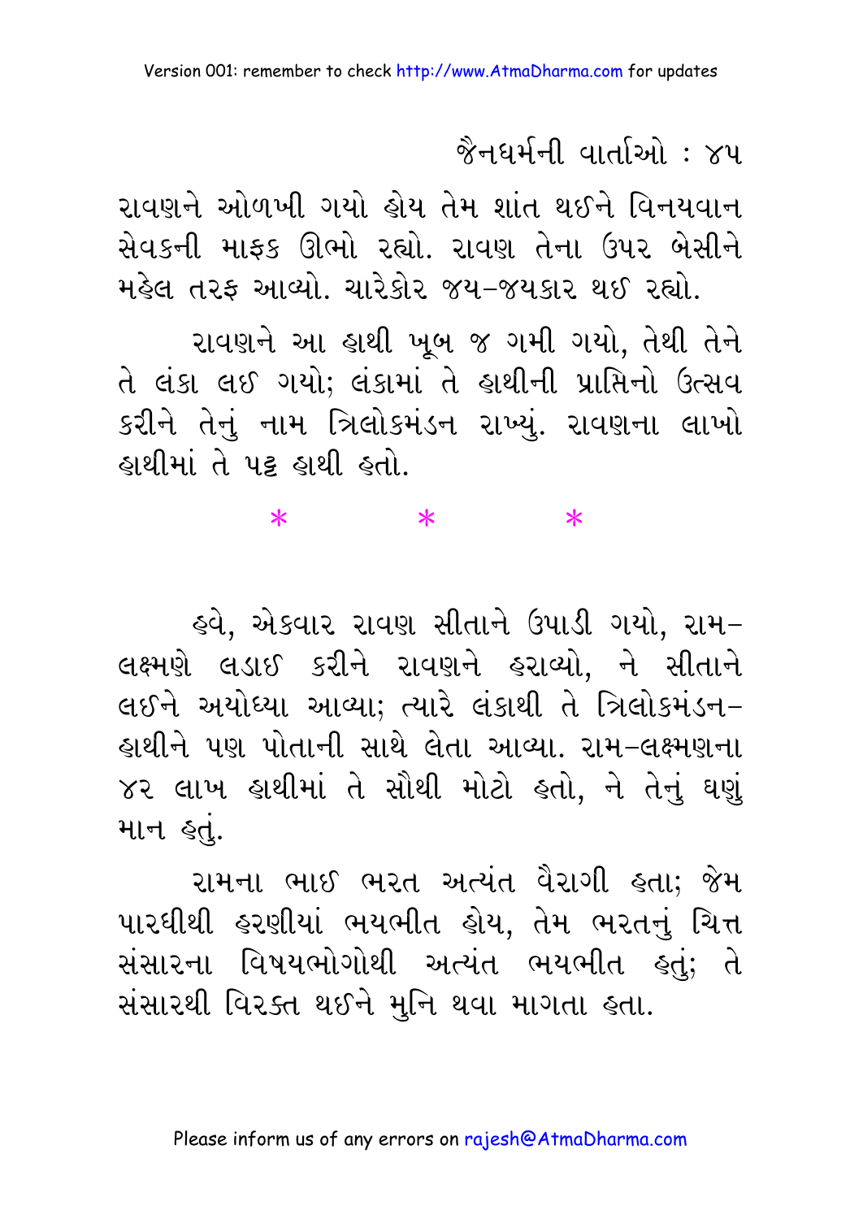રાવણને ઓળખી ગયો હોય તેમ શાંત થઈને વિનયવાન સેવકની માફક ઊભો રહ્યો. રાવણ તેના ઉપર બેસીને મહેલ તરફ આવ્યો. ચારેકોર જય-જયકાર થઈ રહ્યો.

રાવણને આ હાથી ખૂબ જ ગમી ગયો, તેથી તેને તે લંકા લઈ ગયો; લંકામાં તે હાથીની પ્રાપ્તિનો ઉત્સવ કરીને તેનું નામ ત્રિલોકમંડન રાખ્યું. રાવણના લાખો હાથીમાં તે પટ્ટ હાથી હતો.

\*　　　　\*　　　　\*

હવે, એકવાર રાવણ સીતાને ઉપાડી ગયો, રામ-લક્ષ્મણે લડાઈ કરીને રાવણને હરાવ્યો, ને સીતાને લઈને અયોધ્યા આવ્યા; ત્યારે લંકાથી તે ત્રિલોકમંડન-હાથીને પણ પોતાની સાથે લેતા આવ્યા. રામ-લક્ષ્મણના ૪૨ લાખ હાથીમાં તે સૌથી મોટો હતો, ને તેનું ઘણું માન હતું.

રામના ભાઈ ભરત અત્યંત વૈરાગી હતા; જેમ પારધીથી હરણીયાં ભયભીત હોય, તેમ ભરતનું ચિત્ત સંસારના વિષયભોગોથી અત્યંત ભયભીત હતું; તે સંસારથી વિરક્ત થઈને મુનિ થવા માગતા હતા.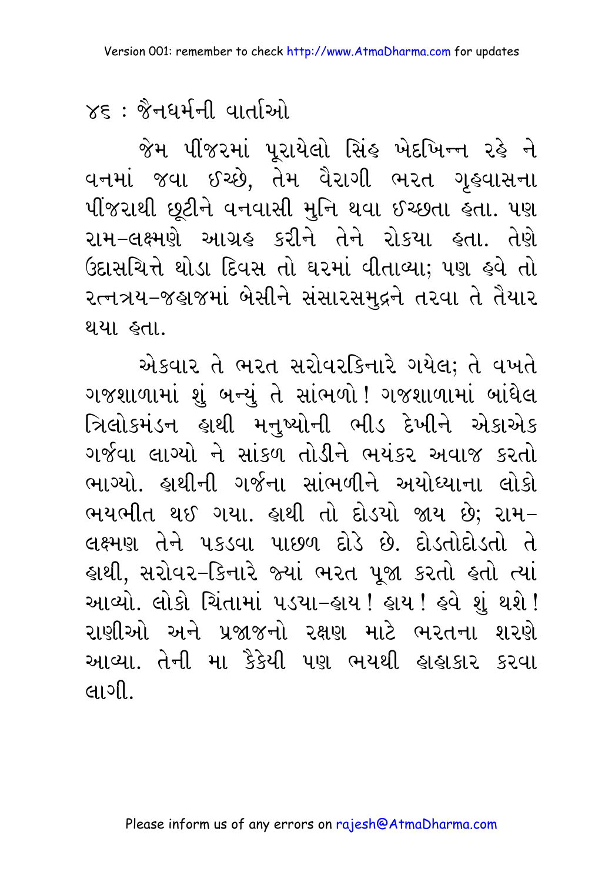જેમ પીંજરમાં પૂરાયેલો સિંહ ખેદખિન્ન રહે ને વનમાં જવા ઈચ્છે, તેમ વૈરાગી ભરત ગૃહવાસના પીંજરાથી છૂટીને વનવાસી મુનિ થવા ઈચ્છતા હતા. પણ રામ–લક્ષ્મણે આગ્રહ કરીને તેને રોકયા હતા. તેણે ઉદાસચિત્તે થોડા દિવસ તો ઘરમાં વીતાવ્યા; પણ હવે તો રત્નત્રય–જહાજમાં બેસીને સંસારસમુદ્રને તરવા તે તૈયાર થયા હતા.

એકવાર તે ભરત સરોવરકિનારે ગયેલ; તે વખતે ગજશાળામાં શું બન્યું તે સાંભળો! ગજશાળામાં બાંધેલ ત્રિલોકમંડન હાથી મનુષ્યોની ભીડ દેખીને એકાએક ગર્જવા લાગ્યો ને સાંકળ તોડીને ભયંકર અવાજ કરતો ભાગ્યો. હાથીની ગર્જના સાંભળીને અયોધ્યાના લોકો ભયભીત થઈ ગયા. હાથી તો દોડયો જાય છે; રામ–લક્ષ્મણ તેને પકડવા પાછળ દોડે છે. દોડતોદોડતો તે હાથી, સરોવર–કિનારે જ્યાં ભરત પૂજા કરતો હતો ત્યાં આવ્યો. લોકો ચિંતામાં પડયા–હાય! હાય! હવે શું થશે! રાણીઓ અને પ્રજાજનો રક્ષણ માટે ભરતના શરણે આવ્યા. તેની મા કૈકેયી પણ ભયથી હાહાકાર કરવા લાગી.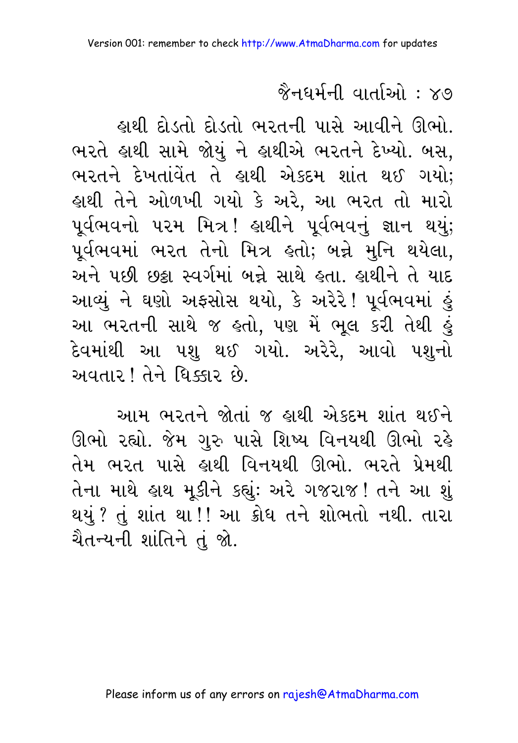હાથી દોડતો દોડતો ભરતની પાસે આવીને ઊભો. ભરતે હાથી સામે જોયું ને હાથીએ ભરતને દેખ્યો. બસ, ભરતને દેખતાંવેંત તે હાથી એકદમ શાંત થઈ ગયો; હાથી તેને ઓળખી ગયો કે અરે, આ ભરત તો મારો પૂર્વભવનો પરમ મિત્ર! હાથીને પૂર્વભવનું જ્ઞાન થયું; પૂર્વભવમાં ભરત તેનો મિત્ર હતો; બન્ને મુનિ થયેલા, અને પછી છઠ્ઠા સ્વર્ગમાં બન્ને સાથે હતા. હાથીને તે યાદ આવ્યું ને ઘણો અફસોસ થયો, કે અરેરે! પૂર્વભવમાં હું આ ભરતની સાથે જ હતો, પણ મેં ભૂલ કરી તેથી હું દેવમાંથી આ પશુ થઈ ગયો. અરેરે, આવો પશુનો અવતાર! તેને ધિક્કાર છે.

આમ ભરતને જોતાં જ હાથી એકદમ શાંત થઈને ઊભો રહ્યો. જેમ ગુરુ પાસે શિષ્ય વિનયથી ઊભો રહે તેમ ભરત પાસે હાથી વિનયથી ઊભો. ભરતે પ્રેમથી તેના માથે હાથ મૂકીને કહ્યું: અરે ગજરાજ! તને આ શું થયું? તું શાંત થા!! આ ક્રોધ તને શોભતો નથી. તારા ચૈતન્યની શાંતિને તું જો.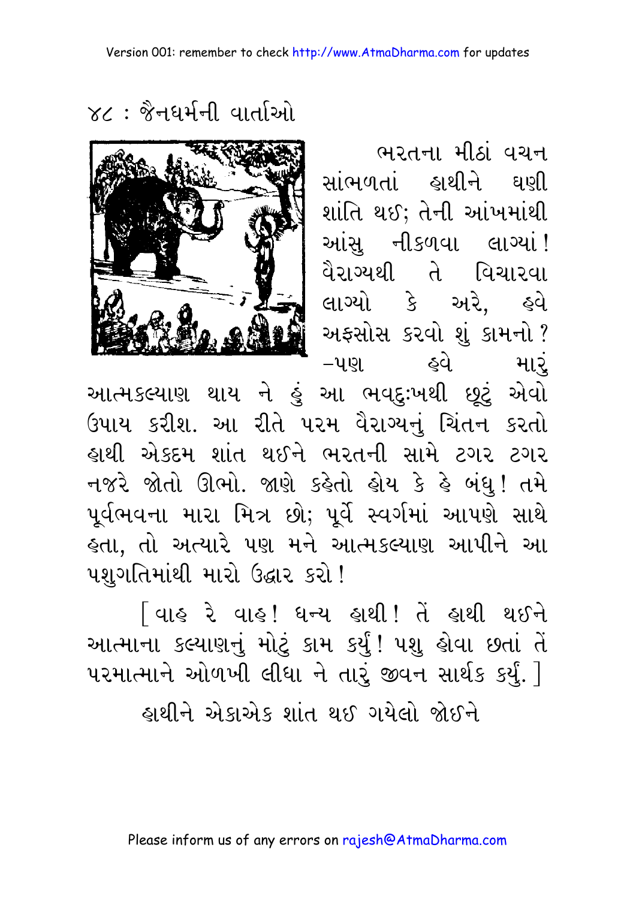ભરતના મીઠાં વચન સાંભળતાં હાથીને ઘણી શાંતિ થઈ; તેની આંખમાંથી આંસુ નીકળવા લાગ્યાં! વૈરાગ્યથી તે વિચારવા લાગ્યો કે અરે, હવે અફસોસ કરવો શું કામનો? –પણ હવે મારું આત્મકલ્યાણ થાય ને હું આ ભવદુઃખથી છૂટું એવો ઉપાય કરીશ. આ રીતે પરમ વૈરાગ્યનું ચિંતન કરતો હાથી એકદમ શાંત થઈને ભરતની સામે ટગર ટગર નજરે જોતો ઊભો. જાણે કહેતો હોય કે હે બંધુ! તમે પૂર્વભવના મારા મિત્ર છો; પૂર્વે સ્વર્ગમાં આપણે સાથે હતા, તો અત્યારે પણ મને આત્મકલ્યાણ આપીને આ પશુગતિમાંથી મારો ઉદ્ધાર કરો!

[ વાહ રે વાહ! ધન્ય હાથી! તેં હાથી થઈને આત્માના કલ્યાણનું મોટું કામ કર્યું! પશુ હોવા છતાં તેં પરમાત્માને ઓળખી લીધા ને તારું જીવન સાર્થક કર્યું. ]

હાથીને એકાએક શાંત થઈ ગયેલો જોઈને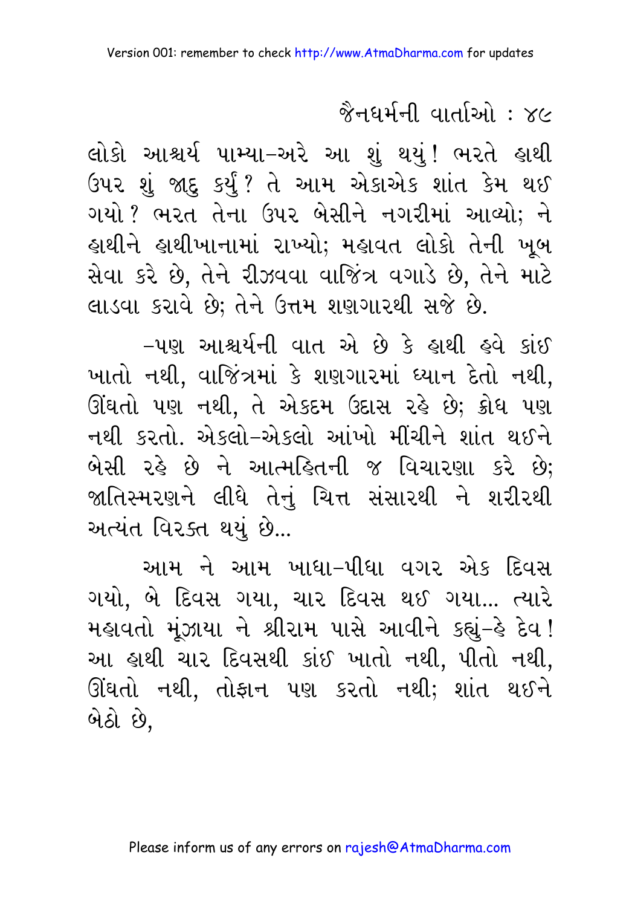લોકો આશ્ચર્ય પામ્યા–અરે આ શું થયું! ભરતે હાથી ઉપર શું જાદુ કર્યું? તે આમ એકાએક શાંત કેમ થઈ ગયો? ભરત તેના ઉપર બેસીને નગરીમાં આવ્યો; ને હાથીને હાથીખાનામાં રાખ્યો; મહાવત લોકો તેની ખૂબ સેવા કરે છે, તેને રીઝવવા વાજિંત્ર વગાડે છે, તેને માટે લાડવા કરાવે છે; તેને ઉત્તમ શણગારથી સજે છે.

–પણ આશ્ચર્યની વાત એ છે કે હાથી હવે કાંઈ ખાતો નથી, વાજિંત્રમાં કે શણગારમાં ધ્યાન દેતો નથી, ઊંઘતો પણ નથી, તે એકદમ ઉદાસ રહે છે; ક્રોધ પણ નથી કરતો. એકલો–એકલો આંખો મીંચીને શાંત થઈને બેસી રહે છે ને આત્મહિતની જ વિચારણા કરે છે; જાતિસ્મરણને લીધે તેનું ચિત્ત સંસારથી ને શરીરથી અત્યંત વિરક્ત થયું છે...

આમ ને આમ ખાધા–પીધા વગર એક દિવસ ગયો, બે દિવસ ગયા, ચાર દિવસ થઈ ગયા... ત્યારે મહાવતો મૂંઝાયા ને શ્રીરામ પાસે આવીને કહ્યું–હે દેવ! આ હાથી ચાર દિવસથી કાંઈ ખાતો નથી, પીતો નથી, ઊંઘતો નથી, તોફાન પણ કરતો નથી; શાંત થઈને બેઠો છે,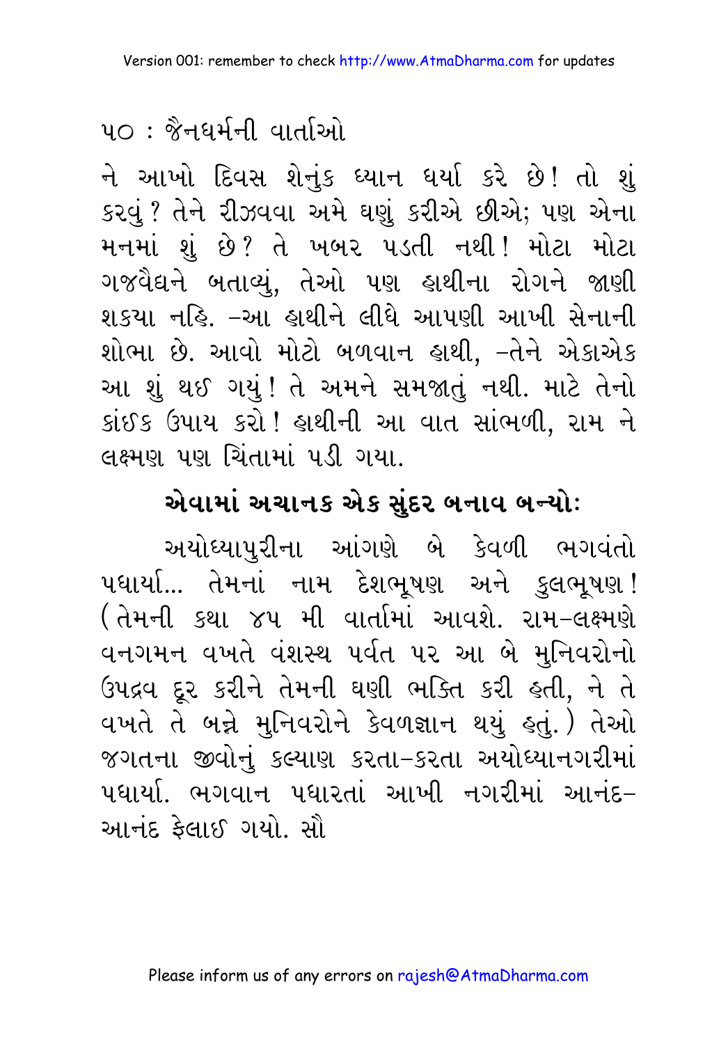ને આખો દિવસ શેનુંક ધ્યાન ધર્યા કરે છે! તો શું કરવું? તેને રીઝવવા અમે ઘણું કરીએ છીએ; પણ એના મનમાં શું છે? તે ખબર પડતી નથી! મોટા મોટા ગજવૈદ્યને બતાવ્યું, તેઓ પણ હાથીના રોગને જાણી શકયા નહિ. –આ હાથીને લીધે આપણી આખી સેનાની શોભા છે. આવો મોટો બળવાન હાથી, –તેને એકાએક આ શું થઈ ગયું! તે અમને સમજાતું નથી. માટે તેનો કાંઈક ઉપાય કરો! હાથીની આ વાત સાંભળી, રામ ને લક્ષ્મણ પણ ચિંતામાં પડી ગયા.

## એવામાં અચાનક એક સુંદર બનાવ બન્યો:

અયોધ્યાપુરીના આંગણે બે કેવળી ભગવંતો પધાર્યા... તેમનાં નામ દેશભૂષણ અને કુલભૂષણ! (તેમની કથા ૪૫ મી વાર્તામાં આવશે. રામ–લક્ષ્મણે વનગમન વખતે વંશસ્થ પર્વત પર આ બે મુનિવરોનો ઉપદ્રવ દૂર કરીને તેમની ઘણી ભક્તિ કરી હતી, ને તે વખતે તે બન્ને મુનિવરોને કેવળજ્ઞાન થયું હતું.) તેઓ જગતના જીવોનું કલ્યાણ કરતા–કરતા અયોધ્યાનગરીમાં પધાર્યા. ભગવાન પધારતાં આખી નગરીમાં આનંદ–આનંદ ફેલાઈ ગયો. સૌ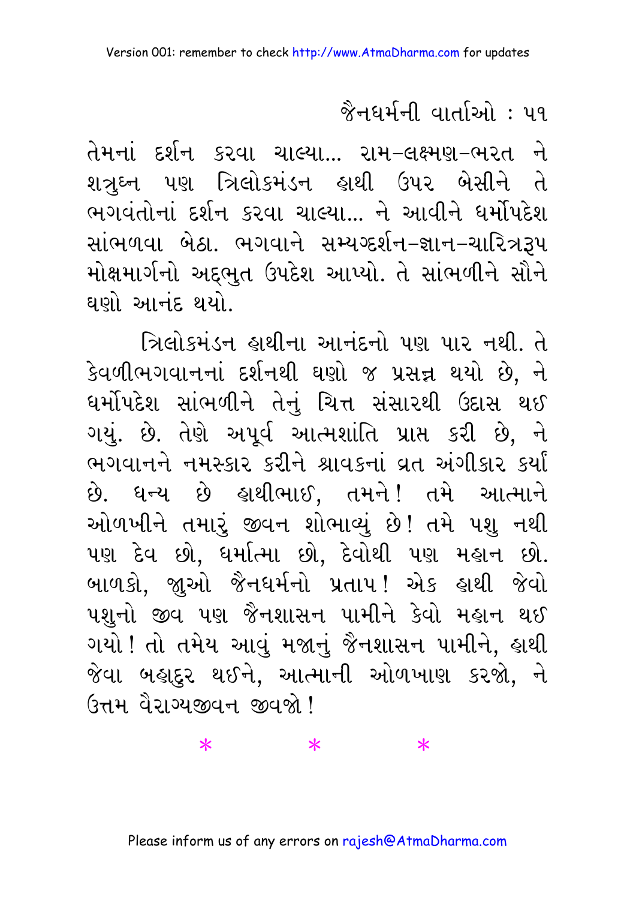તેમનાં દર્શન કરવા ચાલ્યા... રામ-લક્ષ્મણ-ભરત ને શત્રુઘ્ન પણ ત્રિલોકમંડન હાથી ઉપર બેસીને તે ભગવંતોનાં દર્શન કરવા ચાલ્યા... ને આવીને ધર્મોપદેશ સાંભળવા બેઠા. ભગવાને સમ્યગ્દર્શન-જ્ઞાન-ચારિત્રરૂપ મોક્ષમાર્ગનો અદ્ભુત ઉપદેશ આપ્યો. તે સાંભળીને સૌને ઘણો આનંદ થયો.

ત્રિલોકમંડન હાથીના આનંદનો પણ પાર નથી. તે કેવળીભગવાનનાં દર્શનથી ઘણો જ પ્રસન્ન થયો છે, ને ધર્મોપદેશ સાંભળીને તેનું ચિત્ત સંસારથી ઉદાસ થઈ ગયું. છે. તેણે અપૂર્વ આત્મશાંતિ પ્રાપ્ત કરી છે, ને ભગવાનને નમસ્કાર કરીને શ્રાવકનાં વ્રત અંગીકાર કર્યા છે. ધન્ય છે હાથીભાઈ, તમને! તમે આત્માને ઓળખીને તમારું જીવન શોભાવ્યું છે! તમે પશુ નથી પણ દેવ છો, ધર્માત્મા છો, દેવોથી પણ મહાન છો. બાળકો, જુઓ જૈનધર્મનો પ્રતાપ! એક હાથી જેવો પશુનો જીવ પણ જૈનશાસન પામીને કેવો મહાન થઈ ગયો! તો તમેય આવું મજાનું જૈનશાસન પામીને, હાથી જેવા બહાદુર થઈને, આત્માની ઓળખાણ કરજો, ને ઉત્તમ વૈરાગ્યજીવન જીવજો!

\* \* \*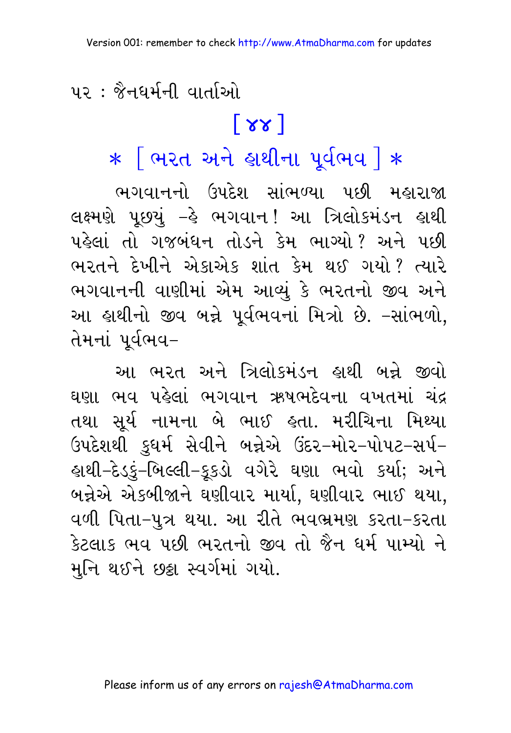## [ ૪૪ ]

## * [ ભરત અને હાથીના પૂર્વભવ ] *

ભગવાનનો ઉપદેશ સાંભળ્યા પછી મહારાજા લક્ષ્મણે પૂછ્યું –હે ભગવાન! આ ત્રિલોકમંડન હાથી પહેલાં તો ગજબંધન તોડને કેમ ભાગ્યો? અને પછી ભરતને દેખીને એકાએક શાંત કેમ થઈ ગયો? ત્યારે ભગવાનની વાણીમાં એમ આવ્યું કે ભરતનો જીવ અને આ હાથીનો જીવ બન્ને પૂર્વભવનાં મિત્રો છે. –સાંભળો, તેમનાં પૂર્વભવ–

આ ભરત અને ત્રિલોકમંડન હાથી બન્ને જીવો ઘણા ભવ પહેલાં ભગવાન ઋષભદેવના વખતમાં ચંદ્ર તથા સૂર્ય નામના બે ભાઈ હતા. મરીચિના મિથ્યા ઉપદેશથી કુધર્મ સેવીને બન્નેએ ઉંદર–મોર–પોપટ–સર્પ–હાથી–દેડકું–બિલ્લી–કૂકડો વગેરે ઘણા ભવો કર્યા; અને બન્નેએ એકબીજાને ઘણીવાર માર્યા, ઘણીવાર ભાઈ થયા, વળી પિતા–પુત્ર થયા. આ રીતે ભવભ્રમણ કરતા–કરતા કેટલાક ભવ પછી ભરતનો જીવ તો જૈન ધર્મ પામ્યો ને મુનિ થઈને છઠ્ઠા સ્વર્ગમાં ગયો.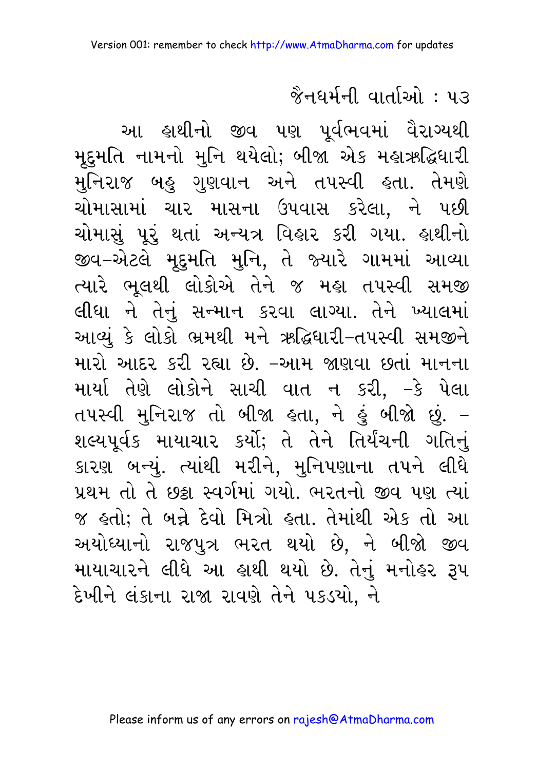આ હાથીનો જીવ પણ પૂર્વભવમાં વૈરાગ્યથી મૃદુમતિ નામનો મુનિ થયેલો; બીજા એક મહાઋદ્ધિધારી મુનિરાજ બહુ ગુણવાન અને તપસ્વી હતા. તેમણે ચોમાસામાં ચાર માસના ઉપવાસ કરેલા, ને પછી ચોમાસું પૂરું થતાં અન્યત્ર વિહાર કરી ગયા. હાથીનો જીવ-એટલે મૃદુમતિ મુનિ, તે જ્યારે ગામમાં આવ્યા ત્યારે ભૂલથી લોકોએ તેને જ મહા તપસ્વી સમજી લીધા ને તેનું સન્માન કરવા લાગ્યા. તેને ખ્યાલમાં આવ્યું કે લોકો ભ્રમથી મને ઋદ્ધિધારી-તપસ્વી સમજીને મારો આદર કરી રહ્યા છે. -આમ જાણવા છતાં માનના માર્યા તેણે લોકોને સાચી વાત ન કરી, -કે પેલા તપસ્વી મુનિરાજ તો બીજા હતા, ને હું બીજો છું. -શલ્યપૂર્વક માયાચાર કર્યો; તે તેને તિર્યંચની ગતિનું કારણ બન્યું. ત્યાંથી મરીને, મુનિપણાના તપને લીધે પ્રથમ તો તે છઠ્ઠા સ્વર્ગમાં ગયો. ભરતનો જીવ પણ ત્યાં જ હતો; તે બન્ને દેવો મિત્રો હતા. તેમાંથી એક તો આ અયોધ્યાનો રાજપુત્ર ભરત થયો છે, ને બીજો જીવ માયાચારને લીધે આ હાથી થયો છે. તેનું મનોહર રૂપ દેખીને લંકાના રાજા રાવણે તેને પકડયો, ને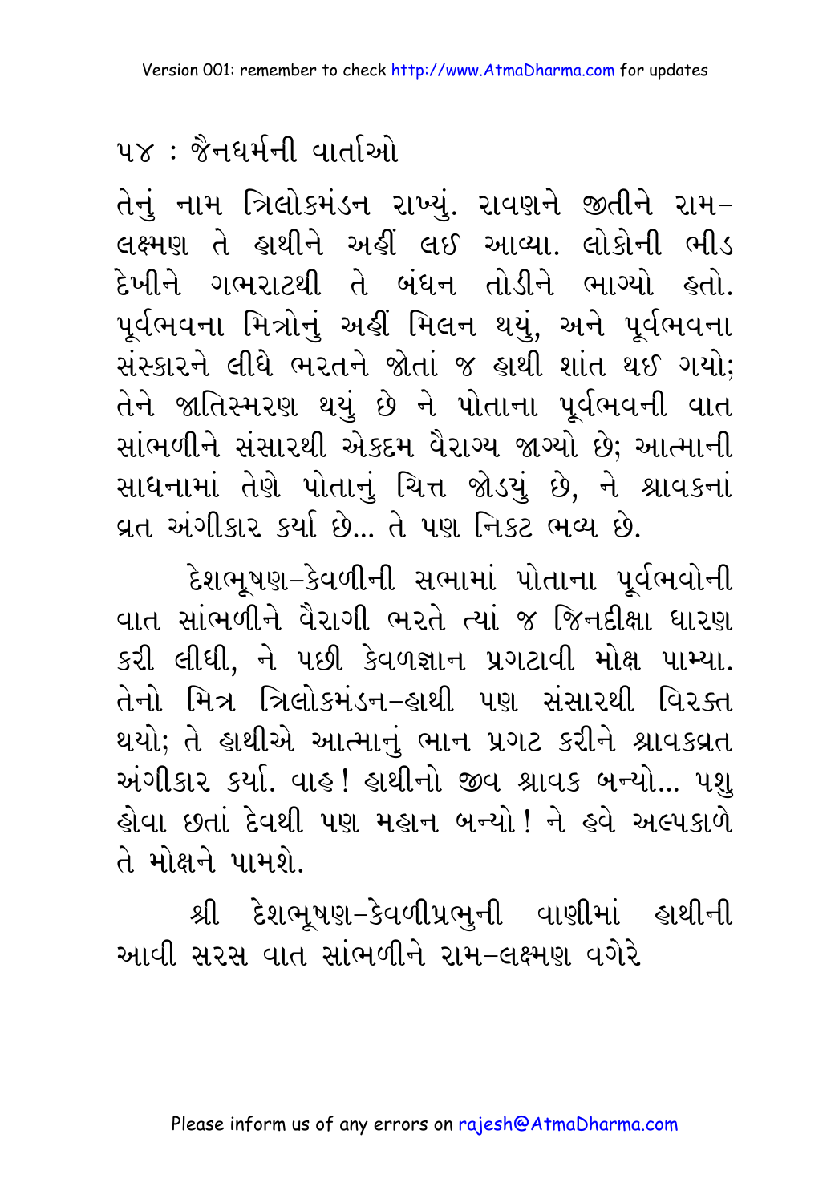તેનું નામ ત્રિલોકમંડન રાખ્યું. રાવણને જીતીને રામ–લક્ષ્મણ તે હાથીને અહીં લઈ આવ્યા. લોકોની ભીડ દેખીને ગભરાટથી તે બંધન તોડીને ભાગ્યો હતો. પૂર્વભવના મિત્રોનું અહીં મિલન થયું, અને પૂર્વભવના સંસ્કારને લીધે ભરતને જોતાં જ હાથી શાંત થઈ ગયો; તેને જાતિસ્મરણ થયું છે ને પોતાના પૂર્વભવની વાત સાંભળીને સંસારથી એકદમ વૈરાગ્ય જાગ્યો છે; આત્માની સાધનામાં તેણે પોતાનું ચિત્ત જોડયું છે, ને શ્રાવકનાં વ્રત અંગીકાર કર્યા છે... તે પણ નિકટ ભવ્ય છે.

દેશભૂષણ–કેવળીની સભામાં પોતાના પૂર્વભવોની વાત સાંભળીને વૈરાગી ભરતે ત્યાં જ જિનદીક્ષા ધારણ કરી લીધી, ને પછી કેવળજ્ઞાન પ્રગટાવી મોક્ષ પામ્યા. તેનો મિત્ર ત્રિલોકમંડન–હાથી પણ સંસારથી વિરક્ત થયો; તે હાથીએ આત્માનું ભાન પ્રગટ કરીને શ્રાવકવ્રત અંગીકાર કર્યા. વાહ! હાથીનો જીવ શ્રાવક બન્યો... પશુ હોવા છતાં દેવથી પણ મહાન બન્યો! ને હવે અલ્પકાળે તે મોક્ષને પામશે.

શ્રી દેશભૂષણ–કેવળીપ્રભુની વાણીમાં હાથીની આવી સરસ વાત સાંભળીને રામ–લક્ષ્મણ વગેરે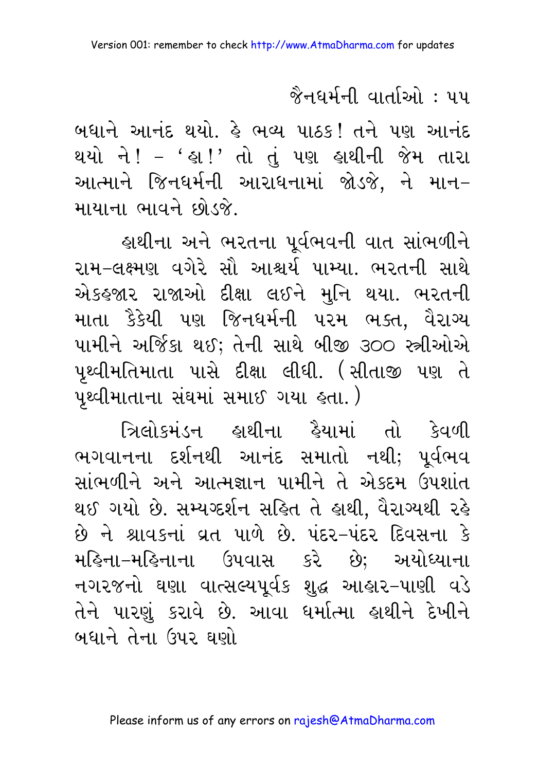બધાને આનંદ થયો. હે ભવ્ય પાઠક! તને પણ આનંદ થયો ને! – 'હા!' તો તું પણ હાથીની જેમ તારા આત્માને જિનધર્મની આરાધનામાં જોડજે, ને માન–માયાના ભાવને છોડજે.

હાથીના અને ભરતના પૂર્વભવની વાત સાંભળીને રામ–લક્ષ્મણ વગેરે સૌ આશ્ચર્ય પામ્યા. ભરતની સાથે એકહજાર રાજાઓ દીક્ષા લઈને મુનિ થયા. ભરતની માતા કૈકેયી પણ જિનધર્મની પરમ ભક્ત, વૈરાગ્ય પામીને અર્જિકા થઈ; તેની સાથે બીજી ૩૦૦ સ્ત્રીઓએ પૃથ્વીમતિમાતા પાસે દીક્ષા લીધી. (સીતાજી પણ તે પૃથ્વીમાતાના સંઘમાં સમાઈ ગયા હતા.)

ત્રિલોકમંડન હાથીના હૈયામાં તો કેવળી ભગવાનના દર્શનથી આનંદ સમાતો નથી; પૂર્વભવ સાંભળીને અને આત્મજ્ઞાન પામીને તે એકદમ ઉપશાંત થઈ ગયો છે. સમ્યગ્દર્શન સહિત તે હાથી, વૈરાગ્યથી રહે છે ને શ્રાવકનાં વ્રત પાળે છે. પંદર–પંદર દિવસના કે મહિના–મહિનાના ઉપવાસ કરે છે; અયોધ્યાના નગરજનો ઘણા વાત્સલ્યપૂર્વક શુદ્ધ આહાર–પાણી વડે તેને પારણું કરાવે છે. આવા ધર્માત્મા હાથીને દેખીને બધાને તેના ઉપર ઘણો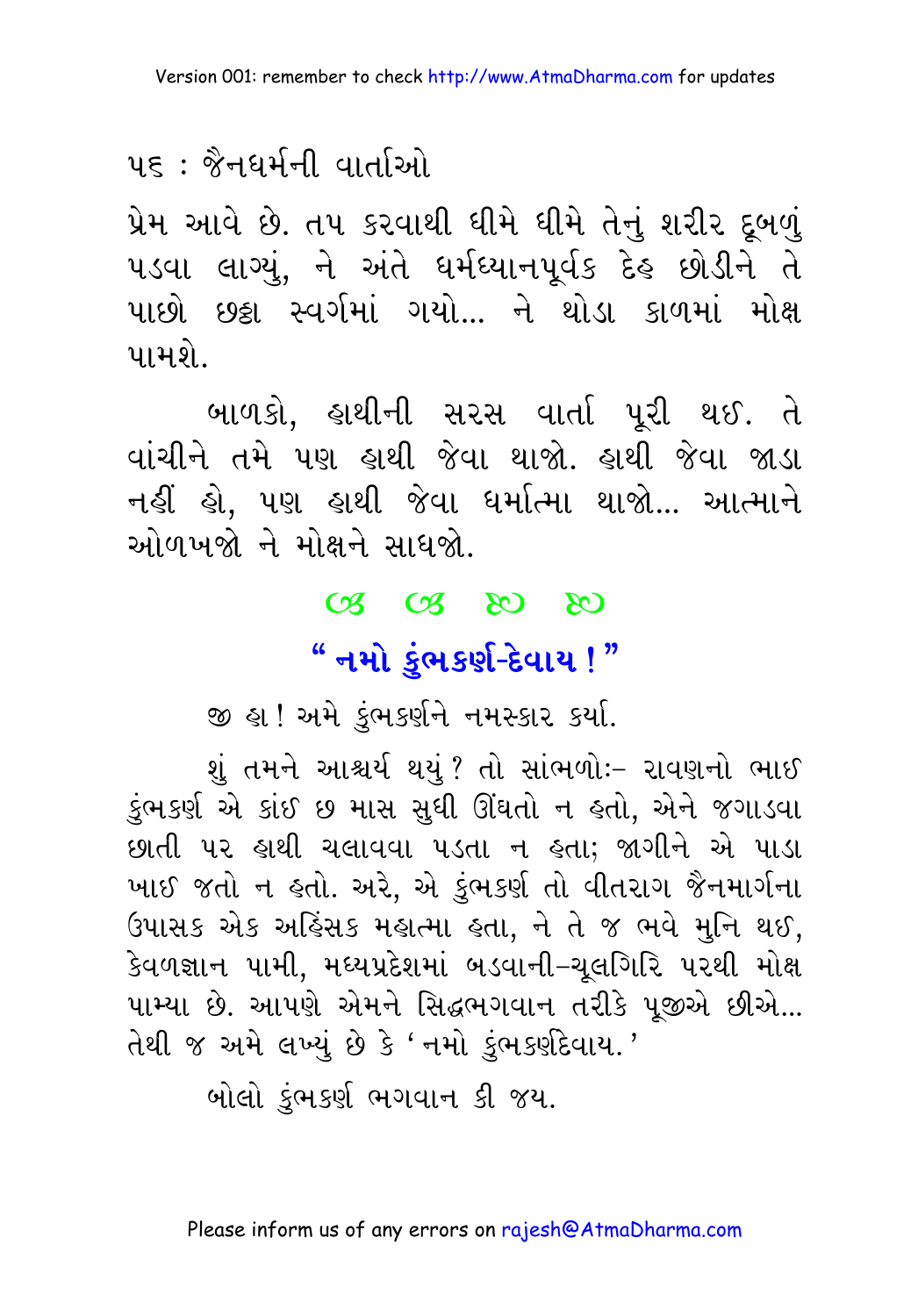પ્રેમ આવે છે. તપ કરવાથી ધીમે ધીમે તેનું શરીર દૂબળું પડવા લાગ્યું, ને અંતે ધર્મધ્યાનપૂર્વક દેહ છોડીને તે પાછો છઠ્ઠા સ્વર્ગમાં ગયો... ને થોડા કાળમાં મોક્ષ પામશે.

બાળકો, હાથીની સરસ વાર્તા પૂરી થઈ. તે વાંચીને તમે પણ હાથી જેવા થાજો. હાથી જેવા જાડા નહીં હો, પણ હાથી જેવા ધર્માત્મા થાજો... આત્માને ઓળખજો ને મોક્ષને સાધજો.

## “ નમો કુંભકર્ણ-દેવાય ! ”

જી હા ! અમે કુંભકર્ણને નમસ્કાર કર્યા.

શું તમને આશ્ચર્ય થયું ? તો સાંભળોઃ– રાવણનો ભાઈ કુંભકર્ણ એ કાંઈ છ માસ સુધી ઊંઘતો ન હતો, એને જગાડવા છાતી પર હાથી ચલાવવા પડતા ન હતા; જાગીને એ પાડા ખાઈ જતો ન હતો. અરે, એ કુંભકર્ણ તો વીતરાગ જૈનમાર્ગના ઉપાસક એક અહિંસક મહાત્મા હતા, ને તે જ ભવે મુનિ થઈ, કેવળજ્ઞાન પામી, મધ્યપ્રદેશમાં બડવાની–ચૂલગિરિ પરથી મોક્ષ પામ્યા છે. આપણે એમને સિદ્ધભગવાન તરીકે પૂજીએ છીએ... તેથી જ અમે લખ્યું છે કે ‘ નમો કુંભકર્ણદેવાય. ’

બોલો કુંભકર્ણ ભગવાન કી જય.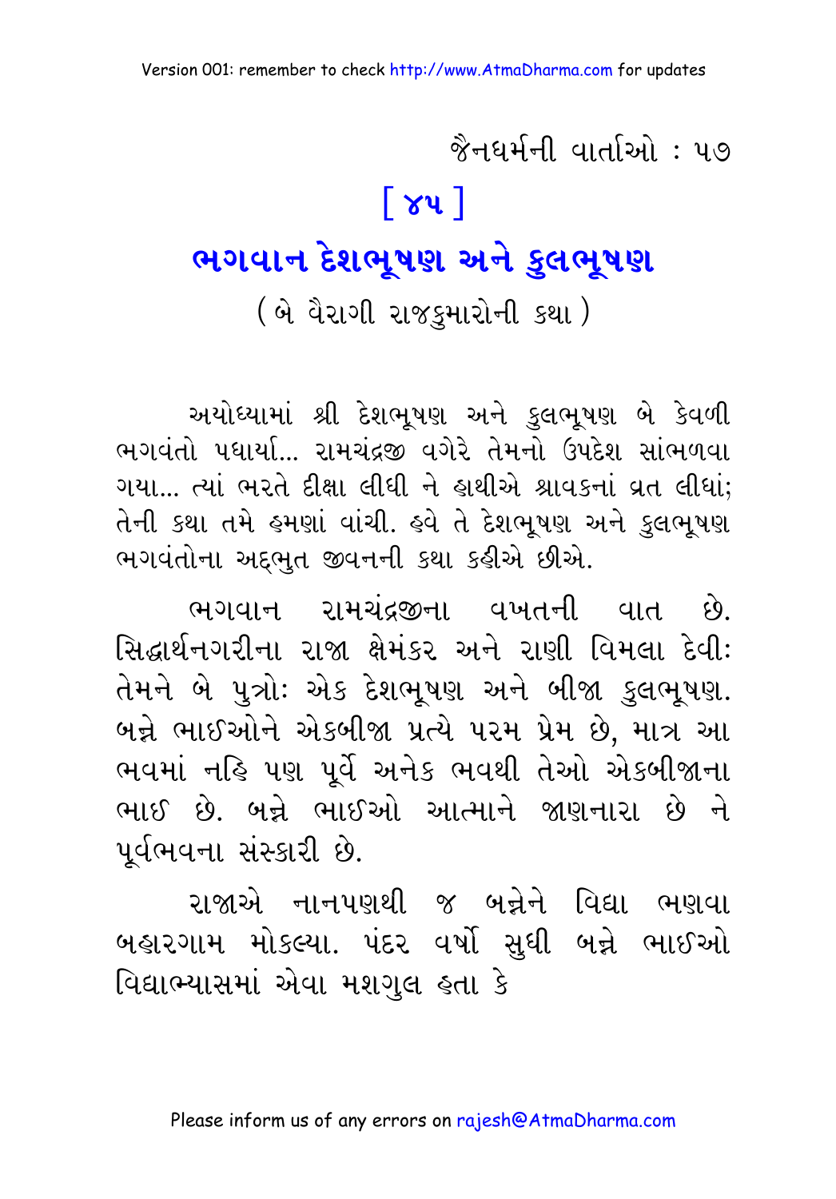# [ ૪૫ ]

## ભગવાન દેશભૂષણ અને કુલભૂષણ

( બે વૈરાગી રાજકુમારોની કથા )

અયોધ્યામાં શ્રી દેશભૂષણ અને કુલભૂષણ બે કેવળી ભગવંતો પધાર્યા... રામચંદ્રજી વગેરે તેમનો ઉપદેશ સાંભળવા ગયા... ત્યાં ભરતે દીક્ષા લીધી ને હાથીએ શ્રાવકનાં વ્રત લીધાં; તેની કથા તમે હમણાં વાંચી. હવે તે દેશભૂષણ અને કુલભૂષણ ભગવંતોના અદ્‌ભુત જીવનની કથા કહીએ છીએ.

ભગવાન રામચંદ્રજીના વખતની વાત છે. સિદ્ધાર્થનગરીના રાજા ક્ષેમંકર અને રાણી વિમલા દેવી: તેમને બે પુત્રો: એક દેશભૂષણ અને બીજા કુલભૂષણ. બન્ને ભાઈઓને એકબીજા પ્રત્યે પરમ પ્રેમ છે, માત્ર આ ભવમાં નહિ પણ પૂર્વે અનેક ભવથી તેઓ એકબીજાના ભાઈ છે. બન્ને ભાઈઓ આત્માને જાણનારા છે ને પૂર્વભવના સંસ્કારી છે.

રાજાએ નાનપણથી જ બન્નેને વિદ્યા ભણવા બહારગામ મોકલ્યા. પંદર વર્ષો સુધી બન્ને ભાઈઓ વિદ્યાભ્યાસમાં એવા મશગુલ હતા કે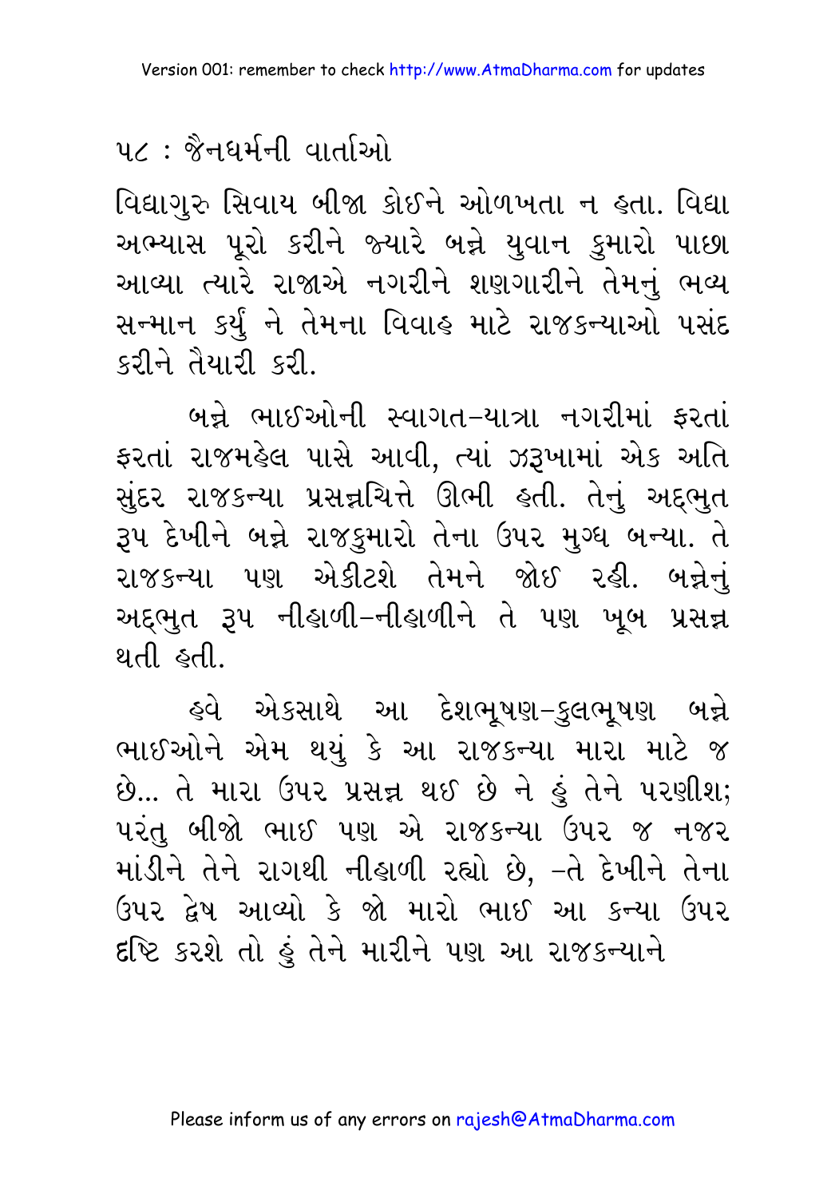વિદ્યાગુરુ સિવાય બીજા કોઈને ઓળખતા ન હતા. વિદ્યા અભ્યાસ પૂરો કરીને જ્યારે બન્ને યુવાન કુમારો પાછા આવ્યા ત્યારે રાજાએ નગરીને શણગારીને તેમનું ભવ્ય સન્માન કર્યું ને તેમના વિવાહ માટે રાજકન્યાઓ પસંદ કરીને તૈયારી કરી.

બન્ને ભાઈઓની સ્વાગત-યાત્રા નગરીમાં ફરતાં ફરતાં રાજમહેલ પાસે આવી, ત્યાં ઝરૂખામાં એક અતિ સુંદર રાજકન્યા પ્રસન્નચિત્તે ઊભી હતી. તેનું અદ્‌ભુત રૂપ દેખીને બન્ને રાજકુમારો તેના ઉપર મુગ્ધ બન્યા. તે રાજકન્યા પણ એકીટશે તેમને જોઈ રહી. બન્નેનું અદ્‌ભુત રૂપ નીહાળી-નીહાળીને તે પણ ખૂબ પ્રસન્ન થતી હતી.

હવે એકસાથે આ દેશભૂષણ-કુલભૂષણ બન્ને ભાઈઓને એમ થયું કે આ રાજકન્યા મારા માટે જ છે... તે મારા ઉપર પ્રસન્ન થઈ છે ને હું તેને પરણીશ; પરંતુ બીજો ભાઈ પણ એ રાજકન્યા ઉપર જ નજર માંડીને તેને રાગથી નીહાળી રહ્યો છે, -તે દેખીને તેના ઉપર દ્વેષ આવ્યો કે જો મારો ભાઈ આ કન્યા ઉપર દૃષ્ટિ કરશે તો હું તેને મારીને પણ આ રાજકન્યાને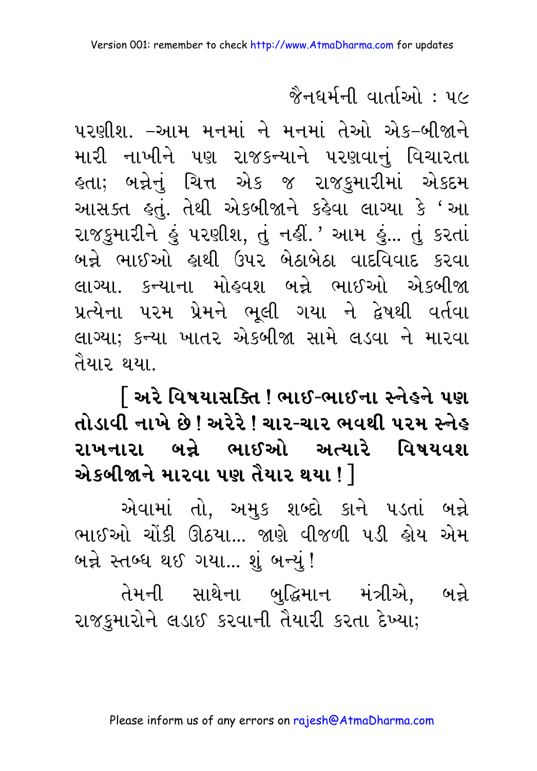પરણીશ. –આમ મનમાં ને મનમાં તેઓ એક–બીજાને મારી નાખીને પણ રાજકન્યાને પરણવાનું વિચારતા હતા; બન્નેનું ચિત્ત એક જ રાજકુમારીમાં એકદમ આસક્ત હતું. તેથી એકબીજાને કહેવા લાગ્યા કે 'આ રાજકુમારીને હું પરણીશ, તું નહીં.' આમ હું... તું કરતાં બન્ને ભાઈઓ હાથી ઉપર બેઠાબેઠા વાદવિવાદ કરવા લાગ્યા. કન્યાના મોહવશ બન્ને ભાઈઓ એકબીજા પ્રત્યેના પરમ પ્રેમને ભૂલી ગયા ને દ્વેષથી વર્તવા લાગ્યા; કન્યા ખાતર એકબીજા સામે લડવા ને મારવા તૈયાર થયા.

**[ અરે વિષયાસક્તિ ! ભાઈ-ભાઈના સ્નેહને પણ તોડાવી નાખે છે ! અરેરે ! ચાર-ચાર ભવથી પરમ સ્નેહ રાખનારા બન્ને ભાઈઓ અત્યારે વિષયવશ એકબીજાને મારવા પણ તૈયાર થયા ! ]**

એવામાં તો, અમુક શબ્દો કાને પડતાં બન્ને ભાઈઓ ચોંકી ઊઠયા... જાણે વીજળી પડી હોય એમ બન્ને સ્તબ્ધ થઈ ગયા... શું બન્યું !

તેમની સાથેના બુદ્ધિમાન મંત્રીએ, બન્ને રાજકુમારોને લડાઈ કરવાની તૈયારી કરતા દેખ્યા;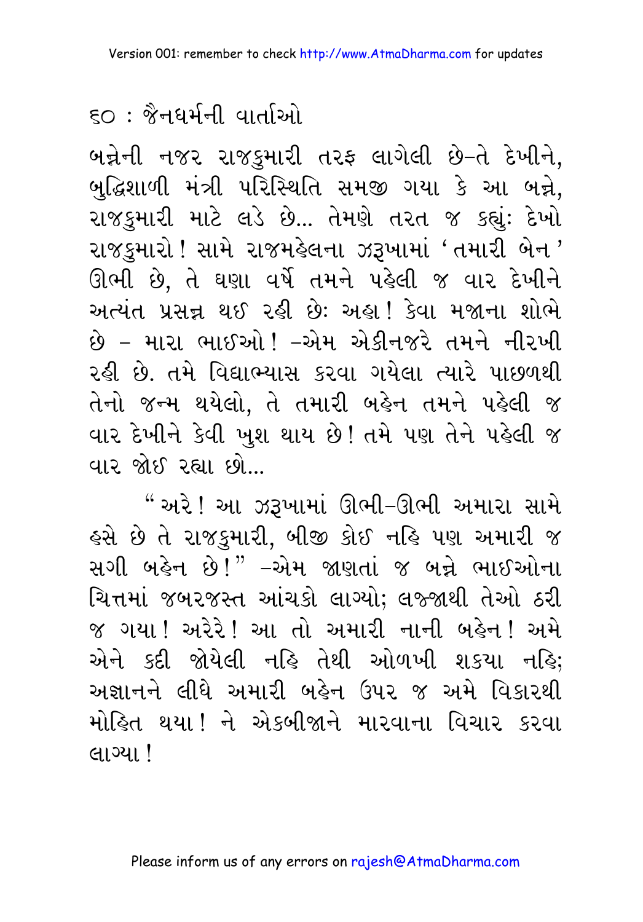બન્નેની નજર રાજકુમારી તરફ લાગેલી છે–તે દેખીને, બુદ્ધિશાળી મંત્રી પરિસ્થિતિ સમજી ગયા કે આ બન્ને, રાજકુમારી માટે લડે છે... તેમણે તરત જ કહ્યું: દેખો રાજકુમારો! સામે રાજમહેલના ઝરૂખામાં 'તમારી બેન' ઊભી છે, તે ઘણા વર્ષે તમને પહેલી જ વાર દેખીને અત્યંત પ્રસન્ન થઈ રહી છે: અહા! કેવા મજાના શોભે છે – મારા ભાઈઓ! –એમ એકીનજરે તમને નીરખી રહી છે. તમે વિદ્યાભ્યાસ કરવા ગયેલા ત્યારે પાછળથી તેનો જન્મ થયેલો, તે તમારી બહેન તમને પહેલી જ વાર દેખીને કેવી ખુશ થાય છે! તમે પણ તેને પહેલી જ વાર જોઈ રહ્યા છો...

"અરે! આ ઝરૂખામાં ઊભી–ઊભી અમારા સામે હસે છે તે રાજકુમારી, બીજી કોઈ નહિ પણ અમારી જ સગી બહેન છે!" –એમ જાણતાં જ બન્ને ભાઈઓના ચિત્તમાં જબરજસ્ત આંચકો લાગ્યો; લજ્જાથી તેઓ ઠરી જ ગયા! અરેરે! આ તો અમારી નાની બહેન! અમે એને કદી જોયેલી નહિ તેથી ઓળખી શકયા નહિ; અજ્ઞાનને લીધે અમારી બહેન ઉપર જ અમે વિકારથી મોહિત થયા! ને એકબીજાને મારવાના વિચાર કરવા લાગ્યા!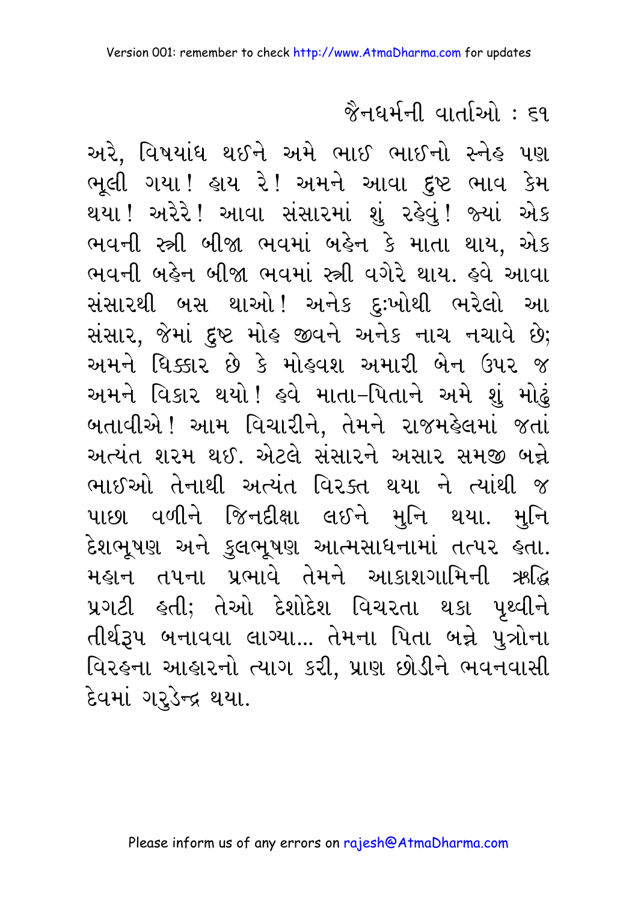અરે, વિષયાંધ થઈને અમે ભાઈ ભાઈનો સ્નેહ પણ ભૂલી ગયા! હાય રે! અમને આવા દુષ્ટ ભાવ કેમ થયા! અરેરે! આવા સંસારમાં શું રહેવું! જ્યાં એક ભવની સ્ત્રી બીજા ભવમાં બહેન કે માતા થાય, એક ભવની બહેન બીજા ભવમાં સ્ત્રી વગેરે થાય. હવે આવા સંસારથી બસ થાઓ! અનેક દુઃખોથી ભરેલો આ સંસાર, જેમાં દુષ્ટ મોહ જીવને અનેક નાચ નચાવે છે; અમને ધિક્કાર છે કે મોહવશ અમારી બેન ઉપર જ અમને વિકાર થયો! હવે માતા-પિતાને અમે શું મોઢું બતાવીએ! આમ વિચારીને, તેમને રાજમહેલમાં જતાં અત્યંત શરમ થઈ. એટલે સંસારને અસાર સમજી બન્ને ભાઈઓ તેનાથી અત્યંત વિરક્ત થયા ને ત્યાંથી જ પાછા વળીને જિનદીક્ષા લઈને મુનિ થયા. મુનિ દેશભૂષણ અને કુલભૂષણ આત્મસાધનામાં તત્પર હતા. મહાન તપના પ્રભાવે તેમને આકાશગામિની ઋદ્ધિ પ્રગટી હતી; તેઓ દેશોદેશ વિચરતા થકા પૃથ્વીને તીર્થરૂપ બનાવવા લાગ્યા... તેમના પિતા બન્ને પુત્રોના વિરહના આહારનો ત્યાગ કરી, પ્રાણ છોડીને ભવનવાસી દેવમાં ગરુડેન્દ્ર થયા.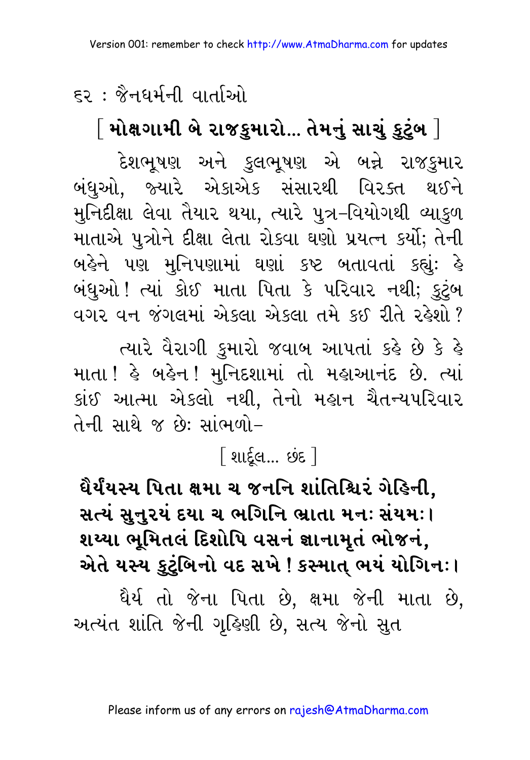## [ મોક્ષગામી બે રાજકુમારો... તેમનું સાચું કુટુંબ ]

દેશભૂષણ અને કુલભૂષણ એ બન્ને રાજકુમાર બંધુઓ, જ્યારે એકાએક સંસારથી વિરક્ત થઈને મુનિદીક્ષા લેવા તૈયાર થયા, ત્યારે પુત્ર-વિયોગથી વ્યાકુળ માતાએ પુત્રોને દીક્ષા લેતા રોકવા ઘણો પ્રયત્ન કર્યો; તેની બહેને પણ મુનિપણામાં ઘણાં કષ્ટ બતાવતાં કહ્યુંઃ હે બંધુઓ! ત્યાં કોઈ માતા પિતા કે પરિવાર નથી; કુટુંબ વગર વન જંગલમાં એકલા એકલા તમે કઈ રીતે રહેશો?

ત્યારે વૈરાગી કુમારો જવાબ આપતાં કહે છે કે હે માતા! હે બહેન! મુનિદશામાં તો મહાઆનંદ છે. ત્યાં કાંઈ આત્મા એકલો નથી, તેનો મહાન ચૈતન્યપરિવાર તેની સાથે જ છેઃ સાંભળો-

[ શાર્દૂલ... છંદ ]

**ધૈર્યંયસ્ય પિતા ક્ષમા ચ જનનિ શાંતિશ્ચિરં ગેહિની,**
**સત્યં સુનુરયં દયા ચ ભગિનિ ભ્રાતા મનઃ સંયમઃ।**
**શય્યા ભૂમિતલં દિશોપિ વસનં જ્ઞાનામૃતં ભોજનં,**
**એતે યસ્ય કુટુંબિનો વદ સખે! કસ્માત્ ભયં યોગિનઃ।**

ધૈર્ય તો જેના પિતા છે, ક્ષમા જેની માતા છે, અત્યંત શાંતિ જેની ગૃહિણી છે, સત્ય જેનો સુત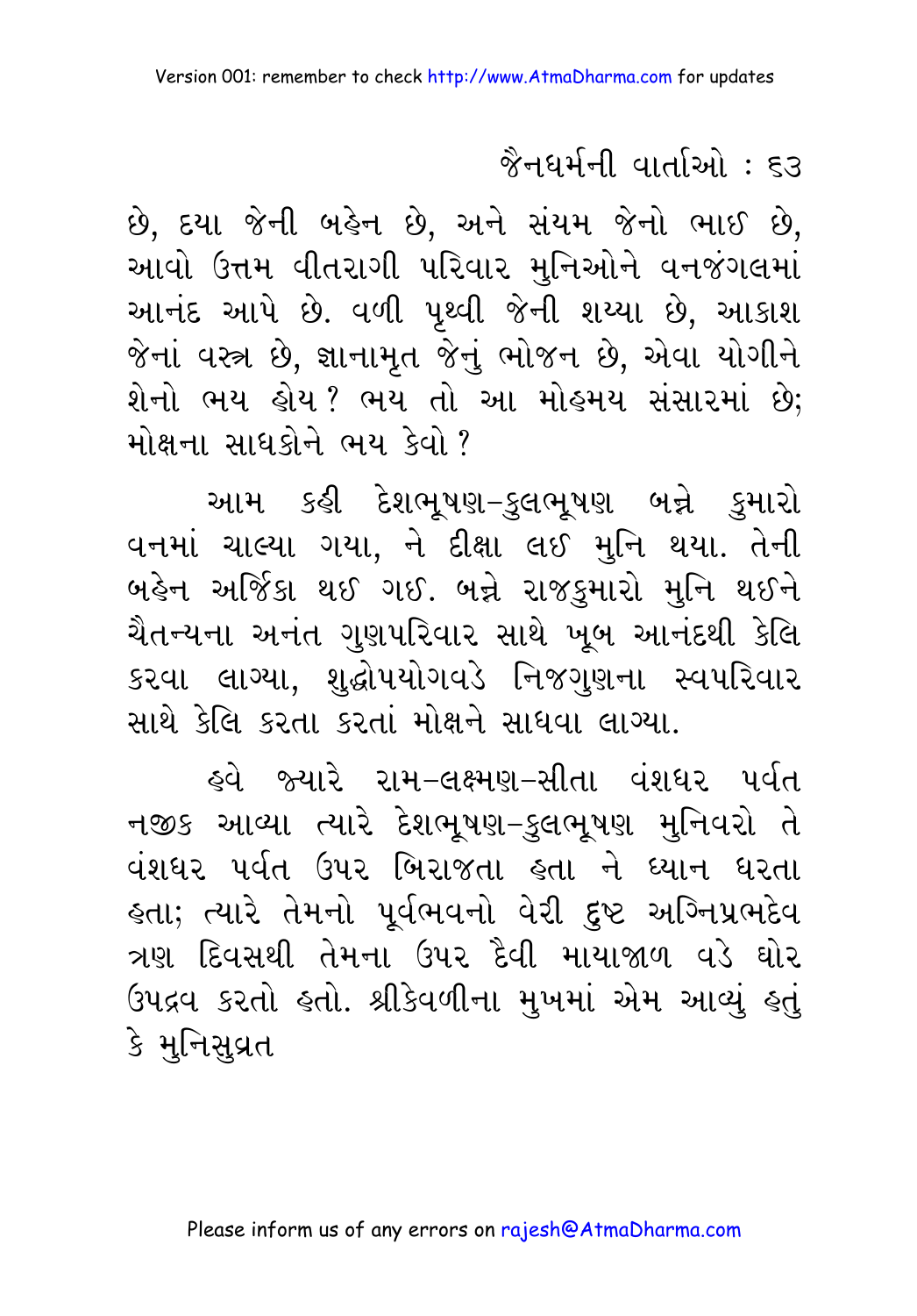છે, દયા જેની બહેન છે, અને સંયમ જેનો ભાઈ છે, આવો ઉત્તમ વીતરાગી પરિવાર મુનિઓને વનજંગલમાં આનંદ આપે છે. વળી પૃથ્વી જેની શય્યા છે, આકાશ જેનાં વસ્ત્ર છે, જ્ઞાનામૃત જેનું ભોજન છે, એવા યોગીને શેનો ભય હોય? ભય તો આ મોહમય સંસારમાં છે; મોક્ષના સાધકોને ભય કેવો?

આમ કહી દેશભૂષણ-કુલભૂષણ બન્ને કુમારો વનમાં ચાલ્યા ગયા, ને દીક્ષા લઈ મુનિ થયા. તેની બહેન અર્જિકા થઈ ગઈ. બન્ને રાજકુમારો મુનિ થઈને ચૈતન્યના અનંત ગુણપરિવાર સાથે ખૂબ આનંદથી કેલિ કરવા લાગ્યા, શુદ્ધોપયોગવડે નિજગુણના સ્વપરિવાર સાથે કેલિ કરતા કરતાં મોક્ષને સાધવા લાગ્યા.

હવે જ્યારે રામ-લક્ષ્મણ-સીતા વંશધર પર્વત નજીક આવ્યા ત્યારે દેશભૂષણ-કુલભૂષણ મુનિવરો તે વંશધર પર્વત ઉપર બિરાજતા હતા ને ધ્યાન ધરતા હતા; ત્યારે તેમનો પૂર્વભવનો વેરી દુષ્ટ અગ્નિપ્રભદેવ ત્રણ દિવસથી તેમના ઉપર દૈવી માયાજાળ વડે ઘોર ઉપદ્રવ કરતો હતો. શ્રીકેવળીના મુખમાં એમ આવ્યું હતું કે મુનિસુવ્રત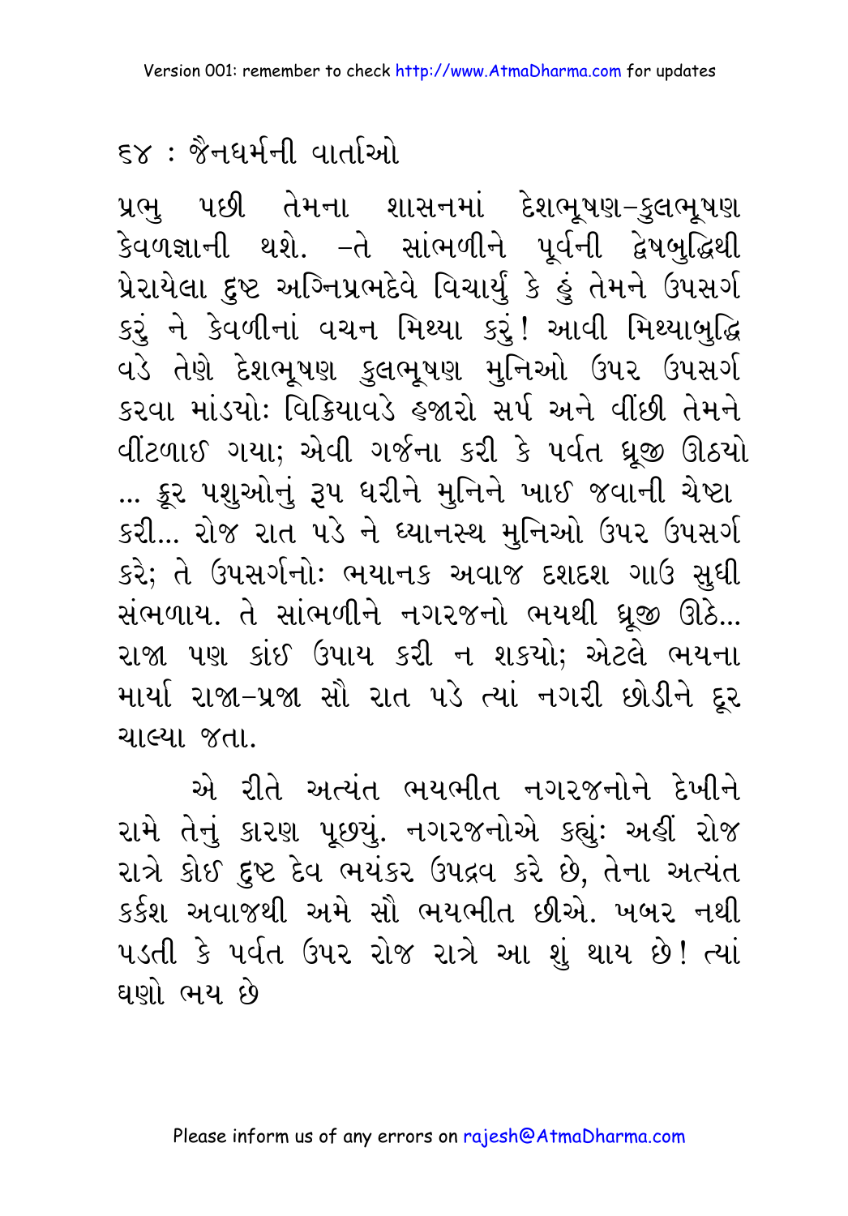પ્રભુ પછી તેમના શાસનમાં દેશભૂષણ–કુલભૂષણ કેવળજ્ઞાની થશે. –તે સાંભળીને પૂર્વની દ્વેષબુદ્ધિથી પ્રેરાયેલા દુષ્ટ અગ્નિપ્રભદેવે વિચાર્યું કે હું તેમને ઉપસર્ગ કરું ને કેવળીનાં વચન મિથ્યા કરું! આવી મિથ્યાબુદ્ધિ વડે તેણે દેશભૂષણ કુલભૂષણ મુનિઓ ઉપર ઉપસર્ગ કરવા માંડયો: વિક્રિયાવડે હજારો સર્પ અને વીંછી તેમને વીંટળાઈ ગયા; એવી ગર્જના કરી કે પર્વત ધ્રૂજી ઊઠયો ... ક્રૂર પશુઓનું રૂપ ધરીને મુનિને ખાઈ જવાની ચેષ્ટા કરી... રોજ રાત પડે ને ધ્યાનસ્થ મુનિઓ ઉપર ઉપસર્ગ કરે; તે ઉપસર્ગનો: ભયાનક અવાજ દશદશ ગાઉ સુધી સંભળાય. તે સાંભળીને નગરજનો ભયથી ધ્રૂજી ઊઠે... રાજા પણ કાંઈ ઉપાય કરી ન શકયો; એટલે ભયના માર્યા રાજા–પ્રજા સૌ રાત પડે ત્યાં નગરી છોડીને દૂર ચાલ્યા જતા.

એ રીતે અત્યંત ભયભીત નગરજનોને દેખીને રામે તેનું કારણ પૂછયું. નગરજનોએ કહ્યું: અહીં રોજ રાત્રે કોઈ દુષ્ટ દેવ ભયંકર ઉપદ્રવ કરે છે, તેના અત્યંત કર્કશ અવાજથી અમે સૌ ભયભીત છીએ. ખબર નથી પડતી કે પર્વત ઉપર રોજ રાત્રે આ શું થાય છે! ત્યાં ઘણો ભય છે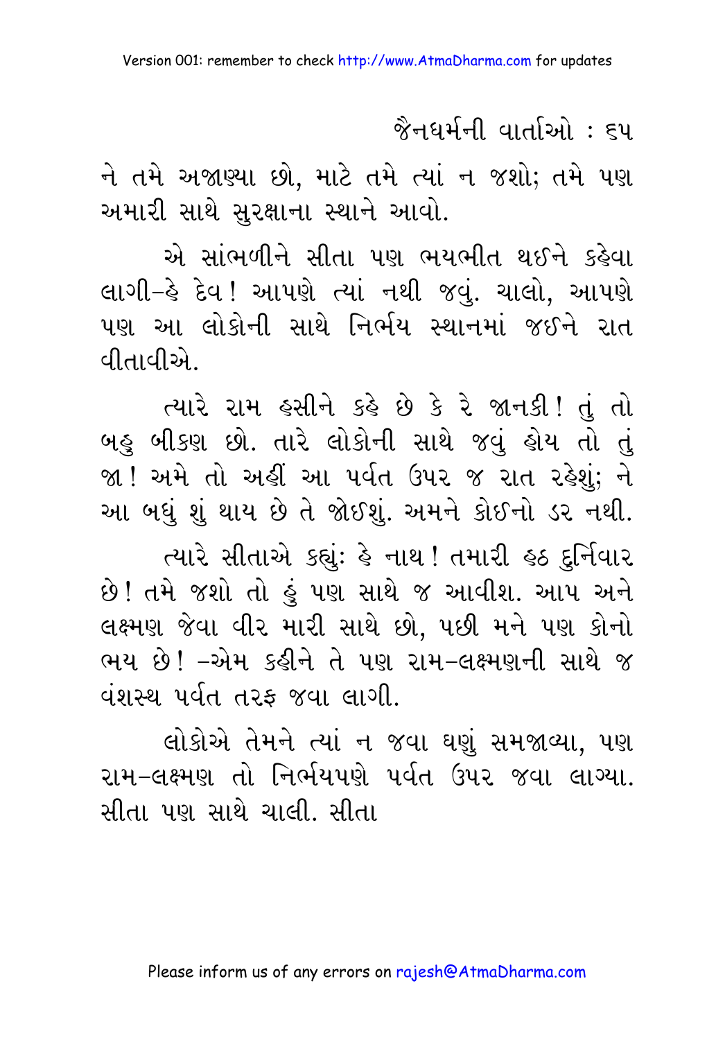ને તમે અજાણ્યા છો, માટે તમે ત્યાં ન જશો; તમે પણ અમારી સાથે સુરક્ષાના સ્થાને આવો.

એ સાંભળીને સીતા પણ ભયભીત થઈને કહેવા લાગી–હે દેવ! આપણે ત્યાં નથી જવું. ચાલો, આપણે પણ આ લોકોની સાથે નિર્ભય સ્થાનમાં જઈને રાત વીતાવીએ.

ત્યારે રામ હસીને કહે છે કે રે જાનકી! તું તો બહુ બીકણ છો. તારે લોકોની સાથે જવું હોય તો તું જા! અમે તો અહીં આ પર્વત ઉપર જ રાત રહેશું; ને આ બધું શું થાય છે તે જોઈશું. અમને કોઈનો ડર નથી.

ત્યારે સીતાએ કહ્યું: હે નાથ! તમારી હઠ દુર્નિવાર છે! તમે જશો તો હું પણ સાથે જ આવીશ. આપ અને લક્ષ્મણ જેવા વીર મારી સાથે છો, પછી મને પણ કોનો ભય છે! –એમ કહીને તે પણ રામ-લક્ષ્મણની સાથે જ વંશસ્થ પર્વત તરફ જવા લાગી.

લોકોએ તેમને ત્યાં ન જવા ઘણું સમજાવ્યા, પણ રામ-લક્ષ્મણ તો નિર્ભયપણે પર્વત ઉપર જવા લાગ્યા. સીતા પણ સાથે ચાલી. સીતા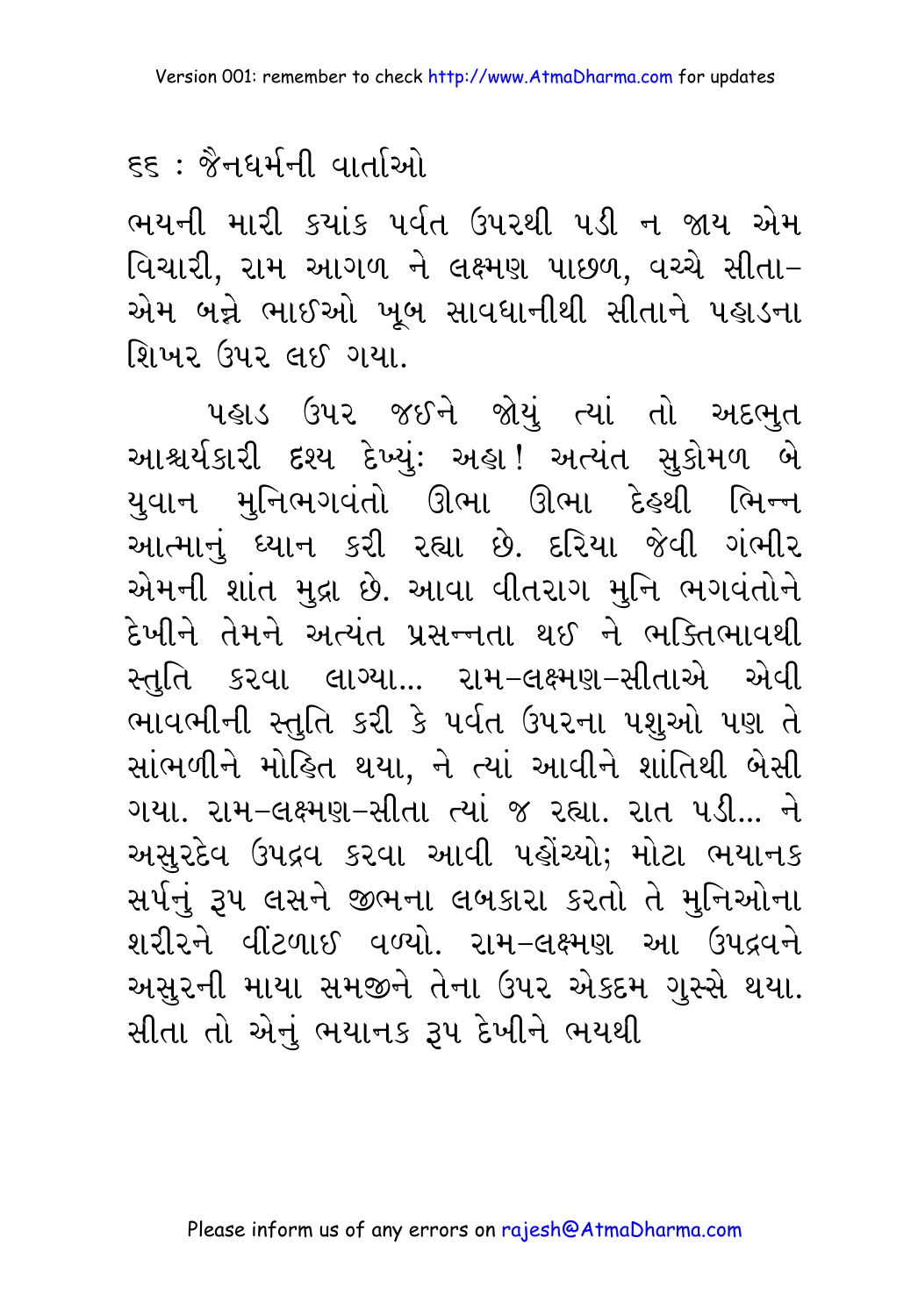ભયની મારી ક્યાંક પર્વત ઉપરથી પડી ન જાય એમ વિચારી, રામ આગળ ને લક્ષ્મણ પાછળ, વચ્ચે સીતા– એમ બન્ને ભાઈઓ ખૂબ સાવધાનીથી સીતાને પહાડના શિખર ઉપર લઈ ગયા.

પહાડ ઉપર જઈને જોયું ત્યાં તો અદ્દભુત આશ્ચર્યકારી દૃશ્ય દેખ્યું: અહા! અત્યંત સુકોમળ બે યુવાન મુનિભગવંતો ઊભા ઊભા દેહથી ભિન્ન આત્માનું ધ્યાન કરી રહ્યા છે. દરિયા જેવી ગંભીર એમની શાંત મુદ્રા છે. આવા વીતરાગ મુનિ ભગવંતોને દેખીને તેમને અત્યંત પ્રસન્નતા થઈ ને ભક્તિભાવથી સ્તુતિ કરવા લાગ્યા... રામ–લક્ષ્મણ–સીતાએ એવી ભાવભીની સ્તુતિ કરી કે પર્વત ઉપરના પશુઓ પણ તે સાંભળીને મોહિત થયા, ને ત્યાં આવીને શાંતિથી બેસી ગયા. રામ–લક્ષ્મણ–સીતા ત્યાં જ રહ્યા. રાત પડી... ને અસુરદેવ ઉપદ્રવ કરવા આવી પહોંચ્યો; મોટા ભયાનક સર્પનું રૂપ લઈને જીભના લબકારા કરતો તે મુનિઓના શરીરને વીંટળાઈ વળ્યો. રામ–લક્ષ્મણ આ ઉપદ્રવને અસુરની માયા સમજીને તેના ઉપર એકદમ ગુસ્સે થયા. સીતા તો એનું ભયાનક રૂપ દેખીને ભયથી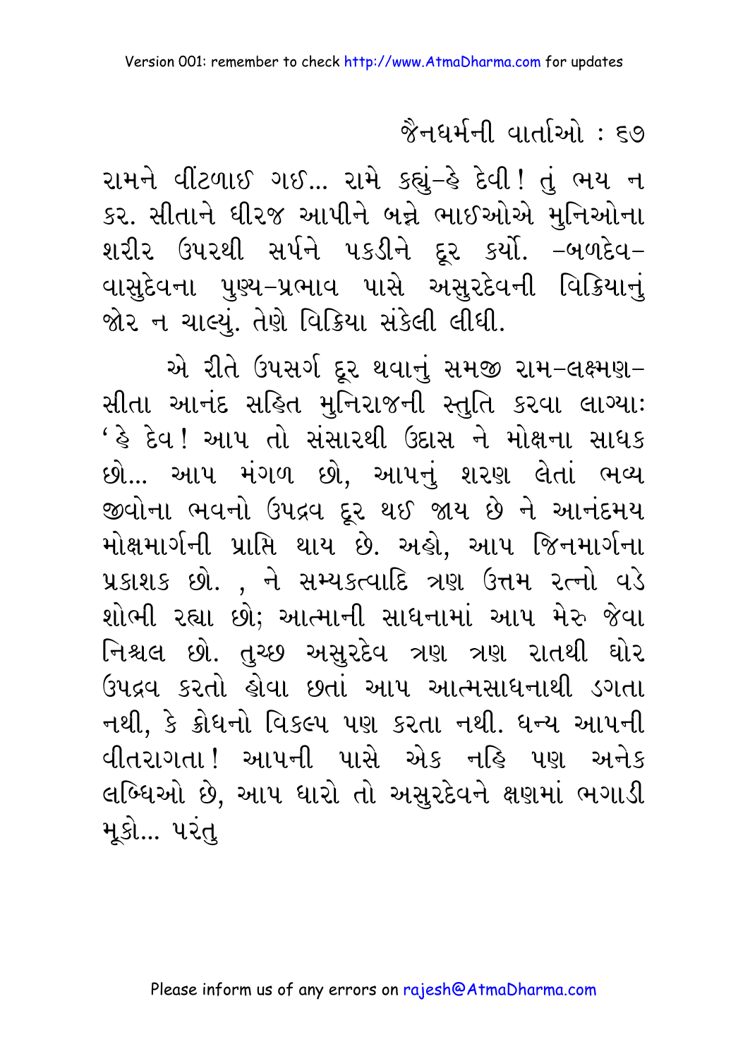રામને વીંટળાઈ ગઈ... રામે કહ્યું–હે દેવી! તું ભય ન કર. સીતાને ધીરજ આપીને બન્ને ભાઈઓએ મુનિઓના શરીર ઉપરથી સર્પને પકડીને દૂર કર્યો. –બળદેવ–વાસુદેવના પુણ્ય–પ્રભાવ પાસે અસુરદેવની વિક્રિયાનું જોર ન ચાલ્યું. તેણે વિક્રિયા સંકેલી લીધી.

એ રીતે ઉપસર્ગ દૂર થવાનું સમજી રામ–લક્ષ્મણ–સીતા આનંદ સહિત મુનિરાજની સ્તુતિ કરવા લાગ્યાઃ 'હે દેવ! આપ તો સંસારથી ઉદાસ ને મોક્ષના સાધક છો... આપ મંગળ છો, આપનું શરણ લેતાં ભવ્ય જીવોના ભવનો ઉપદ્રવ દૂર થઈ જાય છે ને આનંદમય મોક્ષમાર્ગની પ્રાપ્તિ થાય છે. અહો, આપ જિનમાર્ગના પ્રકાશક છો. , ને સમ્યક્ત્વાદિ ત્રણ ઉત્તમ રત્નો વડે શોભી રહ્યા છો; આત્માની સાધનામાં આપ મેરુ જેવા નિશ્ચલ છો. તુચ્છ અસુરદેવ ત્રણ ત્રણ રાતથી ઘોર ઉપદ્રવ કરતો હોવા છતાં આપ આત્મસાધનાથી ડગતા નથી, કે ક્રોધનો વિકલ્પ પણ કરતા નથી. ધન્ય આપની વીતરાગતા! આપની પાસે એક નહિ પણ અનેક લબ્ધિઓ છે, આપ ધારો તો અસુરદેવને ક્ષણમાં ભગાડી મૂકો... પરંતુ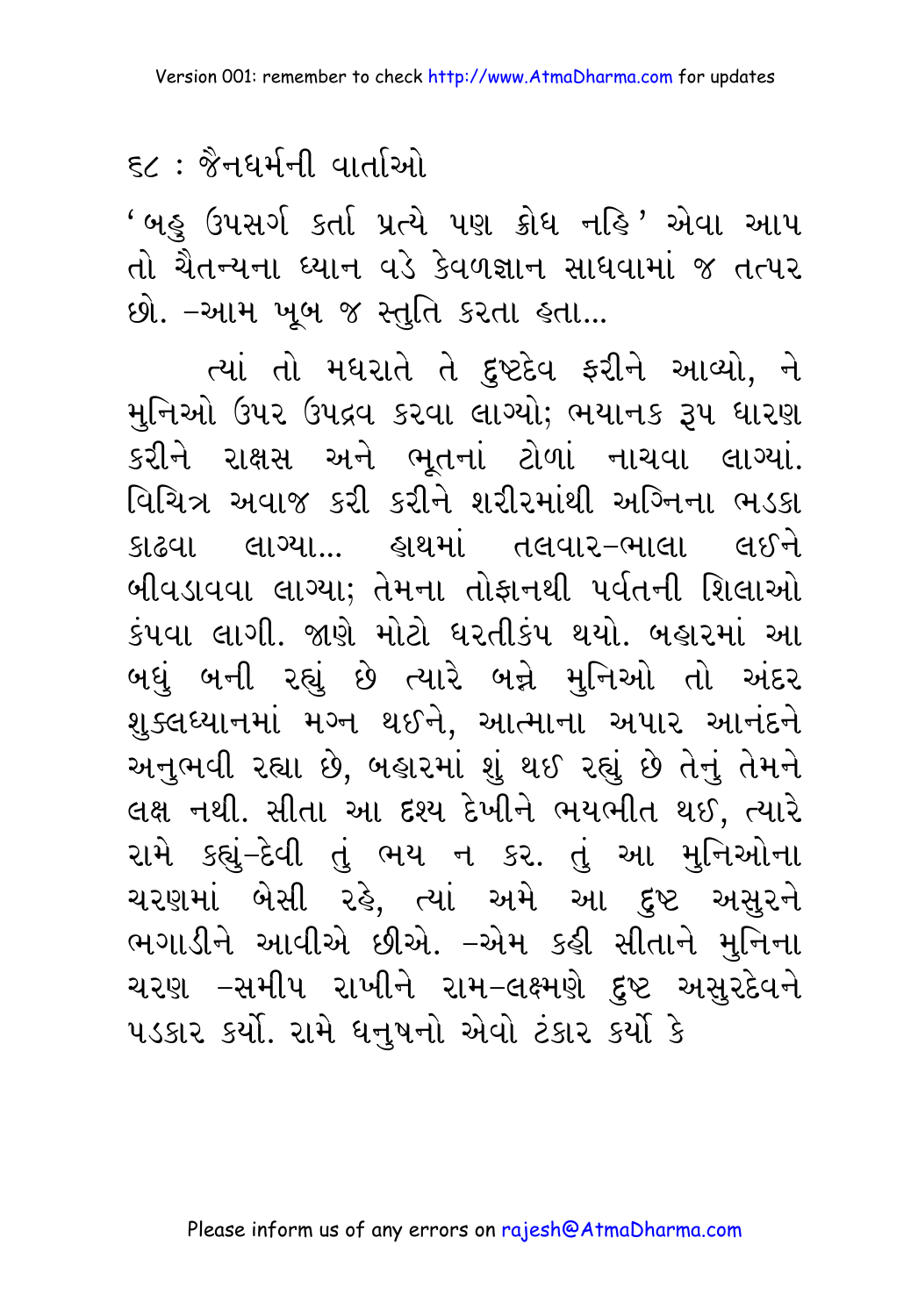'બહુ ઉપસર્ગ કર્તા પ્રત્યે પણ ક્રોધ નહિ' એવા આપ તો ચૈતન્યના ધ્યાન વડે કેવળજ્ઞાન સાધવામાં જ તત્પર છો. –આમ ખૂબ જ સ્તુતિ કરતા હતા...

ત્યાં તો મધરાતે તે દુષ્ટદેવ ફરીને આવ્યો, ને મુનિઓ ઉપર ઉપદ્રવ કરવા લાગ્યો; ભયાનક રૂપ ધારણ કરીને રાક્ષસ અને ભૂતનાં ટોળાં નાચવા લાગ્યાં. વિચિત્ર અવાજ કરી કરીને શરીરમાંથી અગ્નિના ભડકા કાઢવા લાગ્યા... હાથમાં તલવાર–ભાલા લઈને બીવડાવવા લાગ્યા; તેમના તોફાનથી પર્વતની શિલાઓ કંપવા લાગી. જાણે મોટો ધરતીકંપ થયો. બહારમાં આ બધું બની રહ્યું છે ત્યારે બન્ને મુનિઓ તો અંદર શુક્લધ્યાનમાં મગ્ન થઈને, આત્માના અપાર આનંદને અનુભવી રહ્યા છે, બહારમાં શું થઈ રહ્યું છે તેનું તેમને લક્ષ નથી. સીતા આ દૃશ્ય દેખીને ભયભીત થઈ, ત્યારે રામે કહ્યું–દેવી તું ભય ન કર. તું આ મુનિઓના ચરણમાં બેસી રહે, ત્યાં અમે આ દુષ્ટ અસુરને ભગાડીને આવીએ છીએ. –એમ કહી સીતાને મુનિના ચરણ –સમીપ રાખીને રામ–લક્ષ્મણે દુષ્ટ અસુરદેવને પડકાર કર્યો. રામે ધનુષનો એવો ટંકાર કર્યો કે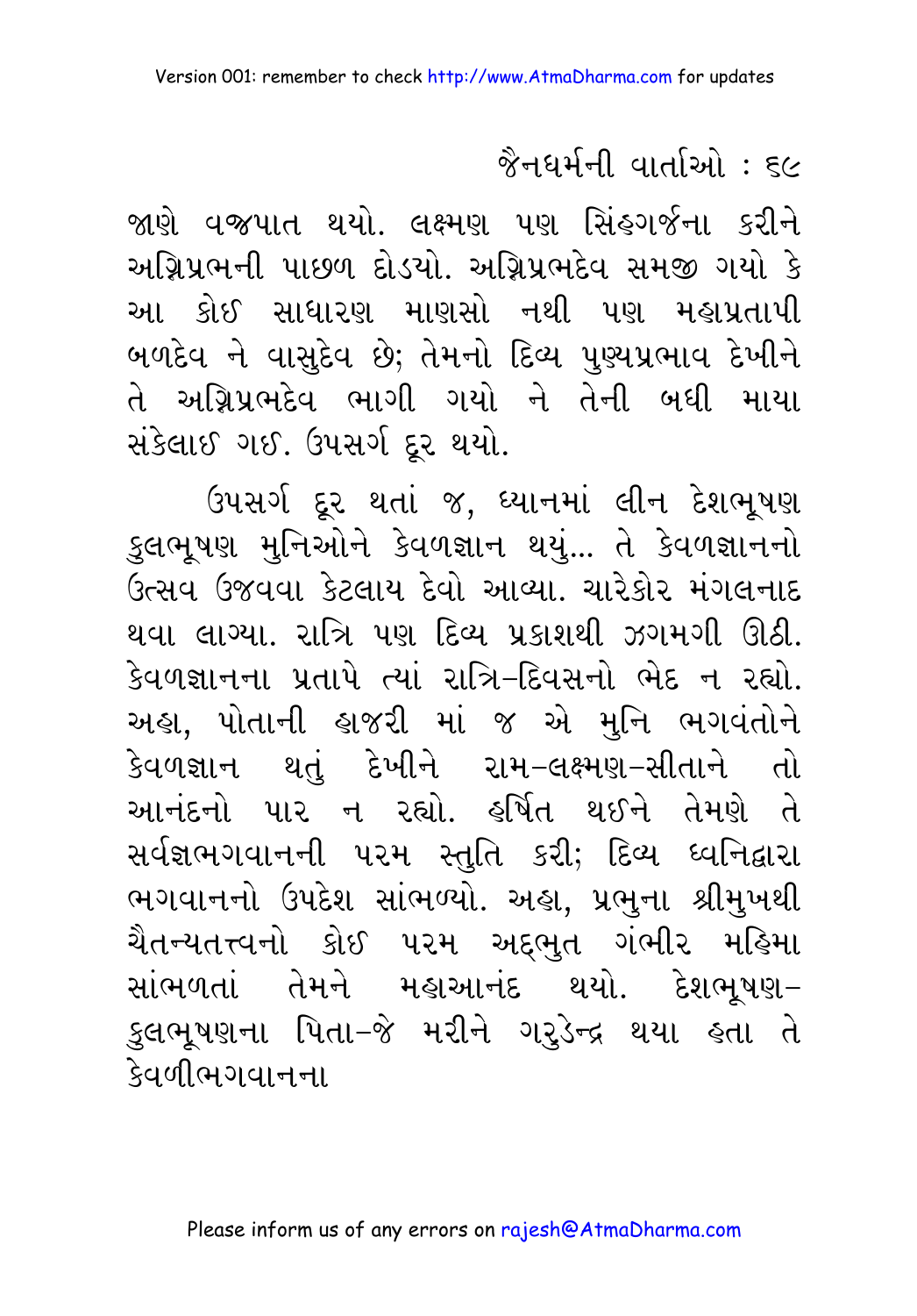જાણે વજ્રપાત થયો. લક્ષ્મણ પણ સિંહગર્જના કરીને અગ્નિપ્રભની પાછળ દોડયો. અગ્નિપ્રભદેવ સમજી ગયો કે આ કોઈ સાધારણ માણસો નથી પણ મહાપ્રતાપી બળદેવ ને વાસુદેવ છે; તેમનો દિવ્ય પુણ્યપ્રભાવ દેખીને તે અગ્નિપ્રભદેવ ભાગી ગયો ને તેની બધી માયા સંકેલાઈ ગઈ. ઉપસર્ગ દૂર થયો.

ઉપસર્ગ દૂર થતાં જ, ધ્યાનમાં લીન દેશભૂષણ કુલભૂષણ મુનિઓને કેવળજ્ઞાન થયું... તે કેવળજ્ઞાનનો ઉત્સવ ઉજવવા કેટલાય દેવો આવ્યા. ચારેકોર મંગલનાદ થવા લાગ્યા. રાત્રિ પણ દિવ્ય પ્રકાશથી ઝગમગી ઊઠી. કેવળજ્ઞાનના પ્રતાપે ત્યાં રાત્રિ-દિવસનો ભેદ ન રહ્યો. અહા, પોતાની હાજરી માં જ એ મુનિ ભગવંતોને કેવળજ્ઞાન થતું દેખીને રામ-લક્ષ્મણ-સીતાને તો આનંદનો પાર ન રહ્યો. હર્ષિત થઈને તેમણે તે સર્વજ્ઞભગવાનની પરમ સ્તુતિ કરી; દિવ્ય ધ્વનિદ્વારા ભગવાનનો ઉપદેશ સાંભળ્યો. અહા, પ્રભુના શ્રીમુખથી ચૈતન્યતત્ત્વનો કોઈ પરમ અદ્દભુત ગંભીર મહિમા સાંભળતાં તેમને મહાઆનંદ થયો. દેશભૂષણ-કુલભૂષણના પિતા-જે મરીને ગરુડેન્દ્ર થયા હતા તે કેવળીભગવાનના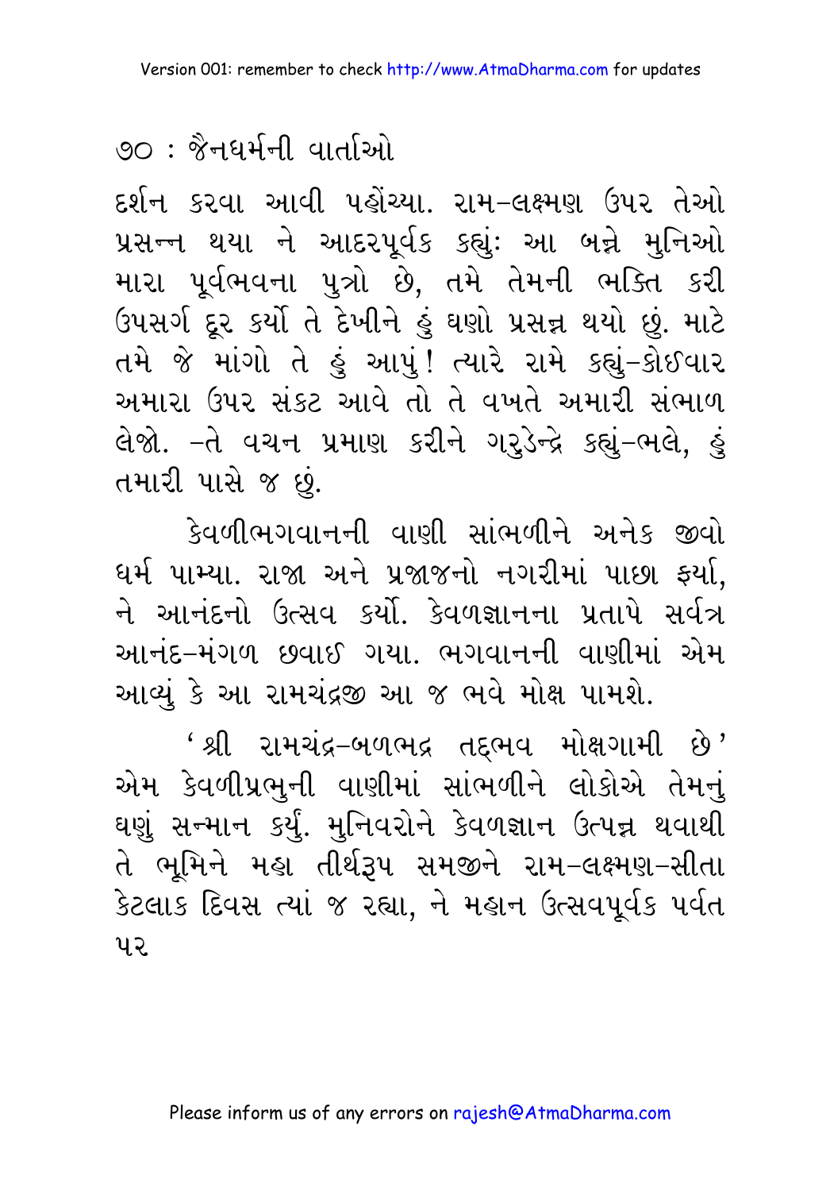દર્શન કરવા આવી પહોંચ્યા. રામ-લક્ષ્મણ ઉપર તેઓ પ્રસન્ન થયા ને આદરપૂર્વક કહ્યું: આ બન્ને મુનિઓ મારા પૂર્વભવના પુત્રો છે, તમે તેમની ભક્તિ કરી ઉપસર્ગ દૂર કર્યો તે દેખીને હું ઘણો પ્રસન્ન થયો છું. માટે તમે જે માંગો તે હું આપું! ત્યારે રામે કહ્યું-કોઈવાર અમારા ઉપર સંકટ આવે તો તે વખતે અમારી સંભાળ લેજો. -તે વચન પ્રમાણ કરીને ગરુડેન્દ્રે કહ્યું-ભલે, હું તમારી પાસે જ છું.

કેવળીભગવાનની વાણી સાંભળીને અનેક જીવો ધર્મ પામ્યા. રાજા અને પ્રજાજનો નગરીમાં પાછા ફર્યા, ને આનંદનો ઉત્સવ કર્યો. કેવળજ્ઞાનના પ્રતાપે સર્વત્ર આનંદ-મંગળ છવાઈ ગયા. ભગવાનની વાણીમાં એમ આવ્યું કે આ રામચંદ્રજી આ જ ભવે મોક્ષ પામશે.

'શ્રી રામચંદ્ર-બળભદ્ર તદ્ભવ મોક્ષગામી છે' એમ કેવળીપ્રભુની વાણીમાં સાંભળીને લોકોએ તેમનું ઘણું સન્માન કર્યું. મુનિવરોને કેવળજ્ઞાન ઉત્પન્ન થવાથી તે ભૂમિને મહા તીર્થરૂપ સમજીને રામ-લક્ષ્મણ-સીતા કેટલાક દિવસ ત્યાં જ રહ્યા, ને મહાન ઉત્સવપૂર્વક પર્વત

૫૨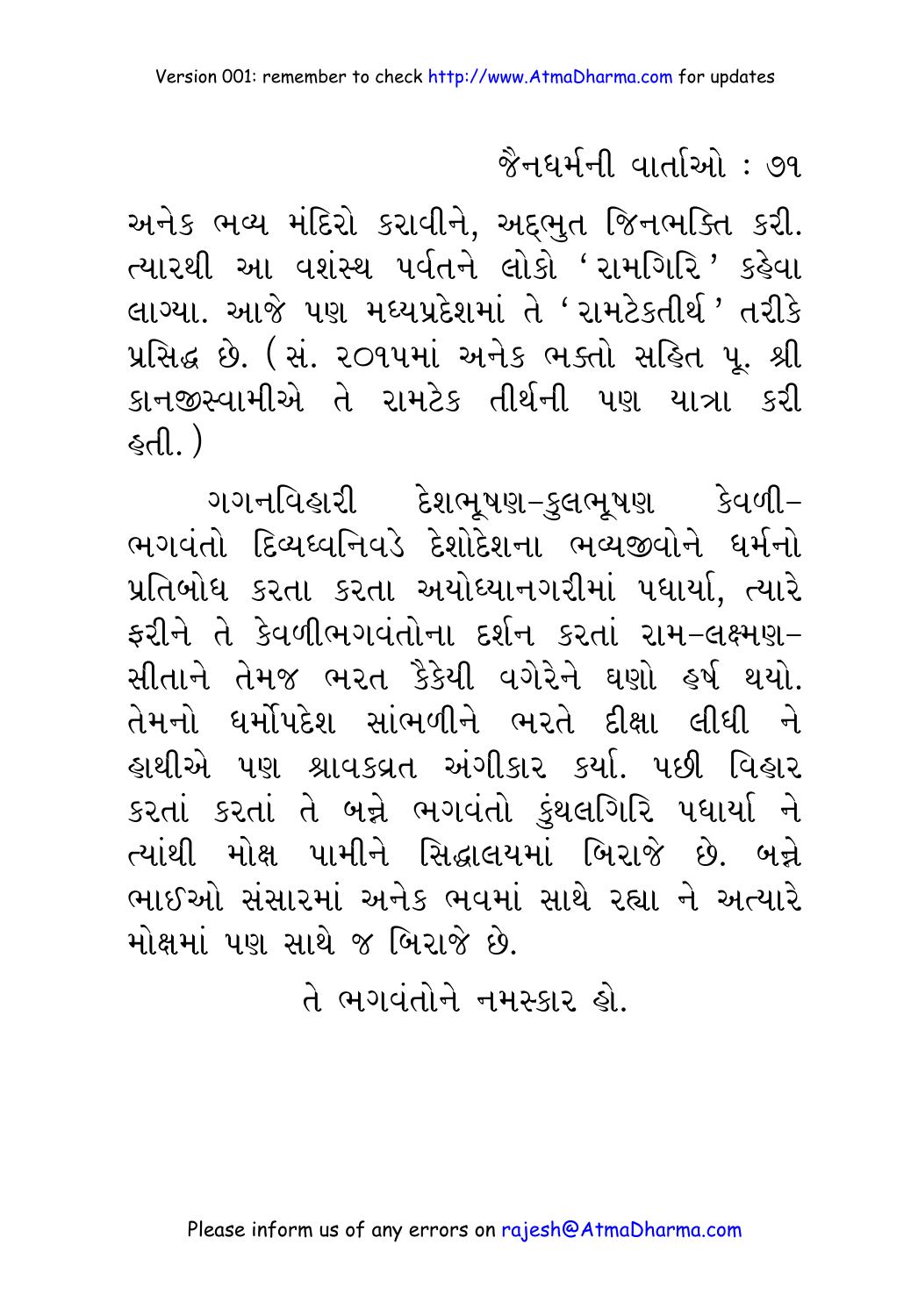અનેક ભવ્ય મંદિરો કરાવીને, અદ્દભુત જિનભક્તિ કરી. ત્યારથી આ વશંસ્થ પર્વતને લોકો 'રામગિરિ' કહેવા લાગ્યા. આજે પણ મધ્યપ્રદેશમાં તે 'રામટેકતીર્થ' તરીકે પ્રસિદ્ધ છે. (સં. ૨૦૧૫માં અનેક ભક્તો સહિત પૂ. શ્રી કાનજીસ્વામીએ તે રામટેક તીર્થની પણ યાત્રા કરી હતી.)

ગગનવિહારી દેશભૂષણ-કુલભૂષણ કેવળી-ભગવંતો દિવ્યધ્વનિવડે દેશોદેશના ભવ્યજીવોને ધર્મનો પ્રતિબોધ કરતા કરતા અયોધ્યાનગરીમાં પધાર્યા, ત્યારે ફરીને તે કેવળીભગવંતોના દર્શન કરતાં રામ-લક્ષ્મણ-સીતાને તેમજ ભરત કૈકેયી વગેરેને ઘણો હર્ષ થયો. તેમનો ધર્મોપદેશ સાંભળીને ભરતે દીક્ષા લીધી ને હાથીએ પણ શ્રાવકવ્રત અંગીકાર કર્યા. પછી વિહાર કરતાં કરતાં તે બન્ને ભગવંતો કુંથલગિરિ પધાર્યા ને ત્યાંથી મોક્ષ પામીને સિદ્ધાલયમાં બિરાજે છે. બન્ને ભાઈઓ સંસારમાં અનેક ભવમાં સાથે રહ્યા ને અત્યારે મોક્ષમાં પણ સાથે જ બિરાજે છે.

તે ભગવંતોને નમસ્કાર હો.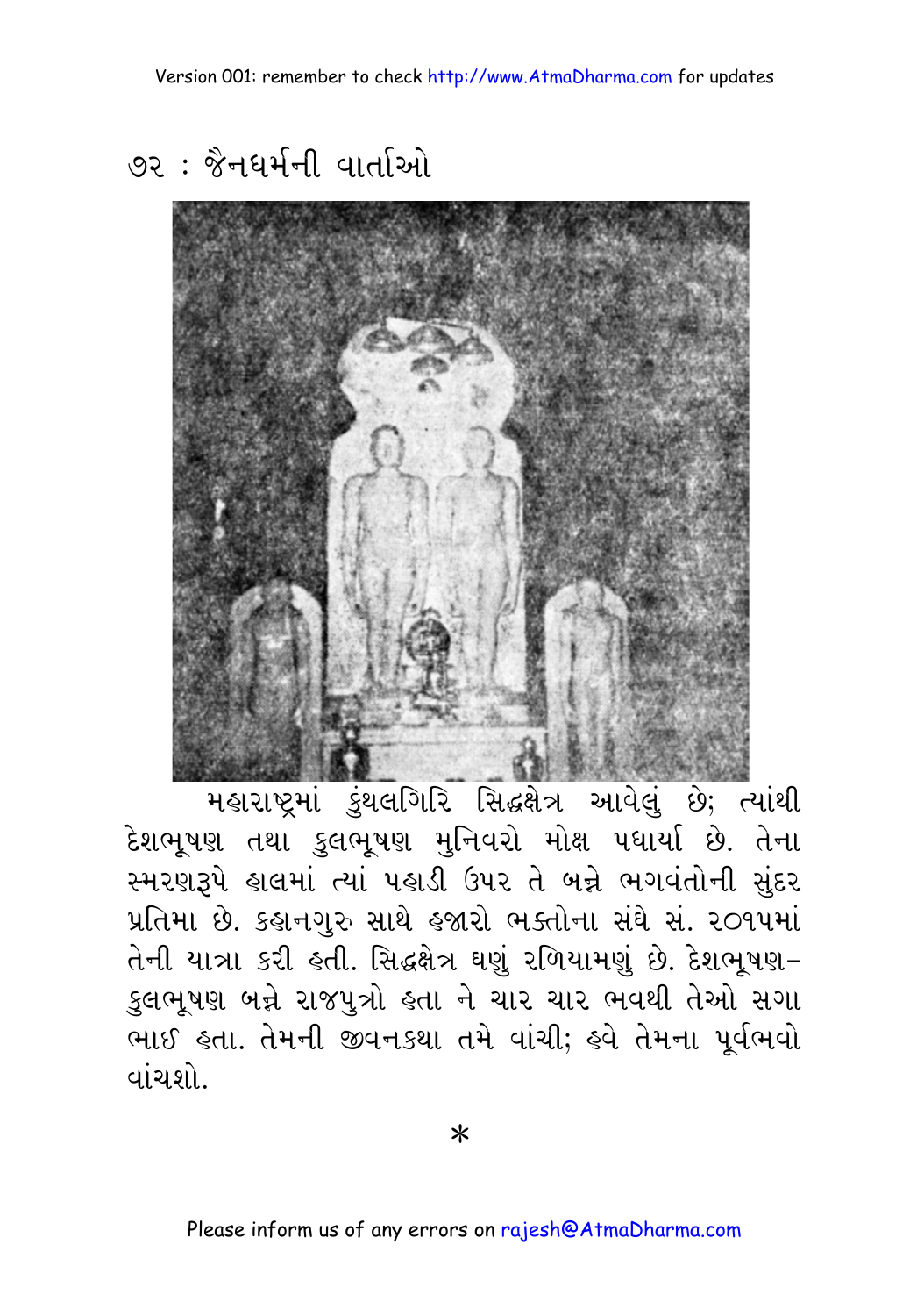મહારાષ્ટ્રમાં કુંથલગિરિ સિદ્ધક્ષેત્ર આવેલું છે; ત્યાંથી દેશભૂષણ તથા કુલભૂષણ મુનિવરો મોક્ષ પધાર્યા છે. તેના સ્મરણરૂપે હાલમાં ત્યાં પહાડી ઉપર તે બન્ને ભગવંતોની સુંદર પ્રતિમા છે. કહાનગુરુ સાથે હજારો ભક્તોના સંઘે સં. ૨૦૧૫માં તેની યાત્રા કરી હતી. સિદ્ધક્ષેત્ર ઘણું રળિયામણું છે. દેશભૂષણ–કુલભૂષણ બન્ને રાજપુત્રો હતા ને ચાર ચાર ભવથી તેઓ સગા ભાઈ હતા. તેમની જીવનકથા તમે વાંચી; હવે તેમના પૂર્વભવો વાંચશો.

*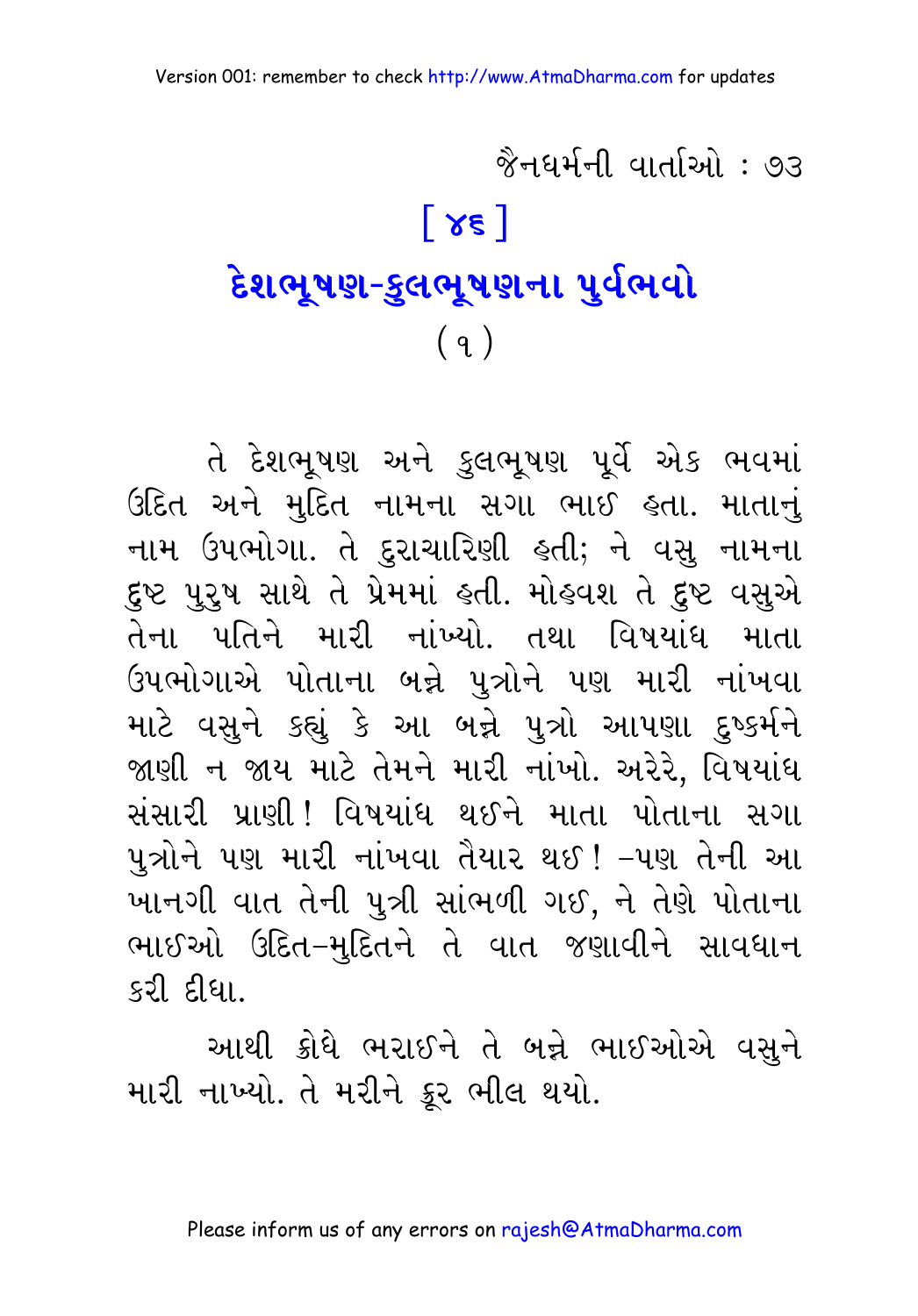# [ ૪૬ ]

## દેશભૂષણ-કુલભૂષણના પુર્વભવો

### ( ૧ )

તે દેશભૂષણ અને કુલભૂષણ પૂર્વે એક ભવમાં ઉદિત અને મુદિત નામના સગા ભાઈ હતા. માતાનું નામ ઉપભોગા. તે દુરાચારિણી હતી; ને વસુ નામના દુષ્ટ પુરુષ સાથે તે પ્રેમમાં હતી. મોહવશ તે દુષ્ટ વસુએ તેના પતિને મારી નાંખ્યો. તથા વિષયાંધ માતા ઉપભોગાએ પોતાના બન્ને પુત્રોને પણ મારી નાંખવા માટે વસુને કહ્યું કે આ બન્ને પુત્રો આપણા દુષ્કર્મને જાણી ન જાય માટે તેમને મારી નાંખો. અરેરે, વિષયાંધ સંસારી પ્રાણી! વિષયાંધ થઈને માતા પોતાના સગા પુત્રોને પણ મારી નાંખવા તૈયાર થઈ! –પણ તેની આ ખાનગી વાત તેની પુત્રી સાંભળી ગઈ, ને તેણે પોતાના ભાઈઓ ઉદિત–મુદિતને તે વાત જણાવીને સાવધાન કરી દીધા.

આથી ક્રોધે ભરાઈને તે બન્ને ભાઈઓએ વસુને મારી નાખ્યો. તે મરીને ક્રૂર ભીલ થયો.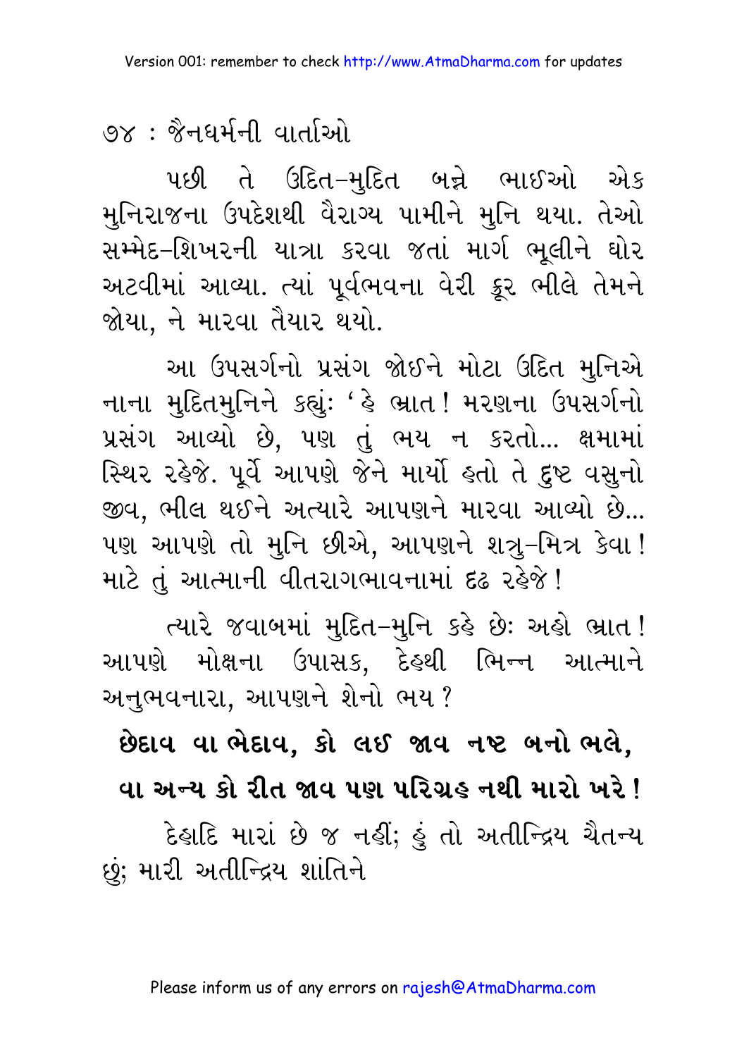પછી તે ઉદિત-મુદિત બન્ને ભાઈઓ એક મુનિરાજના ઉપદેશથી વૈરાગ્ય પામીને મુનિ થયા. તેઓ સમ્મેદ-શિખરની યાત્રા કરવા જતાં માર્ગ ભૂલીને ઘોર અટવીમાં આવ્યા. ત્યાં પૂર્વભવના વેરી ક્રૂર ભીલે તેમને જોયા, ને મારવા તૈયાર થયો.

આ ઉપસર્ગનો પ્રસંગ જોઈને મોટા ઉદિત મુનિએ નાના મુદિતમુનિને કહ્યું: 'હે ભ્રાત! મરણના ઉપસર્ગનો પ્રસંગ આવ્યો છે, પણ તું ભય ન કરતો... ક્ષમામાં સ્થિર રહેજે. પૂર્વે આપણે જેને માર્યો હતો તે દુષ્ટ વસુનો જીવ, ભીલ થઈને અત્યારે આપણને મારવા આવ્યો છે... પણ આપણે તો મુનિ છીએ, આપણને શત્રુ-મિત્ર કેવા! માટે તું આત્માની વીતરાગભાવનામાં દૃઢ રહેજે!

ત્યારે જવાબમાં મુદિત-મુનિ કહે છે: અહો ભ્રાત! આપણે મોક્ષના ઉપાસક, દેહથી ભિન્ન આત્માને અનુભવનારા, આપણને શેનો ભય?

**છેદાવ વા ભેદાવ, કો લઈ જાવ નષ્ટ બનો ભલે,**
**વા અન્ય કો રીત જાવ પણ પરિગ્રહ નથી મારો ખરે!**

દેહાદિ મારાં છે જ નહીં; હું તો અતીન્દ્રિય ચૈતન્ય છું; મારી અતીન્દ્રિય શાંતિને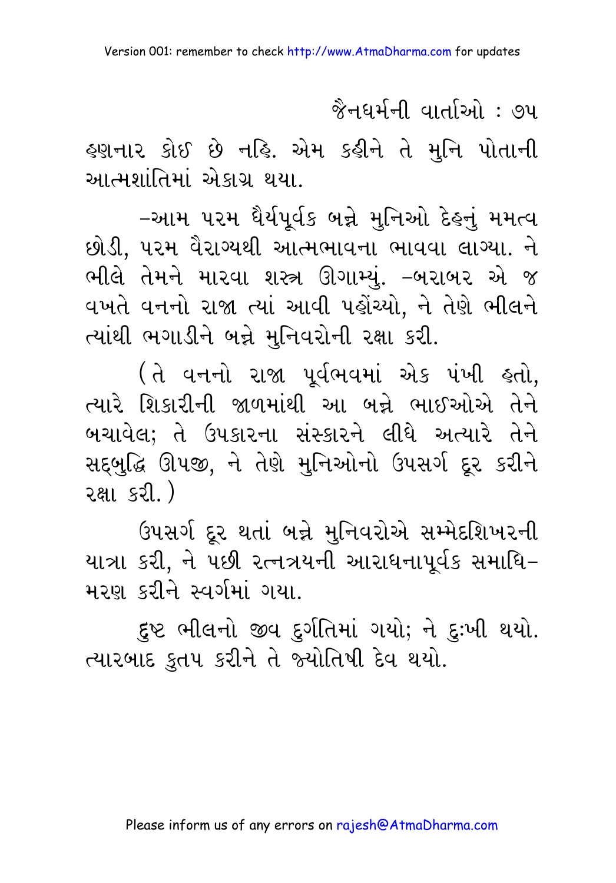હણનાર કોઈ છે નહિ. એમ કહીને તે મુનિ પોતાની આત્મશાંતિમાં એકાગ્ર થયા.

–આમ પરમ ધૈર્યપૂર્વક બન્ને મુનિઓ દેહનું મમત્વ છોડી, પરમ વૈરાગ્યથી આત્મભાવના ભાવવા લાગ્યા. ને ભીલે તેમને મારવા શસ્ત્ર ઊગામ્યું. –બરાબર એ જ વખતે વનનો રાજા ત્યાં આવી પહોંચ્યો, ને તેણે ભીલને ત્યાંથી ભગાડીને બન્ને મુનિવરોની રક્ષા કરી.

(તે વનનો રાજા પૂર્વભવમાં એક પંખી હતો, ત્યારે શિકારીની જાળમાંથી આ બન્ને ભાઈઓએ તેને બચાવેલ; તે ઉપકારના સંસ્કારને લીધે અત્યારે તેને સદ્બુદ્ધિ ઊપજી, ને તેણે મુનિઓનો ઉપસર્ગ દૂર કરીને રક્ષા કરી.)

ઉપસર્ગ દૂર થતાં બન્ને મુનિવરોએ સમ્મેદશિખરની યાત્રા કરી, ને પછી રત્નત્રયની આરાધનાપૂર્વક સમાધિ–મરણ કરીને સ્વર્ગમાં ગયા.

દુષ્ટ ભીલનો જીવ દુર્ગતિમાં ગયો; ને દુઃખી થયો. ત્યારબાદ કુતપ કરીને તે જ્યોતિષી દેવ થયો.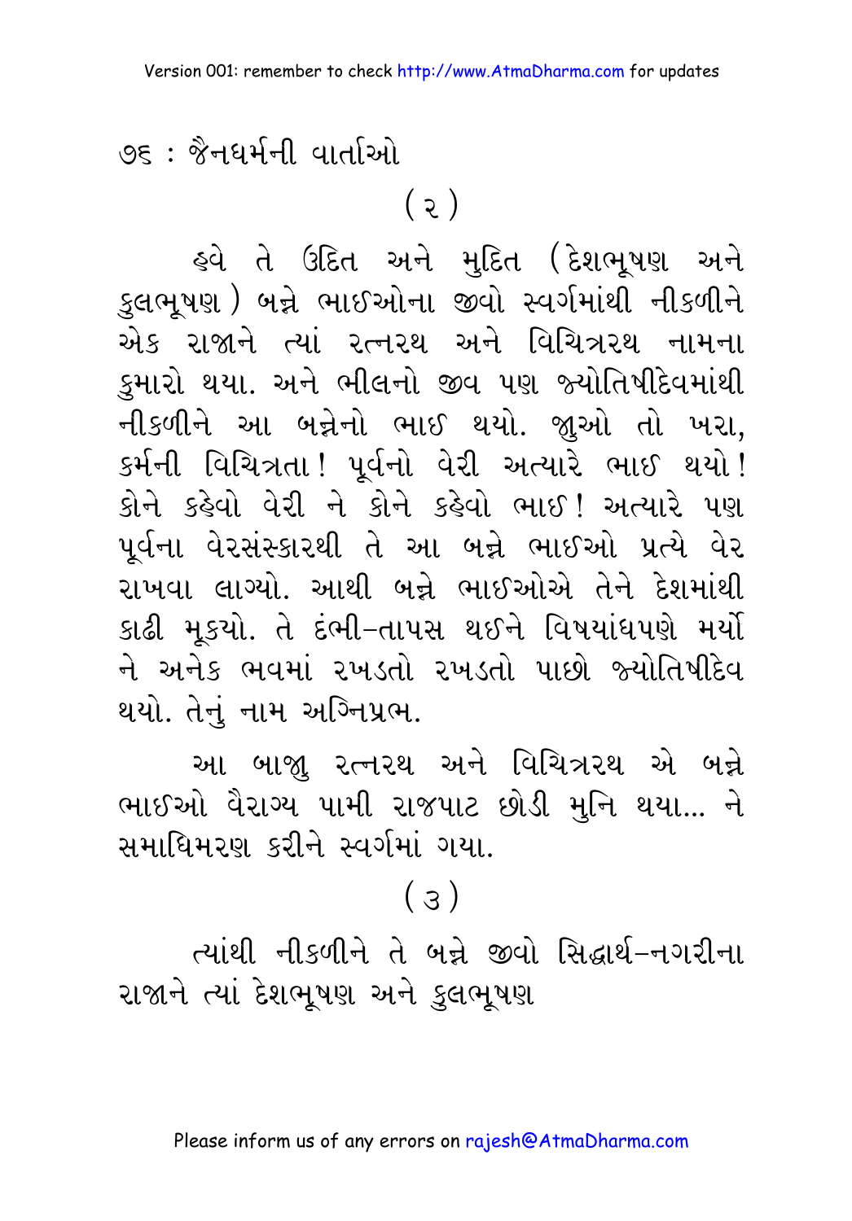( ૨ )

હવે તે ઉદિત અને મુદિત (દેશભૂષણ અને કુલભૂષણ) બન્ને ભાઈઓના જીવો સ્વર્ગમાંથી નીકળીને એક રાજાને ત્યાં રત્નરથ અને વિચિત્રરથ નામના કુમારો થયા. અને ભીલનો જીવ પણ જ્યોતિષીદેવમાંથી નીકળીને આ બન્નેનો ભાઈ થયો. જુઓ તો ખરા, કર્મની વિચિત્રતા! પૂર્વનો વેરી અત્યારે ભાઈ થયો! કોને કહેવો વેરી ને કોને કહેવો ભાઈ! અત્યારે પણ પૂર્વના વેરસંસ્કારથી તે આ બન્ને ભાઈઓ પ્રત્યે વેર રાખવા લાગ્યો. આથી બન્ને ભાઈઓએ તેને દેશમાંથી કાઢી મૂકયો. તે દંભી-તાપસ થઈને વિષયાંધપણે મર્યો ને અનેક ભવમાં રખડતો રખડતો પાછો જ્યોતિષીદેવ થયો. તેનું નામ અગ્નિપ્રભ.

આ બાજુ રત્નરથ અને વિચિત્રરથ એ બન્ને ભાઈઓ વૈરાગ્ય પામી રાજપાટ છોડી મુનિ થયા... ને સમાધિમરણ કરીને સ્વર્ગમાં ગયા.

( ૩ )

ત્યાંથી નીકળીને તે બન્ને જીવો સિદ્ધાર્થ-નગરીના રાજાને ત્યાં દેશભૂષણ અને કુલભૂષણ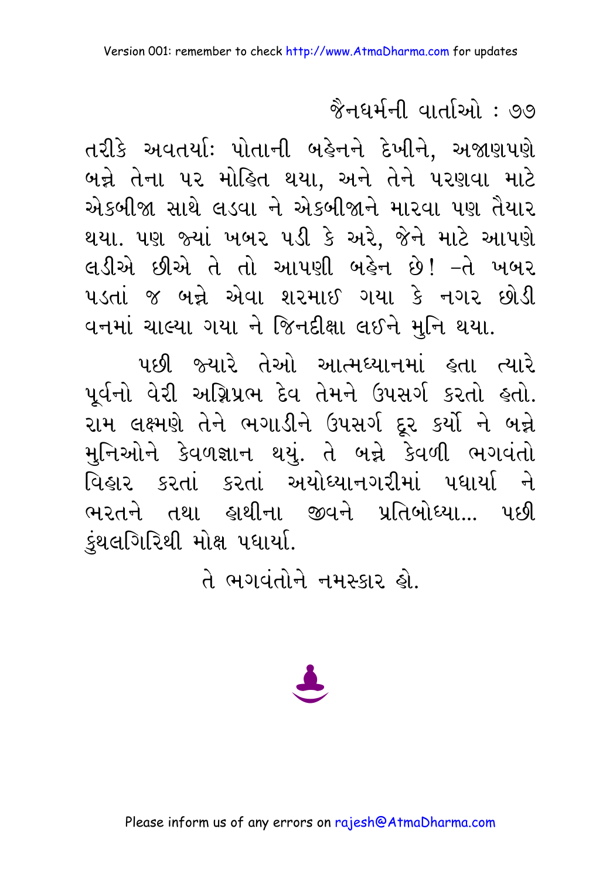તરીકે અવતર્યા: પોતાની બહેનને દેખીને, અજાણપણે બન્ને તેના પર મોહિત થયા, અને તેને પરણવા માટે એકબીજા સાથે લડવા ને એકબીજાને મારવા પણ તૈયાર થયા. પણ જ્યાં ખબર પડી કે અરે, જેને માટે આપણે લડીએ છીએ તે તો આપણી બહેન છે! –તે ખબર પડતાં જ બન્ને એવા શરમાઈ ગયા કે નગર છોડી વનમાં ચાલ્યા ગયા ને જિનદીક્ષા લઈને મુનિ થયા.

પછી જ્યારે તેઓ આત્મધ્યાનમાં હતા ત્યારે પૂર્વનો વેરી અગ્નિપ્રભ દેવ તેમને ઉપસર્ગ કરતો હતો. રામ લક્ષ્મણે તેને ભગાડીને ઉપસર્ગ દૂર કર્યો ને બન્ને મુનિઓને કેવળજ્ઞાન થયું. તે બન્ને કેવળી ભગવંતો વિહાર કરતાં કરતાં અયોધ્યાનગરીમાં પધાર્યા ને ભરતને તથા હાથીના જીવને પ્રતિબોધ્યા... પછી કુંથલગિરિથી મોક્ષ પધાર્યા.

તે ભગવંતોને નમસ્કાર હો.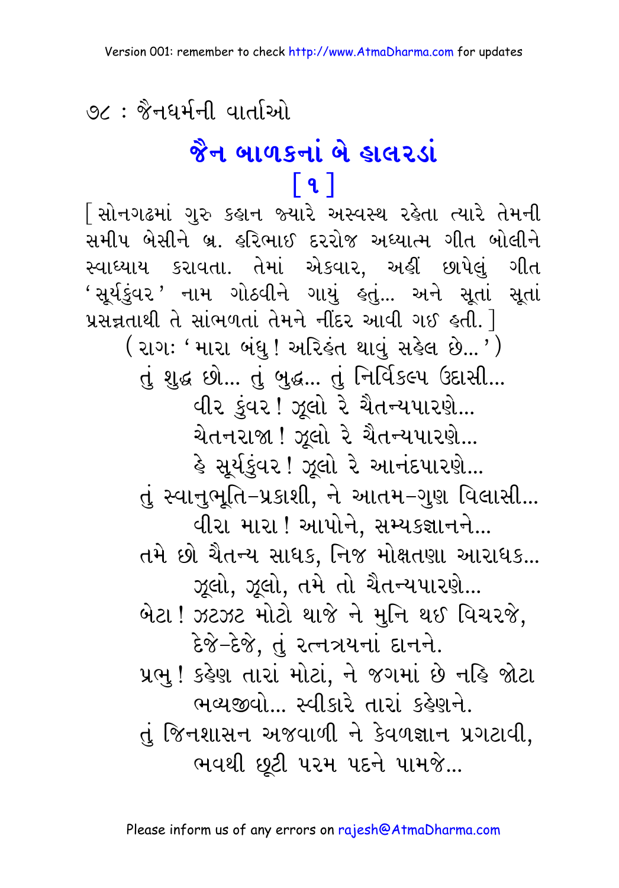# જૈન બાળકનાં બે હાલરડાં

## [ ૧ ]

[ સોનગઢમાં ગુરુ કહાન જ્યારે અસ્વસ્થ રહેતા ત્યારે તેમની સમીપ બેસીને બ્ર. હરિભાઈ દરરોજ અધ્યાત્મ ગીત બોલીને સ્વાધ્યાય કરાવતા. તેમાં એકવાર, અહીં છાપેલું ગીત 'સૂર્યકુંવર' નામ ગોઠવીને ગાયું હતું... અને સૂતાં સૂતાં પ્રસન્નતાથી તે સાંભળતાં તેમને નીંદર આવી ગઈ હતી. ]

( રાગઃ 'મારા બંધુ ! અરિહંત થાવું સહેલ છે...' )

તું શુદ્ધ છો... તું બુદ્ધ... તું નિર્વિકલ્પ ઉદાસી...
વીર કુંવર ! ઝૂલો રે ચૈતન્યપારણે...
ચેતનરાજા ! ઝૂલો રે ચૈતન્યપારણે...
હે સૂર્યકુંવર ! ઝૂલો રે આનંદપારણે...
તું સ્વાનુભૂતિ-પ્રકાશી, ને આતમ-ગુણ વિલાસી...
વીરા મારા ! આપોને, સમ્યક્જ્ઞાનને...
તમે છો ચૈતન્ય સાધક, નિજ મોક્ષતણા આરાધક...
ઝૂલો, ઝૂલો, તમે તો ચૈતન્યપારણે...
બેટા ! ઝટઝટ મોટો થાજે ને મુનિ થઈ વિચરજે,
દેજે-દેજે, તું રત્નત્રયનાં દાનને.
પ્રભુ ! કહેણ તારાં મોટાં, ને જગમાં છે નહિ જોટા
ભવ્યજીવો... સ્વીકારે તારાં કહેણને.
તું જિનશાસન અજવાળી ને કેવળજ્ઞાન પ્રગટાવી,
ભવથી છૂટી પરમ પદને પામજે...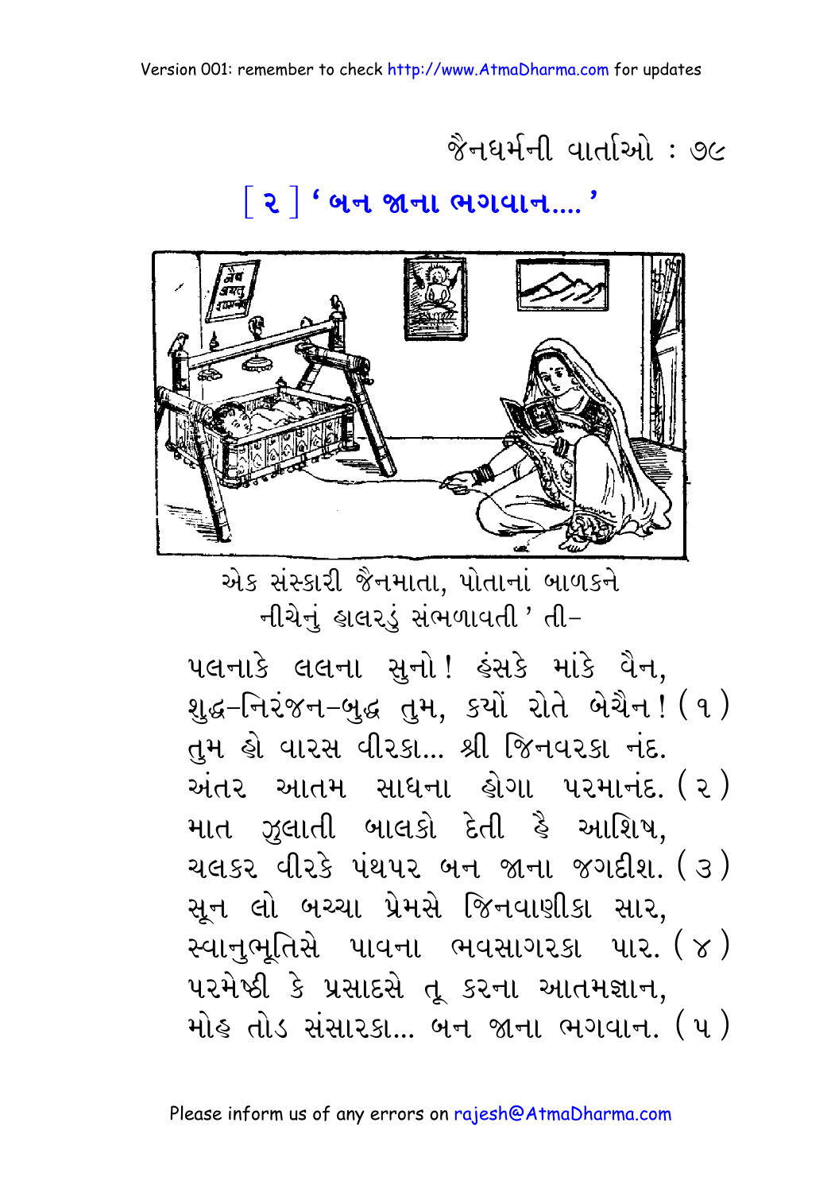## [ ૨ ] 'બન જાના ભગવાન....'

એક સંસ્કારી જૈનમાતા, પોતાનાં બાળકને નીચેનું હાલરડું સંભળાવતી ' તી–

પલનાકે લલના સુનો ! હંસકે માંકે વૈન,  
શુદ્ધ-નિરંજન-બુદ્ધ તુમ, ક્યોં રોતે બેચૈન ! ( ૧ )  
તુમ હો વારસ વીરકા... શ્રી જિનવરકા નંદ.  
અંતર આતમ સાધના હોગા પરમાનંદ. ( ૨ )  
માત ઝુલાતી બાલકો દેતી હૈ આશિષ,  
ચલકર વીરકે પંથપર બન જાના જગદીશ. ( ૩ )  
સૂન લો બચ્ચા પ્રેમસે જિનવાણીકા સાર,  
સ્વાનુભૂતિસે પાવના ભવસાગરકા પાર. ( ૪ )  
પરમેષ્ઠી કે પ્રસાદસે તૂ કરના આતમજ્ઞાન,  
મોહ તોડ સંસારકા... બન જાના ભગવાન. ( ૫ )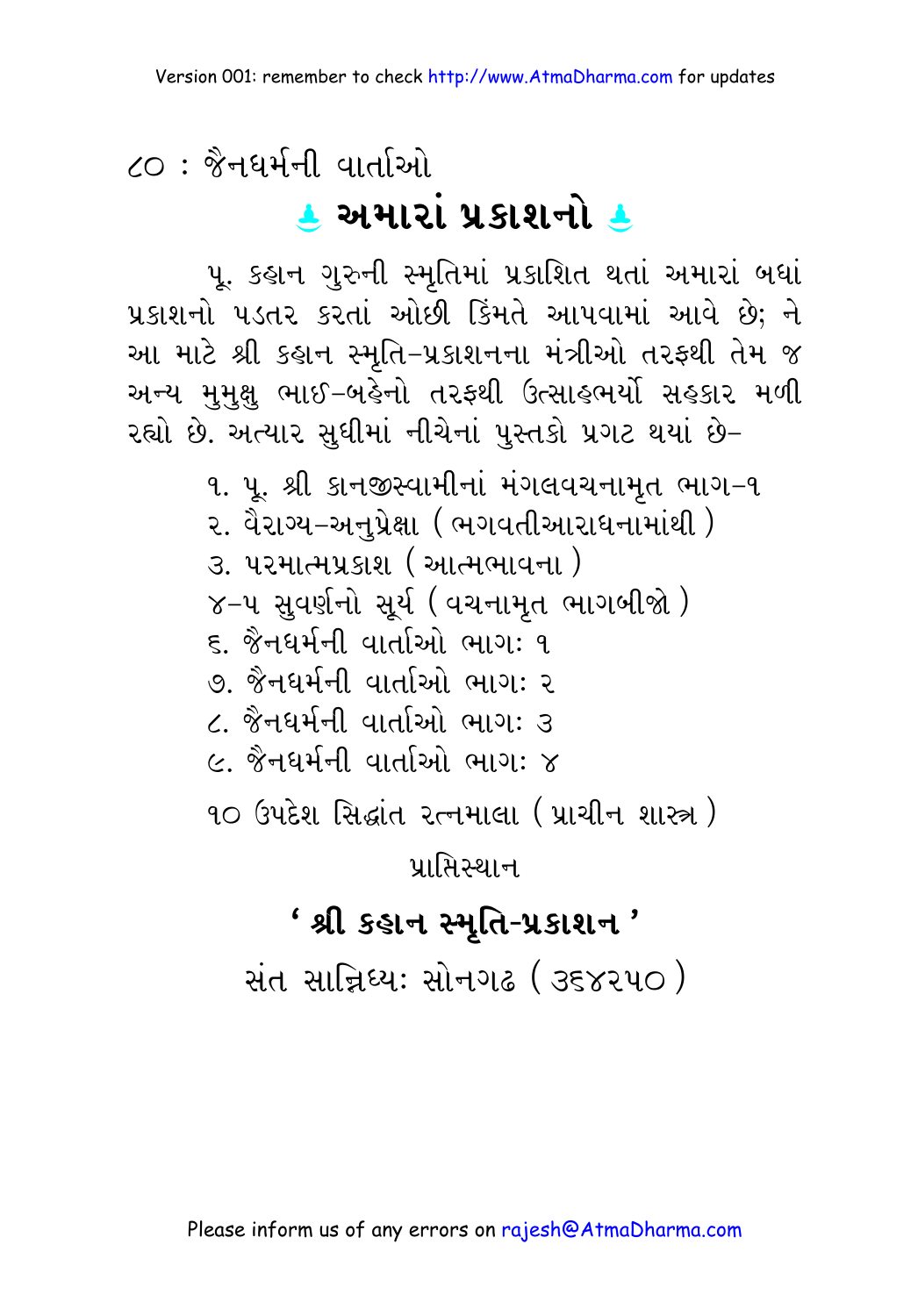# ♨ અમારાં પ્રકાશનો ♨

પૂ. કહાન ગુરુની સ્મૃતિમાં પ્રકાશિત થતાં અમારાં બધાં પ્રકાશનો પડતર કરતાં ઓછી કિંમતે આપવામાં આવે છે; ને આ માટે શ્રી કહાન સ્મૃતિ–પ્રકાશનના મંત્રીઓ તરફથી તેમ જ અન્ય મુમુક્ષુ ભાઈ–બહેનો તરફથી ઉત્સાહભર્યો સહકાર મળી રહ્યો છે. અત્યાર સુધીમાં નીચેનાં પુસ્તકો પ્રગટ થયાં છે–

૧. પૂ. શ્રી કાનજીસ્વામીનાં મંગલવચનામૃત ભાગ–૧
૨. વૈરાગ્ય–અનુપ્રેક્ષા (ભગવતીઆરાધનામાંથી)
૩. પરમાત્મપ્રકાશ (આત્મભાવના)
૪–૫ સુવર્ણનો સૂર્ય (વચનામૃત ભાગબીજો)
૬. જૈનધર્મની વાર્તાઓ ભાગ: ૧
૭. જૈનધર્મની વાર્તાઓ ભાગ: ૨
૮. જૈનધર્મની વાર્તાઓ ભાગ: ૩
૯. જૈનધર્મની વાર્તાઓ ભાગ: ૪
૧૦ ઉપદેશ સિદ્ધાંત રત્નમાલા (પ્રાચીન શાસ્ત્ર)

પ્રાપ્તિસ્થાન

**‘ શ્રી કહાન સ્મૃતિ-પ્રકાશન ’**

સંત સાન્નિધ્ય: સોનગઢ (૩૬૪૨૫૦)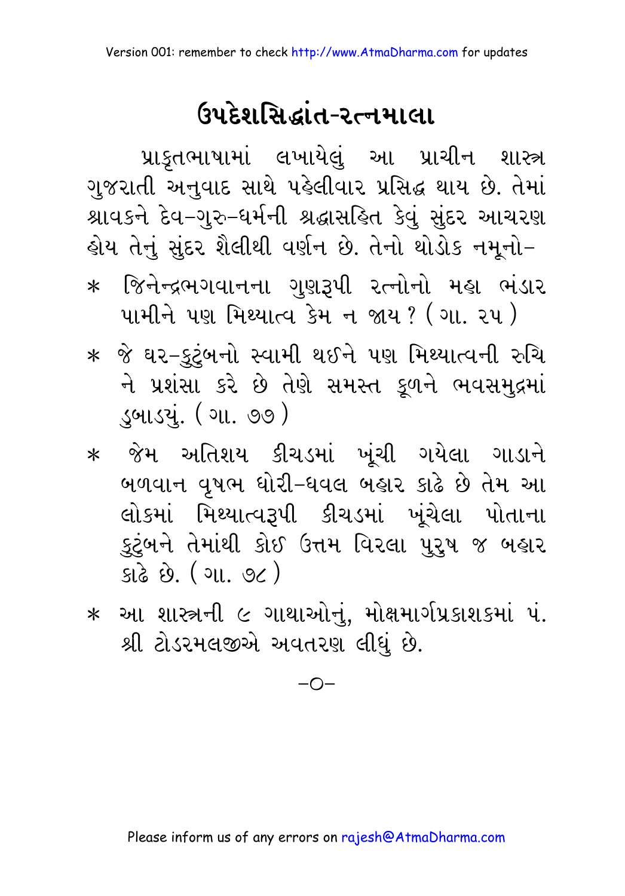# ઉપદેશસિદ્ધાંત-રત્નમાલા

પ્રાકૃતભાષામાં લખાયેલું આ પ્રાચીન શાસ્ત્ર ગુજરાતી અનુવાદ સાથે પહેલીવાર પ્રસિદ્ધ થાય છે. તેમાં શ્રાવકને દેવ-ગુરુ-ધર્મની શ્રદ્ધાસહિત કેવું સુંદર આચરણ હોય તેનું સુંદર શૈલીથી વર્ણન છે. તેનો થોડોક નમૂનો-

* જિનેન્દ્રભગવાનના ગુણરૂપી રત્નોનો મહા ભંડાર પામીને પણ મિથ્યાત્વ કેમ ન જાય? ( ગા. ૨૫ )
* જે ઘર-કુટુંબનો સ્વામી થઈને પણ મિથ્યાત્વની રુચિ ને પ્રશંસા કરે છે તેણે સમસ્ત કૂળને ભવસમુદ્રમાં ડુબાડયું. ( ગા. ૭૭ )
* જેમ અતિશય કીચડમાં ખૂંચી ગયેલા ગાડાને બળવાન વૃષભ ધોરી-ધવલ બહાર કાઢે છે તેમ આ લોકમાં મિથ્યાત્વરૂપી કીચડમાં ખૂંચેલા પોતાના કુટુંબને તેમાંથી કોઈ ઉત્તમ વિરલા પુરુષ જ બહાર કાઢે છે. ( ગા. ૭૮ )
* આ શાસ્ત્રની ૯ ગાથાઓનું, મોક્ષમાર્ગપ્રકાશકમાં પં. શ્રી ટોડરમલજીએ અવતરણ લીધું છે.

-○-